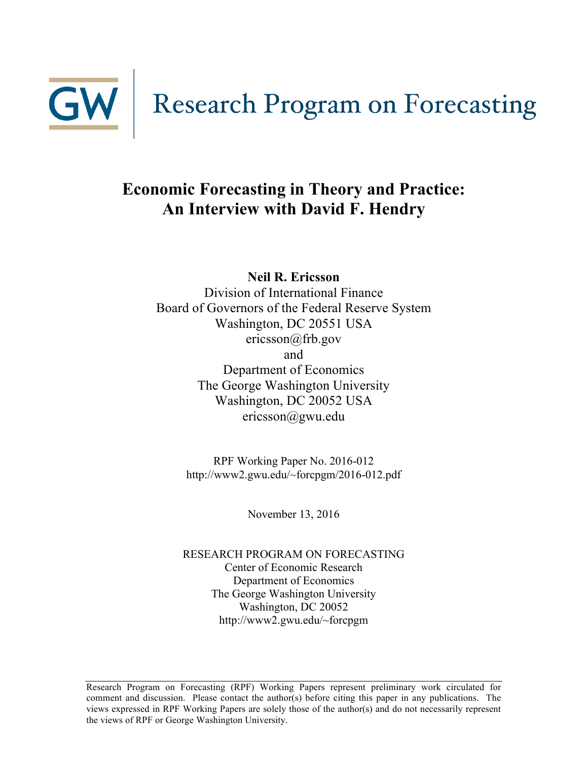GW | Research Program on Forecasting

# Economic Forecasting in Theory and Practice: An Interview with David F. Hendry

**Neil R. Ericsson**
Division of International Finance
Board of Governors of the Federal Reserve System
Washington, DC 20551 USA
ericsson@frb.gov
and
Department of Economics
The George Washington University
Washington, DC 20052 USA
ericsson@gwu.edu

RPF Working Paper No. 2016-012
http://www2.gwu.edu/~forcpgm/2016-012.pdf

November 13, 2016

RESEARCH PROGRAM ON FORECASTING
Center of Economic Research
Department of Economics
The George Washington University
Washington, DC 20052
http://www2.gwu.edu/~forcpgm

---

Research Program on Forecasting (RPF) Working Papers represent preliminary work circulated for comment and discussion. Please contact the author(s) before citing this paper in any publications. The views expressed in RPF Working Papers are solely those of the author(s) and do not necessarily represent the views of RPF or George Washington University.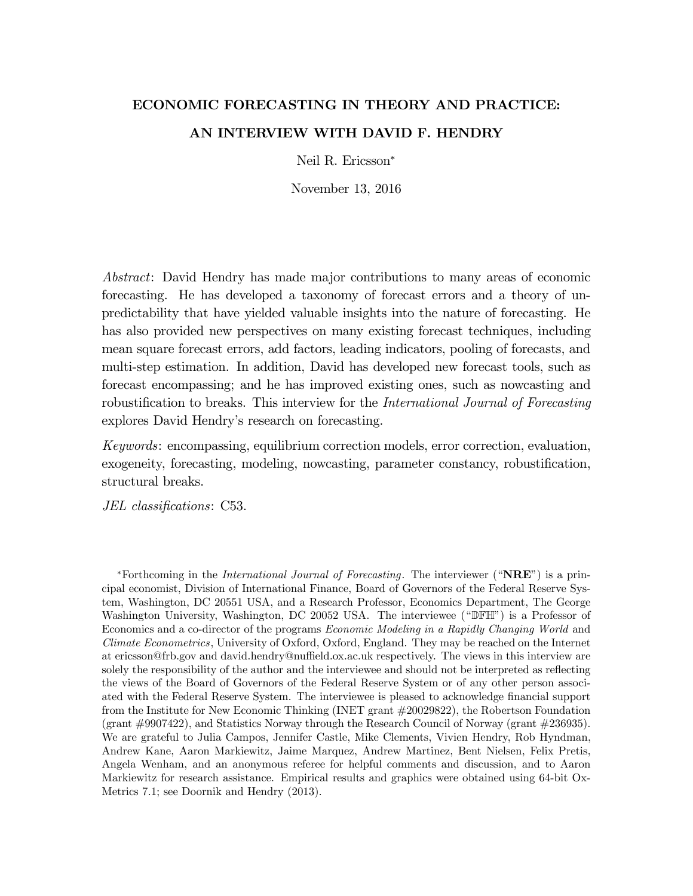# ECONOMIC FORECASTING IN THEORY AND PRACTICE:

# AN INTERVIEW WITH DAVID F. HENDRY

Neil R. Ericsson*

November 13, 2016

*Abstract*: David Hendry has made major contributions to many areas of economic forecasting. He has developed a taxonomy of forecast errors and a theory of unpredictability that have yielded valuable insights into the nature of forecasting. He has also provided new perspectives on many existing forecast techniques, including mean square forecast errors, add factors, leading indicators, pooling of forecasts, and multi-step estimation. In addition, David has developed new forecast tools, such as forecast encompassing; and he has improved existing ones, such as nowcasting and robustification to breaks. This interview for the *International Journal of Forecasting* explores David Hendry's research on forecasting.

*Keywords*: encompassing, equilibrium correction models, error correction, evaluation, exogeneity, forecasting, modeling, nowcasting, parameter constancy, robustification, structural breaks.

*JEL classifications*: C53.

*Forthcoming in the *International Journal of Forecasting*. The interviewer ("**NRE**") is a principal economist, Division of International Finance, Board of Governors of the Federal Reserve System, Washington, DC 20551 USA, and a Research Professor, Economics Department, The George Washington University, Washington, DC 20052 USA. The interviewee ("𝔻𝔽ℍ") is a Professor of Economics and a co-director of the programs *Economic Modeling in a Rapidly Changing World* and *Climate Econometrics*, University of Oxford, Oxford, England. They may be reached on the Internet at ericsson@frb.gov and david.hendry@nuffield.ox.ac.uk respectively. The views in this interview are solely the responsibility of the author and the interviewee and should not be interpreted as reflecting the views of the Board of Governors of the Federal Reserve System or of any other person associated with the Federal Reserve System. The interviewee is pleased to acknowledge financial support from the Institute for New Economic Thinking (INET grant #20029822), the Robertson Foundation (grant #9907422), and Statistics Norway through the Research Council of Norway (grant #236935). We are grateful to Julia Campos, Jennifer Castle, Mike Clements, Vivien Hendry, Rob Hyndman, Andrew Kane, Aaron Markiewitz, Jaime Marquez, Andrew Martinez, Bent Nielsen, Felix Pretis, Angela Wenham, and an anonymous referee for helpful comments and discussion, and to Aaron Markiewitz for research assistance. Empirical results and graphics were obtained using 64-bit OxMetrics 7.1; see Doornik and Hendry (2013).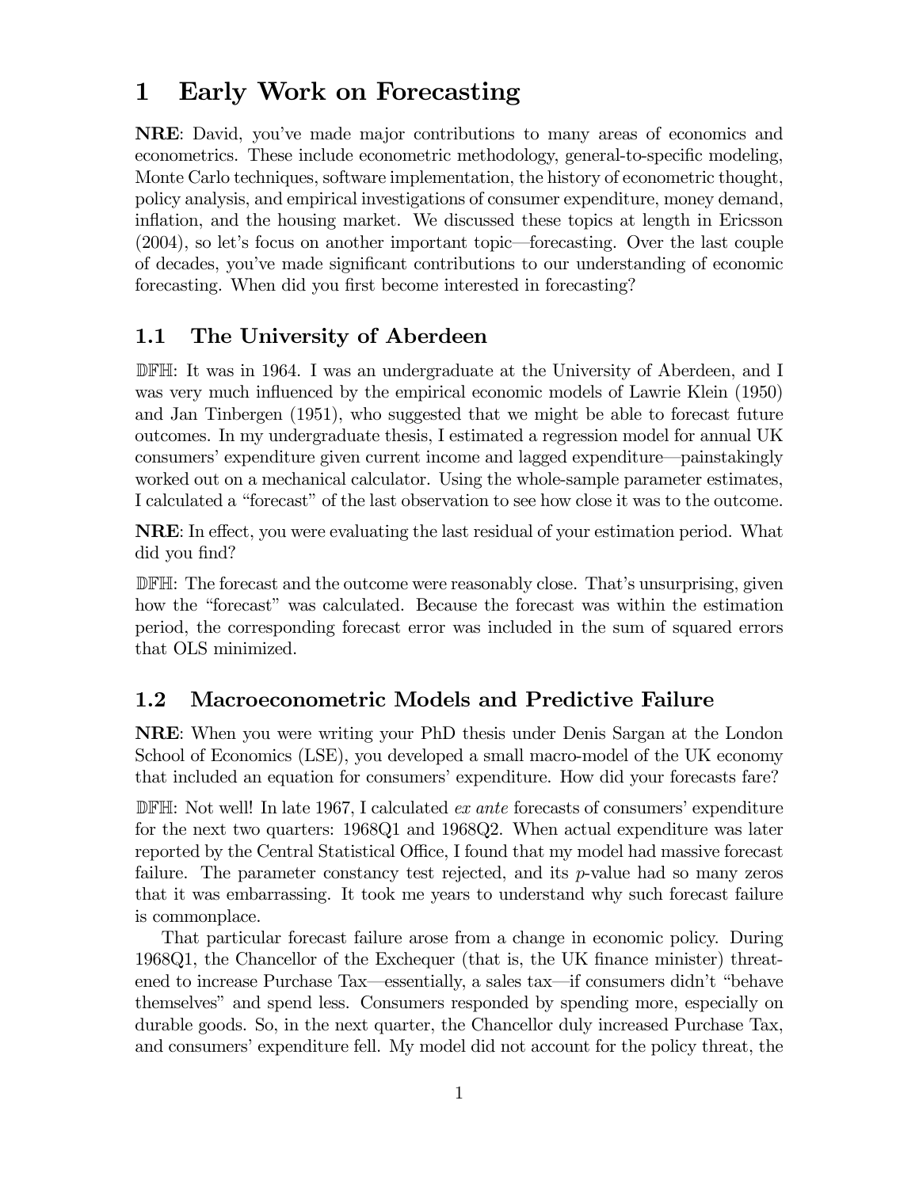# 1 Early Work on Forecasting

**NRE**: David, you've made major contributions to many areas of economics and econometrics. These include econometric methodology, general-to-specific modeling, Monte Carlo techniques, software implementation, the history of econometric thought, policy analysis, and empirical investigations of consumer expenditure, money demand, inflation, and the housing market. We discussed these topics at length in Ericsson (2004), so let's focus on another important topic—forecasting. Over the last couple of decades, you've made significant contributions to our understanding of economic forecasting. When did you first become interested in forecasting?

## 1.1 The University of Aberdeen

**DFH**: It was in 1964. I was an undergraduate at the University of Aberdeen, and I was very much influenced by the empirical economic models of Lawrie Klein (1950) and Jan Tinbergen (1951), who suggested that we might be able to forecast future outcomes. In my undergraduate thesis, I estimated a regression model for annual UK consumers' expenditure given current income and lagged expenditure—painstakingly worked out on a mechanical calculator. Using the whole-sample parameter estimates, I calculated a "forecast" of the last observation to see how close it was to the outcome.

**NRE**: In effect, you were evaluating the last residual of your estimation period. What did you find?

**DFH**: The forecast and the outcome were reasonably close. That's unsurprising, given how the "forecast" was calculated. Because the forecast was within the estimation period, the corresponding forecast error was included in the sum of squared errors that OLS minimized.

## 1.2 Macroeconometric Models and Predictive Failure

**NRE**: When you were writing your PhD thesis under Denis Sargan at the London School of Economics (LSE), you developed a small macro-model of the UK economy that included an equation for consumers' expenditure. How did your forecasts fare?

**DFH**: Not well! In late 1967, I calculated *ex ante* forecasts of consumers' expenditure for the next two quarters: 1968Q1 and 1968Q2. When actual expenditure was later reported by the Central Statistical Office, I found that my model had massive forecast failure. The parameter constancy test rejected, and its $p$-value had so many zeros that it was embarrassing. It took me years to understand why such forecast failure is commonplace.

That particular forecast failure arose from a change in economic policy. During 1968Q1, the Chancellor of the Exchequer (that is, the UK finance minister) threatened to increase Purchase Tax—essentially, a sales tax—if consumers didn't "behave themselves" and spend less. Consumers responded by spending more, especially on durable goods. So, in the next quarter, the Chancellor duly increased Purchase Tax, and consumers' expenditure fell. My model did not account for the policy threat, the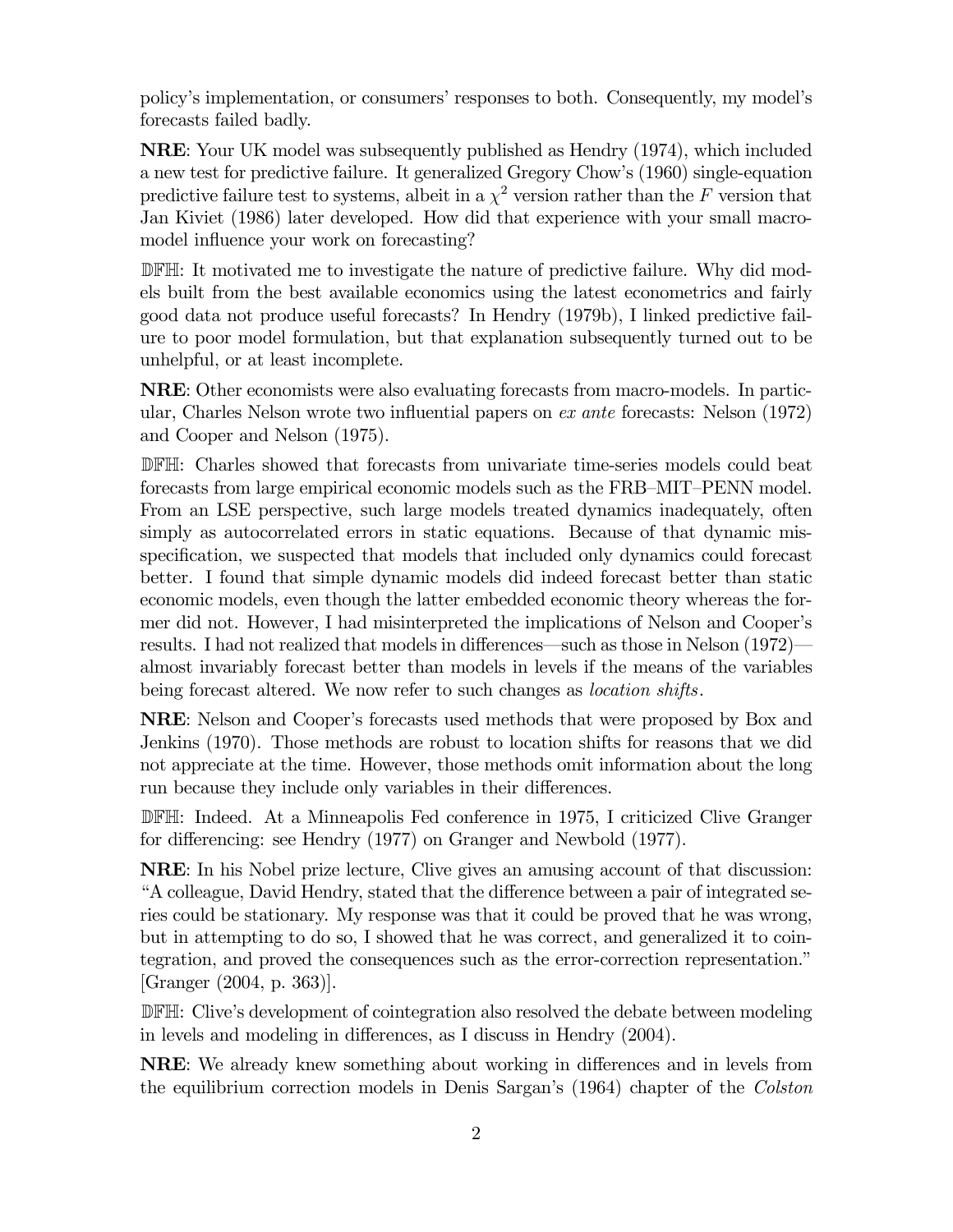policy's implementation, or consumers' responses to both. Consequently, my model's forecasts failed badly.

**NRE**: Your UK model was subsequently published as Hendry (1974), which included a new test for predictive failure. It generalized Gregory Chow's (1960) single-equation predictive failure test to systems, albeit in a $\chi^2$ version rather than the $F$ version that Jan Kiviet (1986) later developed. How did that experience with your small macro-model influence your work on forecasting?

**DFH**: It motivated me to investigate the nature of predictive failure. Why did models built from the best available economics using the latest econometrics and fairly good data not produce useful forecasts? In Hendry (1979b), I linked predictive failure to poor model formulation, but that explanation subsequently turned out to be unhelpful, or at least incomplete.

**NRE**: Other economists were also evaluating forecasts from macro-models. In particular, Charles Nelson wrote two influential papers on *ex ante* forecasts: Nelson (1972) and Cooper and Nelson (1975).

**DFH**: Charles showed that forecasts from univariate time-series models could beat forecasts from large empirical economic models such as the FRB–MIT–PENN model. From an LSE perspective, such large models treated dynamics inadequately, often simply as autocorrelated errors in static equations. Because of that dynamic mis-specification, we suspected that models that included only dynamics could forecast better. I found that simple dynamic models did indeed forecast better than static economic models, even though the latter embedded economic theory whereas the former did not. However, I had misinterpreted the implications of Nelson and Cooper's results. I had not realized that models in differences—such as those in Nelson (1972)—almost invariably forecast better than models in levels if the means of the variables being forecast altered. We now refer to such changes as *location shifts*.

**NRE**: Nelson and Cooper's forecasts used methods that were proposed by Box and Jenkins (1970). Those methods are robust to location shifts for reasons that we did not appreciate at the time. However, those methods omit information about the long run because they include only variables in their differences.

**DFH**: Indeed. At a Minneapolis Fed conference in 1975, I criticized Clive Granger for differencing: see Hendry (1977) on Granger and Newbold (1977).

**NRE**: In his Nobel prize lecture, Clive gives an amusing account of that discussion: "A colleague, David Hendry, stated that the difference between a pair of integrated series could be stationary. My response was that it could be proved that he was wrong, but in attempting to do so, I showed that he was correct, and generalized it to cointegration, and proved the consequences such as the error-correction representation." [Granger (2004, p. 363)].

**DFH**: Clive's development of cointegration also resolved the debate between modeling in levels and modeling in differences, as I discuss in Hendry (2004).

**NRE**: We already knew something about working in differences and in levels from the equilibrium correction models in Denis Sargan's (1964) chapter of the *Colston*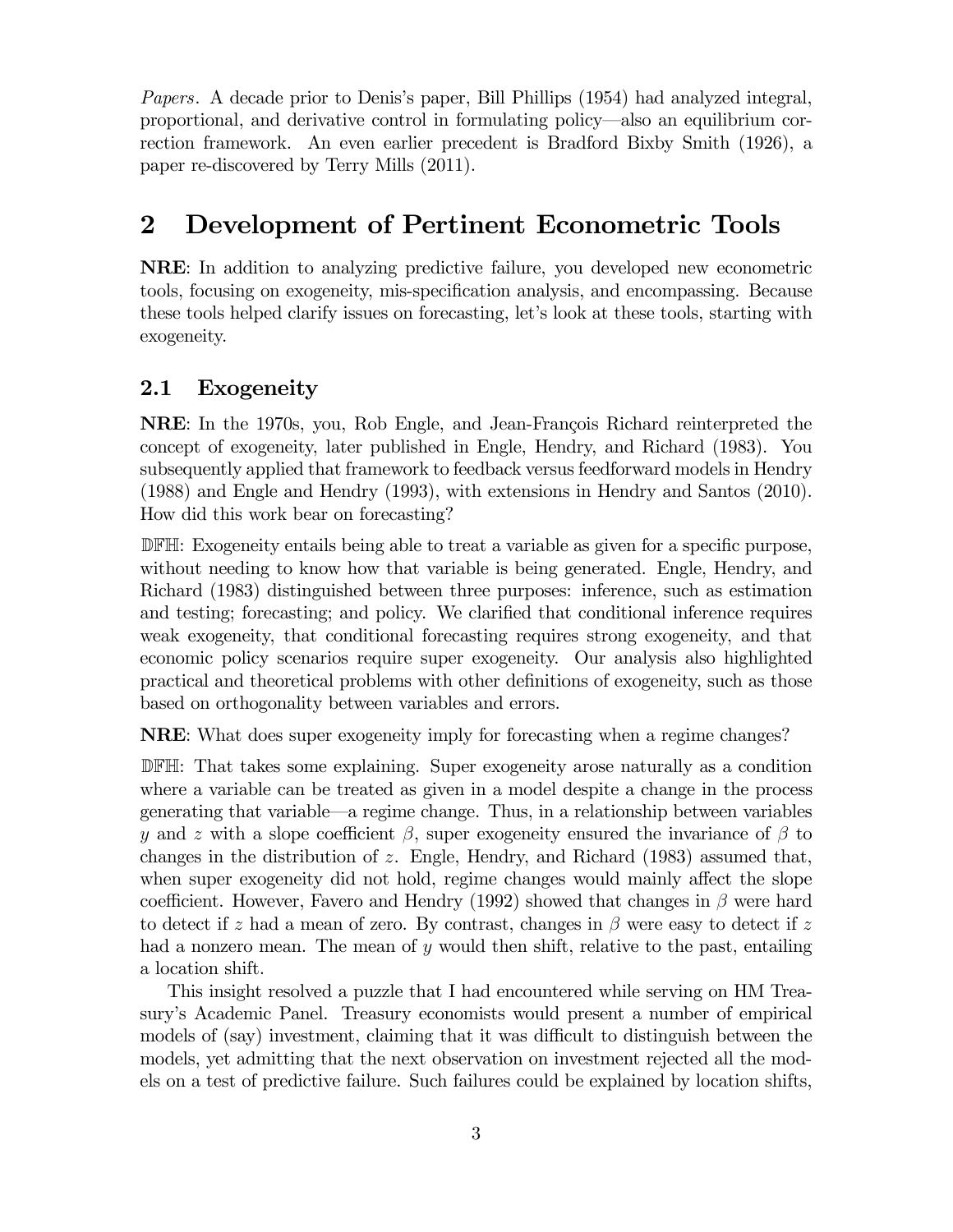*Papers*. A decade prior to Denis's paper, Bill Phillips (1954) had analyzed integral, proportional, and derivative control in formulating policy—also an equilibrium correction framework. An even earlier precedent is Bradford Bixby Smith (1926), a paper re-discovered by Terry Mills (2011).

## 2 Development of Pertinent Econometric Tools

**NRE**: In addition to analyzing predictive failure, you developed new econometric tools, focusing on exogeneity, mis-specification analysis, and encompassing. Because these tools helped clarify issues on forecasting, let's look at these tools, starting with exogeneity.

### 2.1 Exogeneity

**NRE**: In the 1970s, you, Rob Engle, and Jean-François Richard reinterpreted the concept of exogeneity, later published in Engle, Hendry, and Richard (1983). You subsequently applied that framework to feedback versus feedforward models in Hendry (1988) and Engle and Hendry (1993), with extensions in Hendry and Santos (2010). How did this work bear on forecasting?

𝔻𝔽ℍ: Exogeneity entails being able to treat a variable as given for a specific purpose, without needing to know how that variable is being generated. Engle, Hendry, and Richard (1983) distinguished between three purposes: inference, such as estimation and testing; forecasting; and policy. We clarified that conditional inference requires weak exogeneity, that conditional forecasting requires strong exogeneity, and that economic policy scenarios require super exogeneity. Our analysis also highlighted practical and theoretical problems with other definitions of exogeneity, such as those based on orthogonality between variables and errors.

**NRE**: What does super exogeneity imply for forecasting when a regime changes?

𝔻𝔽ℍ: That takes some explaining. Super exogeneity arose naturally as a condition where a variable can be treated as given in a model despite a change in the process generating that variable—a regime change. Thus, in a relationship between variables $y$ and $z$ with a slope coefficient $\beta$, super exogeneity ensured the invariance of $\beta$ to changes in the distribution of $z$. Engle, Hendry, and Richard (1983) assumed that, when super exogeneity did not hold, regime changes would mainly affect the slope coefficient. However, Favero and Hendry (1992) showed that changes in $\beta$ were hard to detect if $z$ had a mean of zero. By contrast, changes in $\beta$ were easy to detect if $z$ had a nonzero mean. The mean of $y$ would then shift, relative to the past, entailing a location shift.

This insight resolved a puzzle that I had encountered while serving on HM Treasury's Academic Panel. Treasury economists would present a number of empirical models of (say) investment, claiming that it was difficult to distinguish between the models, yet admitting that the next observation on investment rejected all the models on a test of predictive failure. Such failures could be explained by location shifts,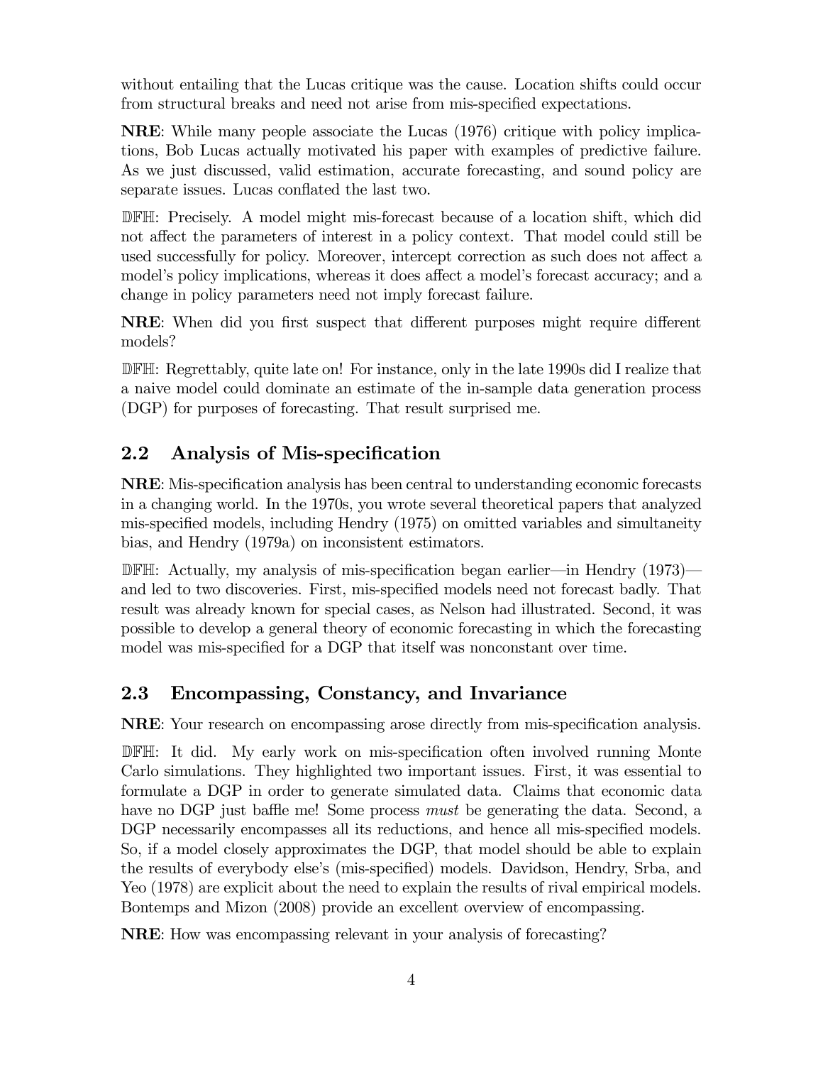without entailing that the Lucas critique was the cause. Location shifts could occur from structural breaks and need not arise from mis-specified expectations.

**NRE**: While many people associate the Lucas (1976) critique with policy implications, Bob Lucas actually motivated his paper with examples of predictive failure. As we just discussed, valid estimation, accurate forecasting, and sound policy are separate issues. Lucas conflated the last two.

𝔻𝔽ℍ: Precisely. A model might mis-forecast because of a location shift, which did not affect the parameters of interest in a policy context. That model could still be used successfully for policy. Moreover, intercept correction as such does not affect a model's policy implications, whereas it does affect a model's forecast accuracy; and a change in policy parameters need not imply forecast failure.

**NRE**: When did you first suspect that different purposes might require different models?

𝔻𝔽ℍ: Regrettably, quite late on! For instance, only in the late 1990s did I realize that a naive model could dominate an estimate of the in-sample data generation process (DGP) for purposes of forecasting. That result surprised me.

## 2.2 Analysis of Mis-specification

**NRE**: Mis-specification analysis has been central to understanding economic forecasts in a changing world. In the 1970s, you wrote several theoretical papers that analyzed mis-specified models, including Hendry (1975) on omitted variables and simultaneity bias, and Hendry (1979a) on inconsistent estimators.

𝔻𝔽ℍ: Actually, my analysis of mis-specification began earlier—in Hendry (1973)—and led to two discoveries. First, mis-specified models need not forecast badly. That result was already known for special cases, as Nelson had illustrated. Second, it was possible to develop a general theory of economic forecasting in which the forecasting model was mis-specified for a DGP that itself was nonconstant over time.

## 2.3 Encompassing, Constancy, and Invariance

**NRE**: Your research on encompassing arose directly from mis-specification analysis.

𝔻𝔽ℍ: It did. My early work on mis-specification often involved running Monte Carlo simulations. They highlighted two important issues. First, it was essential to formulate a DGP in order to generate simulated data. Claims that economic data have no DGP just baffle me! Some process *must* be generating the data. Second, a DGP necessarily encompasses all its reductions, and hence all mis-specified models. So, if a model closely approximates the DGP, that model should be able to explain the results of everybody else's (mis-specified) models. Davidson, Hendry, Srba, and Yeo (1978) are explicit about the need to explain the results of rival empirical models. Bontemps and Mizon (2008) provide an excellent overview of encompassing.

**NRE**: How was encompassing relevant in your analysis of forecasting?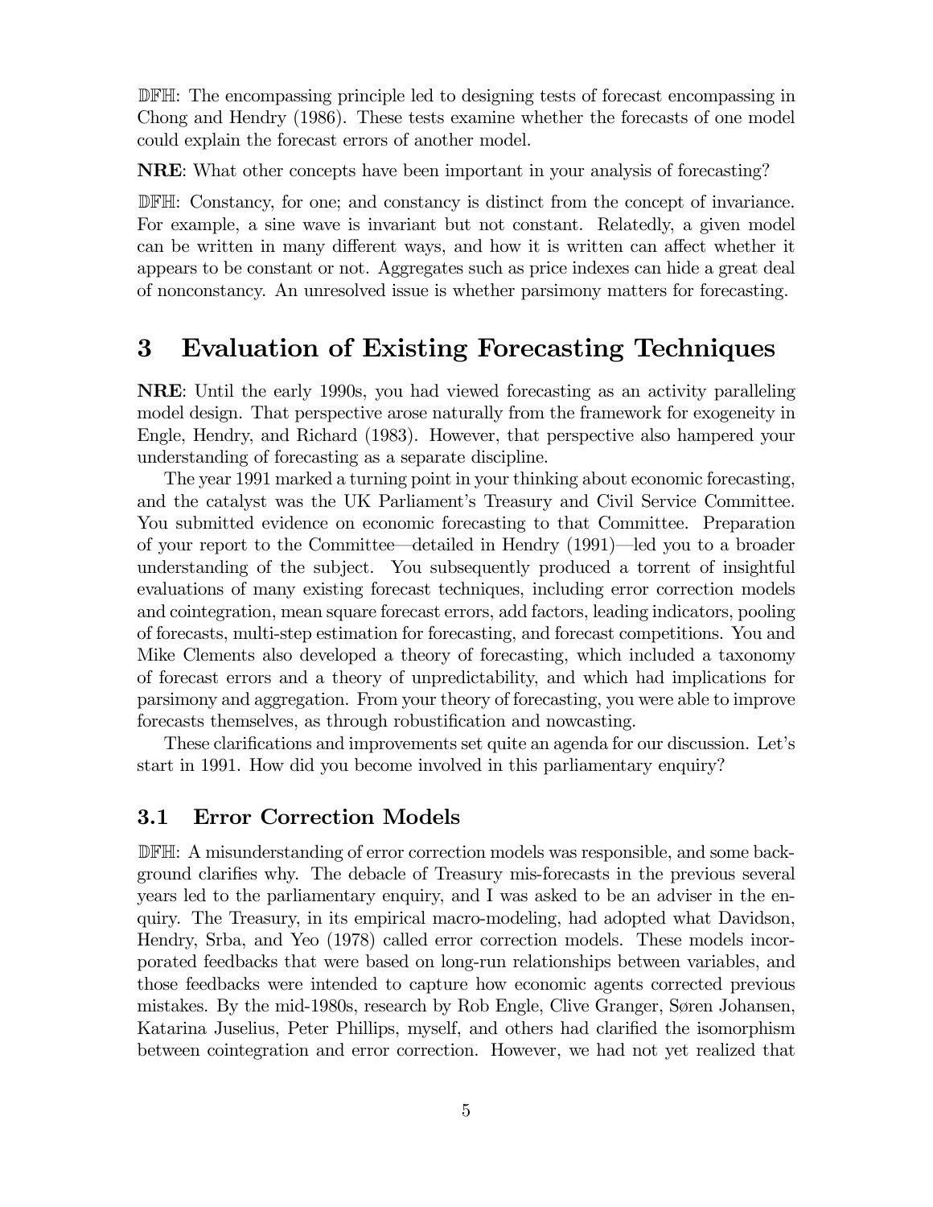DFH: The encompassing principle led to designing tests of forecast encompassing in Chong and Hendry (1986). These tests examine whether the forecasts of one model could explain the forecast errors of another model.

**NRE**: What other concepts have been important in your analysis of forecasting?

DFH: Constancy, for one; and constancy is distinct from the concept of invariance. For example, a sine wave is invariant but not constant. Relatedly, a given model can be written in many different ways, and how it is written can affect whether it appears to be constant or not. Aggregates such as price indexes can hide a great deal of nonconstancy. An unresolved issue is whether parsimony matters for forecasting.

# 3 Evaluation of Existing Forecasting Techniques

**NRE**: Until the early 1990s, you had viewed forecasting as an activity paralleling model design. That perspective arose naturally from the framework for exogeneity in Engle, Hendry, and Richard (1983). However, that perspective also hampered your understanding of forecasting as a separate discipline.

The year 1991 marked a turning point in your thinking about economic forecasting, and the catalyst was the UK Parliament's Treasury and Civil Service Committee. You submitted evidence on economic forecasting to that Committee. Preparation of your report to the Committee—detailed in Hendry (1991)—led you to a broader understanding of the subject. You subsequently produced a torrent of insightful evaluations of many existing forecast techniques, including error correction models and cointegration, mean square forecast errors, add factors, leading indicators, pooling of forecasts, multi-step estimation for forecasting, and forecast competitions. You and Mike Clements also developed a theory of forecasting, which included a taxonomy of forecast errors and a theory of unpredictability, and which had implications for parsimony and aggregation. From your theory of forecasting, you were able to improve forecasts themselves, as through robustification and nowcasting.

These clarifications and improvements set quite an agenda for our discussion. Let's start in 1991. How did you become involved in this parliamentary enquiry?

## 3.1 Error Correction Models

DFH: A misunderstanding of error correction models was responsible, and some background clarifies why. The debacle of Treasury mis-forecasts in the previous several years led to the parliamentary enquiry, and I was asked to be an adviser in the enquiry. The Treasury, in its empirical macro-modeling, had adopted what Davidson, Hendry, Srba, and Yeo (1978) called error correction models. These models incorporated feedbacks that were based on long-run relationships between variables, and those feedbacks were intended to capture how economic agents corrected previous mistakes. By the mid-1980s, research by Rob Engle, Clive Granger, Søren Johansen, Katarina Juselius, Peter Phillips, myself, and others had clarified the isomorphism between cointegration and error correction. However, we had not yet realized that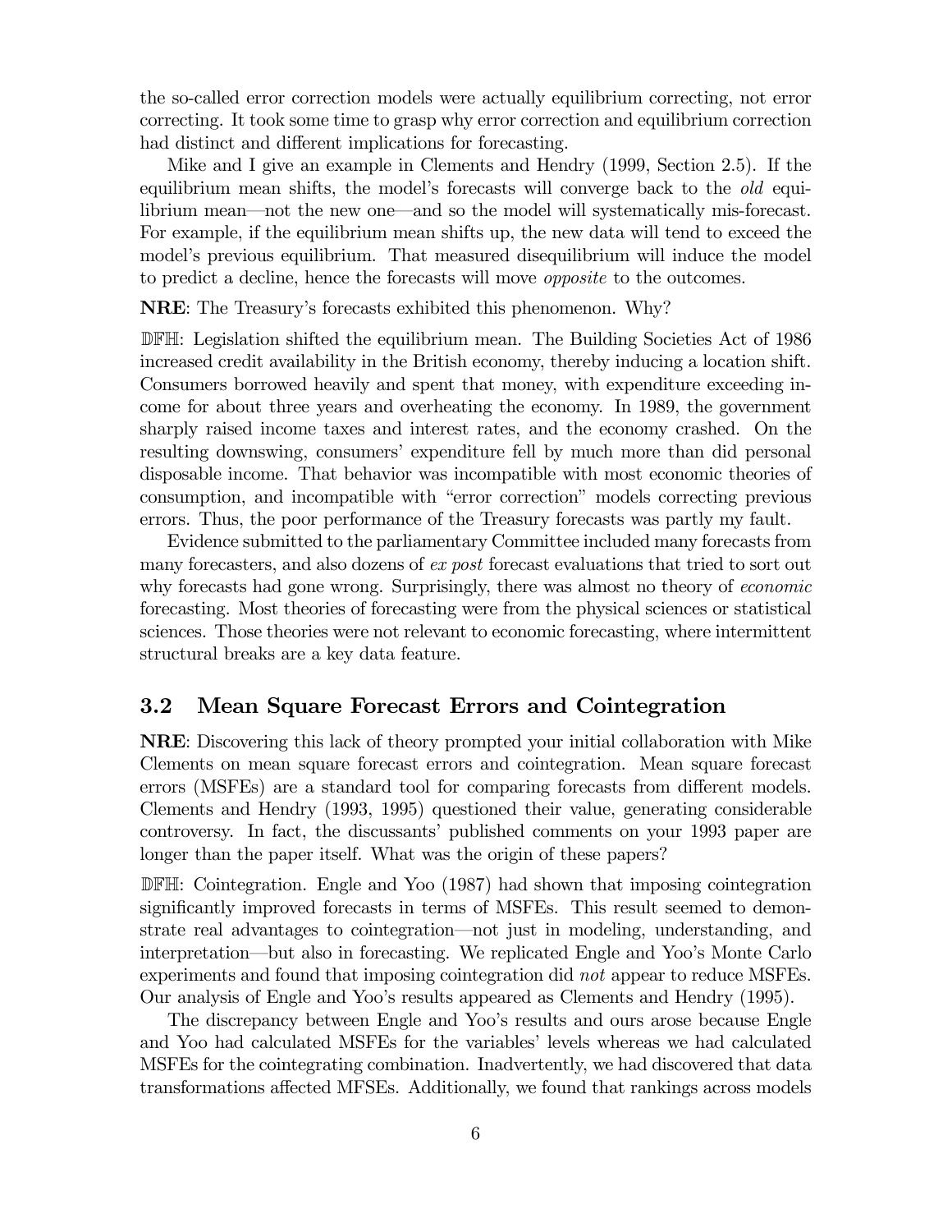the so-called error correction models were actually equilibrium correcting, not error correcting. It took some time to grasp why error correction and equilibrium correction had distinct and different implications for forecasting.

Mike and I give an example in Clements and Hendry (1999, Section 2.5). If the equilibrium mean shifts, the model's forecasts will converge back to the *old* equilibrium mean—not the new one—and so the model will systematically mis-forecast. For example, if the equilibrium mean shifts up, the new data will tend to exceed the model's previous equilibrium. That measured disequilibrium will induce the model to predict a decline, hence the forecasts will move *opposite* to the outcomes.

**NRE**: The Treasury's forecasts exhibited this phenomenon. Why?

$\mathbb{DFH}$: Legislation shifted the equilibrium mean. The Building Societies Act of 1986 increased credit availability in the British economy, thereby inducing a location shift. Consumers borrowed heavily and spent that money, with expenditure exceeding income for about three years and overheating the economy. In 1989, the government sharply raised income taxes and interest rates, and the economy crashed. On the resulting downswing, consumers' expenditure fell by much more than did personal disposable income. That behavior was incompatible with most economic theories of consumption, and incompatible with "error correction" models correcting previous errors. Thus, the poor performance of the Treasury forecasts was partly my fault.

Evidence submitted to the parliamentary Committee included many forecasts from many forecasters, and also dozens of *ex post* forecast evaluations that tried to sort out why forecasts had gone wrong. Surprisingly, there was almost no theory of *economic* forecasting. Most theories of forecasting were from the physical sciences or statistical sciences. Those theories were not relevant to economic forecasting, where intermittent structural breaks are a key data feature.

## 3.2 Mean Square Forecast Errors and Cointegration

**NRE**: Discovering this lack of theory prompted your initial collaboration with Mike Clements on mean square forecast errors and cointegration. Mean square forecast errors (MSFEs) are a standard tool for comparing forecasts from different models. Clements and Hendry (1993, 1995) questioned their value, generating considerable controversy. In fact, the discussants' published comments on your 1993 paper are longer than the paper itself. What was the origin of these papers?

$\mathbb{DFH}$: Cointegration. Engle and Yoo (1987) had shown that imposing cointegration significantly improved forecasts in terms of MSFEs. This result seemed to demonstrate real advantages to cointegration—not just in modeling, understanding, and interpretation—but also in forecasting. We replicated Engle and Yoo's Monte Carlo experiments and found that imposing cointegration did *not* appear to reduce MSFEs. Our analysis of Engle and Yoo's results appeared as Clements and Hendry (1995).

The discrepancy between Engle and Yoo's results and ours arose because Engle and Yoo had calculated MSFEs for the variables' levels whereas we had calculated MSFEs for the cointegrating combination. Inadvertently, we had discovered that data transformations affected MFSEs. Additionally, we found that rankings across models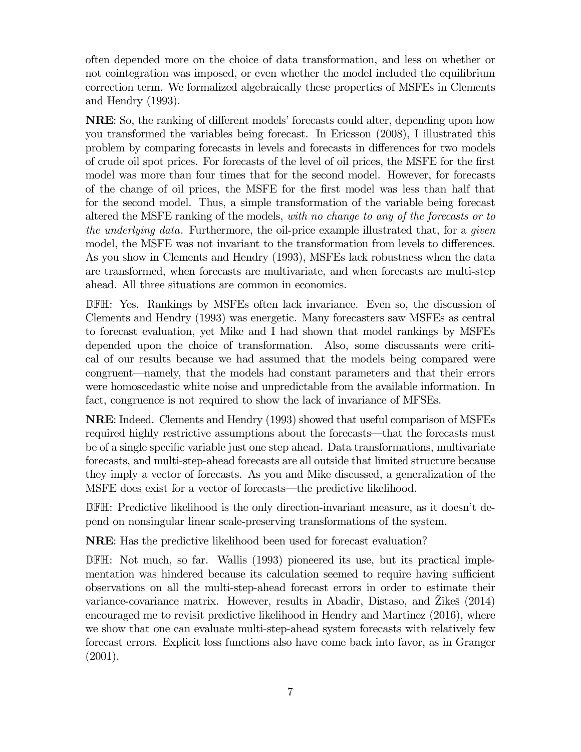often depended more on the choice of data transformation, and less on whether or not cointegration was imposed, or even whether the model included the equilibrium correction term. We formalized algebraically these properties of MSFEs in Clements and Hendry (1993).

**NRE**: So, the ranking of different models' forecasts could alter, depending upon how you transformed the variables being forecast. In Ericsson (2008), I illustrated this problem by comparing forecasts in levels and forecasts in differences for two models of crude oil spot prices. For forecasts of the level of oil prices, the MSFE for the first model was more than four times that for the second model. However, for forecasts of the change of oil prices, the MSFE for the first model was less than half that for the second model. Thus, a simple transformation of the variable being forecast altered the MSFE ranking of the models, *with no change to any of the forecasts or to the underlying data*. Furthermore, the oil-price example illustrated that, for a *given* model, the MSFE was not invariant to the transformation from levels to differences. As you show in Clements and Hendry (1993), MSFEs lack robustness when the data are transformed, when forecasts are multivariate, and when forecasts are multi-step ahead. All three situations are common in economics.

$\mathbb{DFH}$: Yes. Rankings by MSFEs often lack invariance. Even so, the discussion of Clements and Hendry (1993) was energetic. Many forecasters saw MSFEs as central to forecast evaluation, yet Mike and I had shown that model rankings by MSFEs depended upon the choice of transformation. Also, some discussants were critical of our results because we had assumed that the models being compared were congruent—namely, that the models had constant parameters and that their errors were homoscedastic white noise and unpredictable from the available information. In fact, congruence is not required to show the lack of invariance of MFSEs.

**NRE**: Indeed. Clements and Hendry (1993) showed that useful comparison of MSFEs required highly restrictive assumptions about the forecasts—that the forecasts must be of a single specific variable just one step ahead. Data transformations, multivariate forecasts, and multi-step-ahead forecasts are all outside that limited structure because they imply a vector of forecasts. As you and Mike discussed, a generalization of the MSFE does exist for a vector of forecasts—the predictive likelihood.

$\mathbb{DFH}$: Predictive likelihood is the only direction-invariant measure, as it doesn't depend on nonsingular linear scale-preserving transformations of the system.

**NRE**: Has the predictive likelihood been used for forecast evaluation?

$\mathbb{DFH}$: Not much, so far. Wallis (1993) pioneered its use, but its practical implementation was hindered because its calculation seemed to require having sufficient observations on all the multi-step-ahead forecast errors in order to estimate their variance-covariance matrix. However, results in Abadir, Distaso, and Žikeš (2014) encouraged me to revisit predictive likelihood in Hendry and Martinez (2016), where we show that one can evaluate multi-step-ahead system forecasts with relatively few forecast errors. Explicit loss functions also have come back into favor, as in Granger (2001).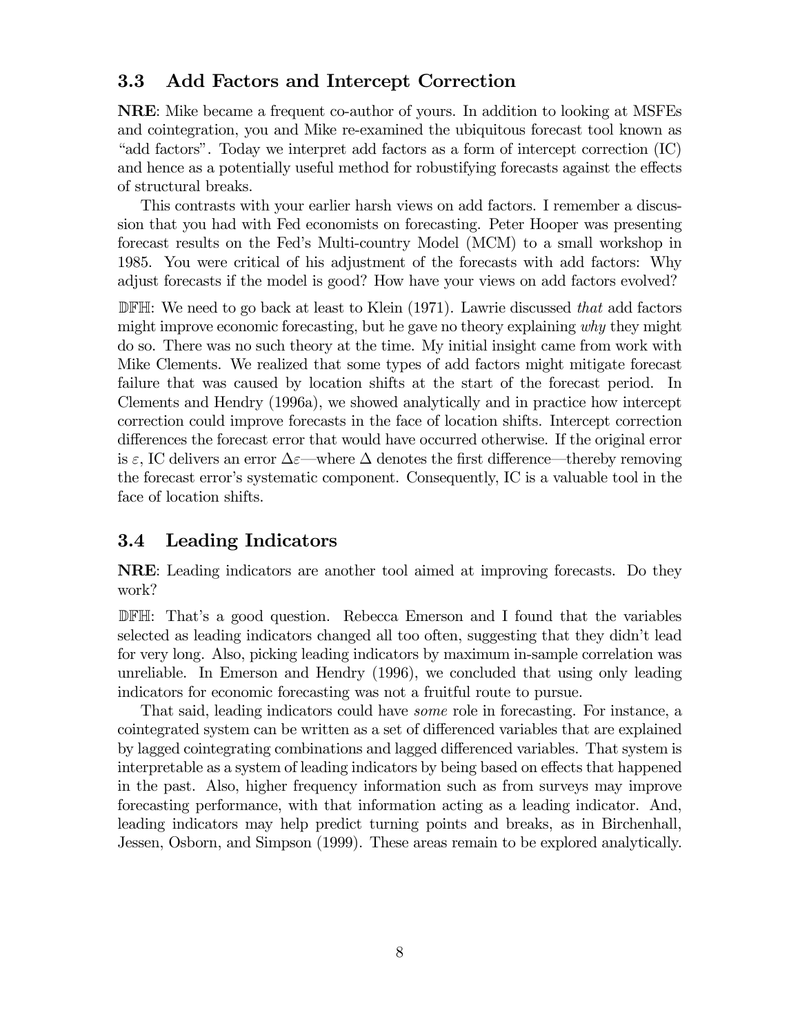### 3.3 Add Factors and Intercept Correction

**NRE**: Mike became a frequent co-author of yours. In addition to looking at MSFEs and cointegration, you and Mike re-examined the ubiquitous forecast tool known as "add factors". Today we interpret add factors as a form of intercept correction (IC) and hence as a potentially useful method for robustifying forecasts against the effects of structural breaks.

This contrasts with your earlier harsh views on add factors. I remember a discussion that you had with Fed economists on forecasting. Peter Hooper was presenting forecast results on the Fed's Multi-country Model (MCM) to a small workshop in 1985. You were critical of his adjustment of the forecasts with add factors: Why adjust forecasts if the model is good? How have your views on add factors evolved?

𝔻𝔽ℍ: We need to go back at least to Klein (1971). Lawrie discussed *that* add factors might improve economic forecasting, but he gave no theory explaining *why* they might do so. There was no such theory at the time. My initial insight came from work with Mike Clements. We realized that some types of add factors might mitigate forecast failure that was caused by location shifts at the start of the forecast period. In Clements and Hendry (1996a), we showed analytically and in practice how intercept correction could improve forecasts in the face of location shifts. Intercept correction differences the forecast error that would have occurred otherwise. If the original error is $\varepsilon$, IC delivers an error $\Delta\varepsilon$—where $\Delta$ denotes the first difference—thereby removing the forecast error's systematic component. Consequently, IC is a valuable tool in the face of location shifts.

### 3.4 Leading Indicators

**NRE**: Leading indicators are another tool aimed at improving forecasts. Do they work?

𝔻𝔽ℍ: That's a good question. Rebecca Emerson and I found that the variables selected as leading indicators changed all too often, suggesting that they didn't lead for very long. Also, picking leading indicators by maximum in-sample correlation was unreliable. In Emerson and Hendry (1996), we concluded that using only leading indicators for economic forecasting was not a fruitful route to pursue.

That said, leading indicators could have *some* role in forecasting. For instance, a cointegrated system can be written as a set of differenced variables that are explained by lagged cointegrating combinations and lagged differenced variables. That system is interpretable as a system of leading indicators by being based on effects that happened in the past. Also, higher frequency information such as from surveys may improve forecasting performance, with that information acting as a leading indicator. And, leading indicators may help predict turning points and breaks, as in Birchenhall, Jessen, Osborn, and Simpson (1999). These areas remain to be explored analytically.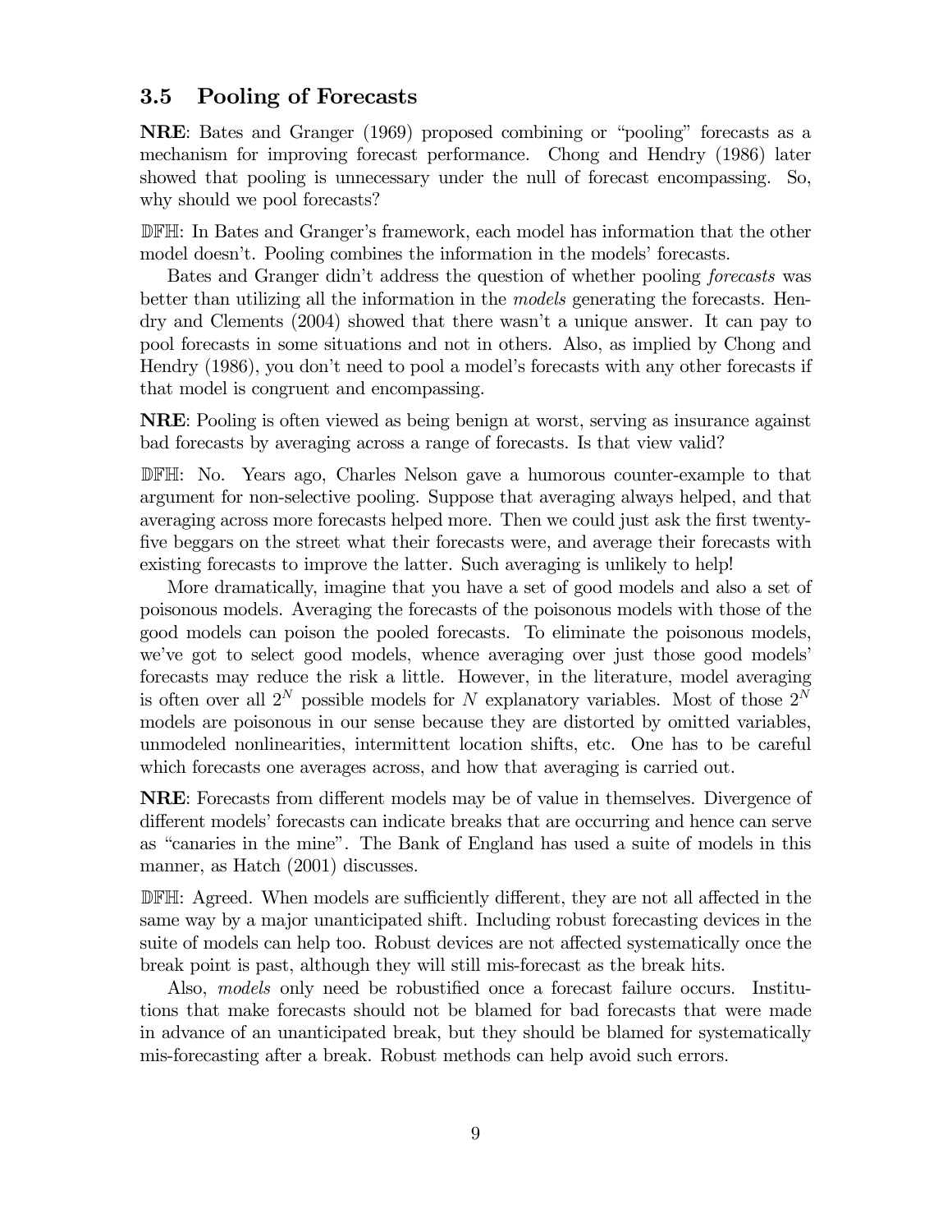### 3.5 Pooling of Forecasts

**NRE**: Bates and Granger (1969) proposed combining or "pooling" forecasts as a mechanism for improving forecast performance. Chong and Hendry (1986) later showed that pooling is unnecessary under the null of forecast encompassing. So, why should we pool forecasts?

𝔻𝔽ℍ: In Bates and Granger's framework, each model has information that the other model doesn't. Pooling combines the information in the models' forecasts.

Bates and Granger didn't address the question of whether pooling *forecasts* was better than utilizing all the information in the *models* generating the forecasts. Hendry and Clements (2004) showed that there wasn't a unique answer. It can pay to pool forecasts in some situations and not in others. Also, as implied by Chong and Hendry (1986), you don't need to pool a model's forecasts with any other forecasts if that model is congruent and encompassing.

**NRE**: Pooling is often viewed as being benign at worst, serving as insurance against bad forecasts by averaging across a range of forecasts. Is that view valid?

𝔻𝔽ℍ: No. Years ago, Charles Nelson gave a humorous counter-example to that argument for non-selective pooling. Suppose that averaging always helped, and that averaging across more forecasts helped more. Then we could just ask the first twenty-five beggars on the street what their forecasts were, and average their forecasts with existing forecasts to improve the latter. Such averaging is unlikely to help!

More dramatically, imagine that you have a set of good models and also a set of poisonous models. Averaging the forecasts of the poisonous models with those of the good models can poison the pooled forecasts. To eliminate the poisonous models, we've got to select good models, whence averaging over just those good models' forecasts may reduce the risk a little. However, in the literature, model averaging is often over all $2^N$ possible models for $N$ explanatory variables. Most of those $2^N$ models are poisonous in our sense because they are distorted by omitted variables, unmodeled nonlinearities, intermittent location shifts, etc. One has to be careful which forecasts one averages across, and how that averaging is carried out.

**NRE**: Forecasts from different models may be of value in themselves. Divergence of different models' forecasts can indicate breaks that are occurring and hence can serve as "canaries in the mine". The Bank of England has used a suite of models in this manner, as Hatch (2001) discusses.

𝔻𝔽ℍ: Agreed. When models are sufficiently different, they are not all affected in the same way by a major unanticipated shift. Including robust forecasting devices in the suite of models can help too. Robust devices are not affected systematically once the break point is past, although they will still mis-forecast as the break hits.

Also, *models* only need be robustified once a forecast failure occurs. Institutions that make forecasts should not be blamed for bad forecasts that were made in advance of an unanticipated break, but they should be blamed for systematically mis-forecasting after a break. Robust methods can help avoid such errors.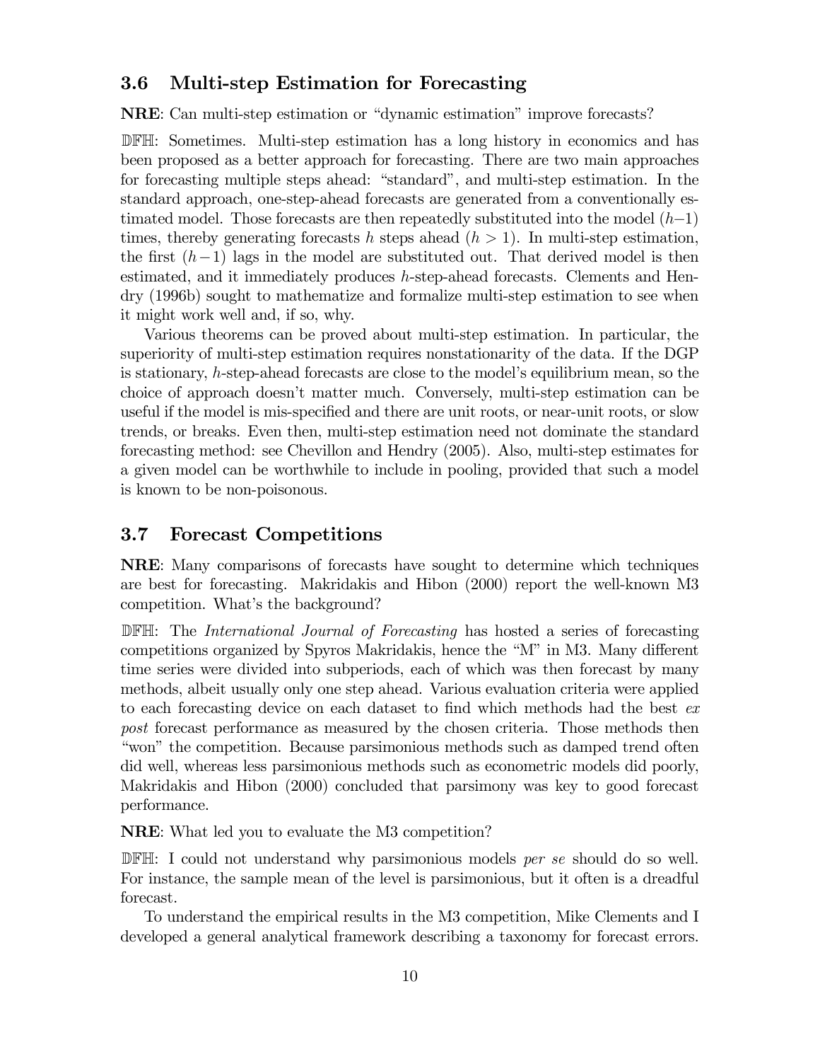### 3.6 Multi-step Estimation for Forecasting

**NRE**: Can multi-step estimation or "dynamic estimation" improve forecasts?

**DFH**: Sometimes. Multi-step estimation has a long history in economics and has been proposed as a better approach for forecasting. There are two main approaches for forecasting multiple steps ahead: "standard", and multi-step estimation. In the standard approach, one-step-ahead forecasts are generated from a conventionally estimated model. Those forecasts are then repeatedly substituted into the model $(h-1)$ times, thereby generating forecasts $h$ steps ahead $(h > 1)$. In multi-step estimation, the first $(h-1)$ lags in the model are substituted out. That derived model is then estimated, and it immediately produces $h$-step-ahead forecasts. Clements and Hendry (1996b) sought to mathematize and formalize multi-step estimation to see when it might work well and, if so, why.

Various theorems can be proved about multi-step estimation. In particular, the superiority of multi-step estimation requires nonstationarity of the data. If the DGP is stationary, $h$-step-ahead forecasts are close to the model's equilibrium mean, so the choice of approach doesn't matter much. Conversely, multi-step estimation can be useful if the model is mis-specified and there are unit roots, or near-unit roots, or slow trends, or breaks. Even then, multi-step estimation need not dominate the standard forecasting method: see Chevillon and Hendry (2005). Also, multi-step estimates for a given model can be worthwhile to include in pooling, provided that such a model is known to be non-poisonous.

### 3.7 Forecast Competitions

**NRE**: Many comparisons of forecasts have sought to determine which techniques are best for forecasting. Makridakis and Hibon (2000) report the well-known M3 competition. What's the background?

**DFH**: The *International Journal of Forecasting* has hosted a series of forecasting competitions organized by Spyros Makridakis, hence the "M" in M3. Many different time series were divided into subperiods, each of which was then forecast by many methods, albeit usually only one step ahead. Various evaluation criteria were applied to each forecasting device on each dataset to find which methods had the best *ex post* forecast performance as measured by the chosen criteria. Those methods then "won" the competition. Because parsimonious methods such as damped trend often did well, whereas less parsimonious methods such as econometric models did poorly, Makridakis and Hibon (2000) concluded that parsimony was key to good forecast performance.

**NRE**: What led you to evaluate the M3 competition?

**DFH**: I could not understand why parsimonious models *per se* should do so well. For instance, the sample mean of the level is parsimonious, but it often is a dreadful forecast.

To understand the empirical results in the M3 competition, Mike Clements and I developed a general analytical framework describing a taxonomy for forecast errors.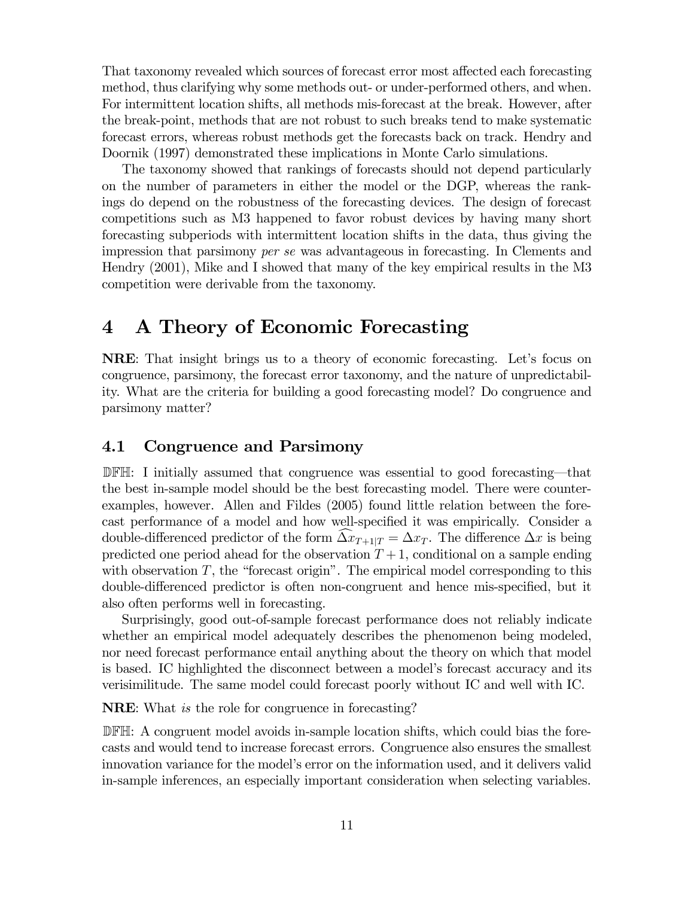That taxonomy revealed which sources of forecast error most affected each forecasting method, thus clarifying why some methods out- or under-performed others, and when. For intermittent location shifts, all methods mis-forecast at the break. However, after the break-point, methods that are not robust to such breaks tend to make systematic forecast errors, whereas robust methods get the forecasts back on track. Hendry and Doornik (1997) demonstrated these implications in Monte Carlo simulations.

The taxonomy showed that rankings of forecasts should not depend particularly on the number of parameters in either the model or the DGP, whereas the rankings do depend on the robustness of the forecasting devices. The design of forecast competitions such as M3 happened to favor robust devices by having many short forecasting subperiods with intermittent location shifts in the data, thus giving the impression that parsimony *per se* was advantageous in forecasting. In Clements and Hendry (2001), Mike and I showed that many of the key empirical results in the M3 competition were derivable from the taxonomy.

# 4 A Theory of Economic Forecasting

**NRE**: That insight brings us to a theory of economic forecasting. Let's focus on congruence, parsimony, the forecast error taxonomy, and the nature of unpredictability. What are the criteria for building a good forecasting model? Do congruence and parsimony matter?

## 4.1 Congruence and Parsimony

**DFH**: I initially assumed that congruence was essential to good forecasting—that the best in-sample model should be the best forecasting model. There were counter-examples, however. Allen and Fildes (2005) found little relation between the forecast performance of a model and how well-specified it was empirically. Consider a double-differenced predictor of the form $\widehat{\Delta x}_{T+1|T} = \Delta x_T$. The difference $\Delta x$ is being predicted one period ahead for the observation $T+1$, conditional on a sample ending with observation $T$, the "forecast origin". The empirical model corresponding to this double-differenced predictor is often non-congruent and hence mis-specified, but it also often performs well in forecasting.

Surprisingly, good out-of-sample forecast performance does not reliably indicate whether an empirical model adequately describes the phenomenon being modeled, nor need forecast performance entail anything about the theory on which that model is based. IC highlighted the disconnect between a model's forecast accuracy and its verisimilitude. The same model could forecast poorly without IC and well with IC.

**NRE**: What *is* the role for congruence in forecasting?

**DFH**: A congruent model avoids in-sample location shifts, which could bias the forecasts and would tend to increase forecast errors. Congruence also ensures the smallest innovation variance for the model's error on the information used, and it delivers valid in-sample inferences, an especially important consideration when selecting variables.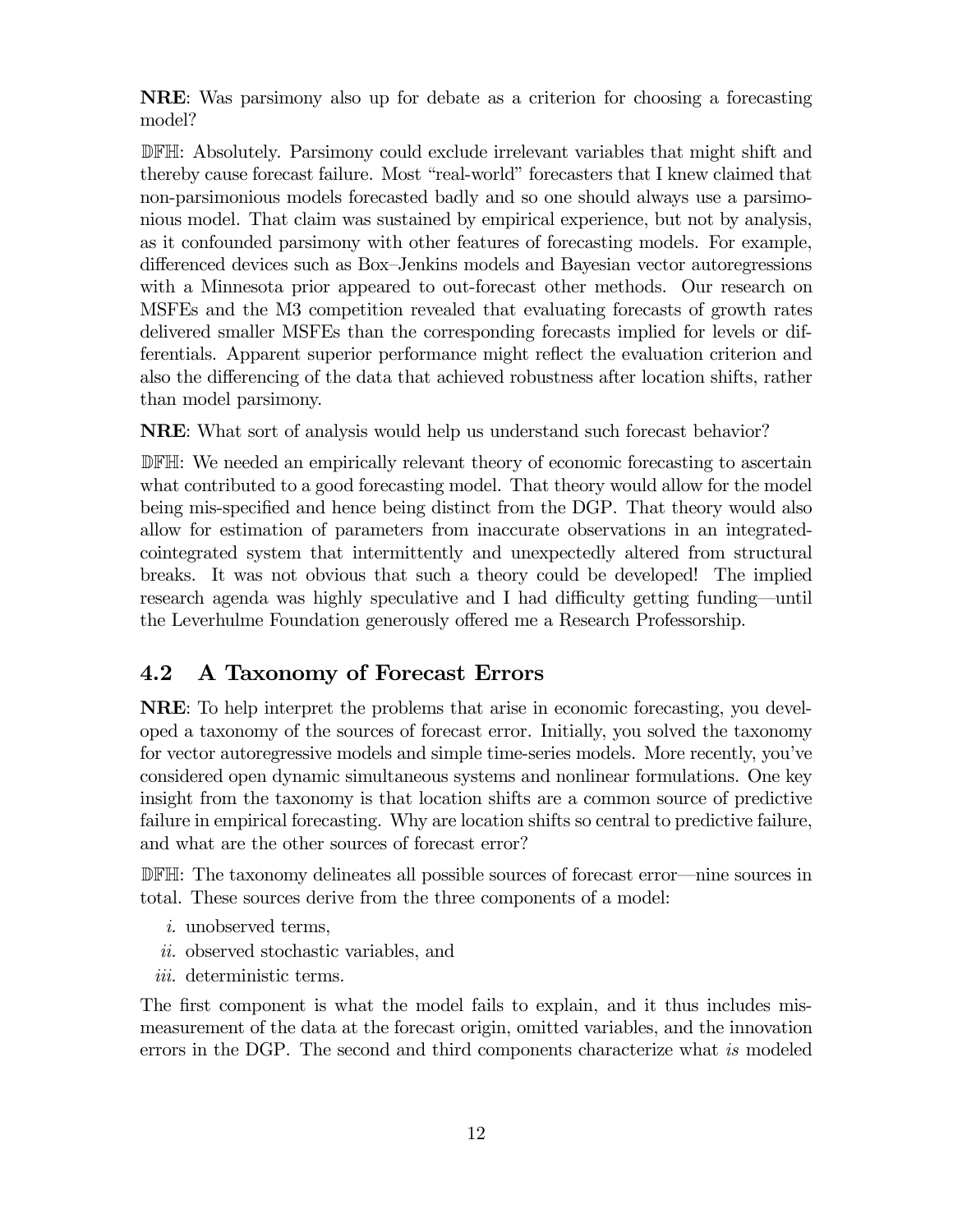**NRE**: Was parsimony also up for debate as a criterion for choosing a forecasting model?

𝔻𝔽ℍ: Absolutely. Parsimony could exclude irrelevant variables that might shift and thereby cause forecast failure. Most "real-world" forecasters that I knew claimed that non-parsimonious models forecasted badly and so one should always use a parsimonious model. That claim was sustained by empirical experience, but not by analysis, as it confounded parsimony with other features of forecasting models. For example, differenced devices such as Box–Jenkins models and Bayesian vector autoregressions with a Minnesota prior appeared to out-forecast other methods. Our research on MSFEs and the M3 competition revealed that evaluating forecasts of growth rates delivered smaller MSFEs than the corresponding forecasts implied for levels or differentials. Apparent superior performance might reflect the evaluation criterion and also the differencing of the data that achieved robustness after location shifts, rather than model parsimony.

**NRE**: What sort of analysis would help us understand such forecast behavior?

𝔻𝔽ℍ: We needed an empirically relevant theory of economic forecasting to ascertain what contributed to a good forecasting model. That theory would allow for the model being mis-specified and hence being distinct from the DGP. That theory would also allow for estimation of parameters from inaccurate observations in an integrated-cointegrated system that intermittently and unexpectedly altered from structural breaks. It was not obvious that such a theory could be developed! The implied research agenda was highly speculative and I had difficulty getting funding—until the Leverhulme Foundation generously offered me a Research Professorship.

## 4.2 A Taxonomy of Forecast Errors

**NRE**: To help interpret the problems that arise in economic forecasting, you developed a taxonomy of the sources of forecast error. Initially, you solved the taxonomy for vector autoregressive models and simple time-series models. More recently, you've considered open dynamic simultaneous systems and nonlinear formulations. One key insight from the taxonomy is that location shifts are a common source of predictive failure in empirical forecasting. Why are location shifts so central to predictive failure, and what are the other sources of forecast error?

𝔻𝔽ℍ: The taxonomy delineates all possible sources of forecast error—nine sources in total. These sources derive from the three components of a model:

*i.* unobserved terms,
*ii.* observed stochastic variables, and
*iii.* deterministic terms.

The first component is what the model fails to explain, and it thus includes mismeasurement of the data at the forecast origin, omitted variables, and the innovation errors in the DGP. The second and third components characterize what *is* modeled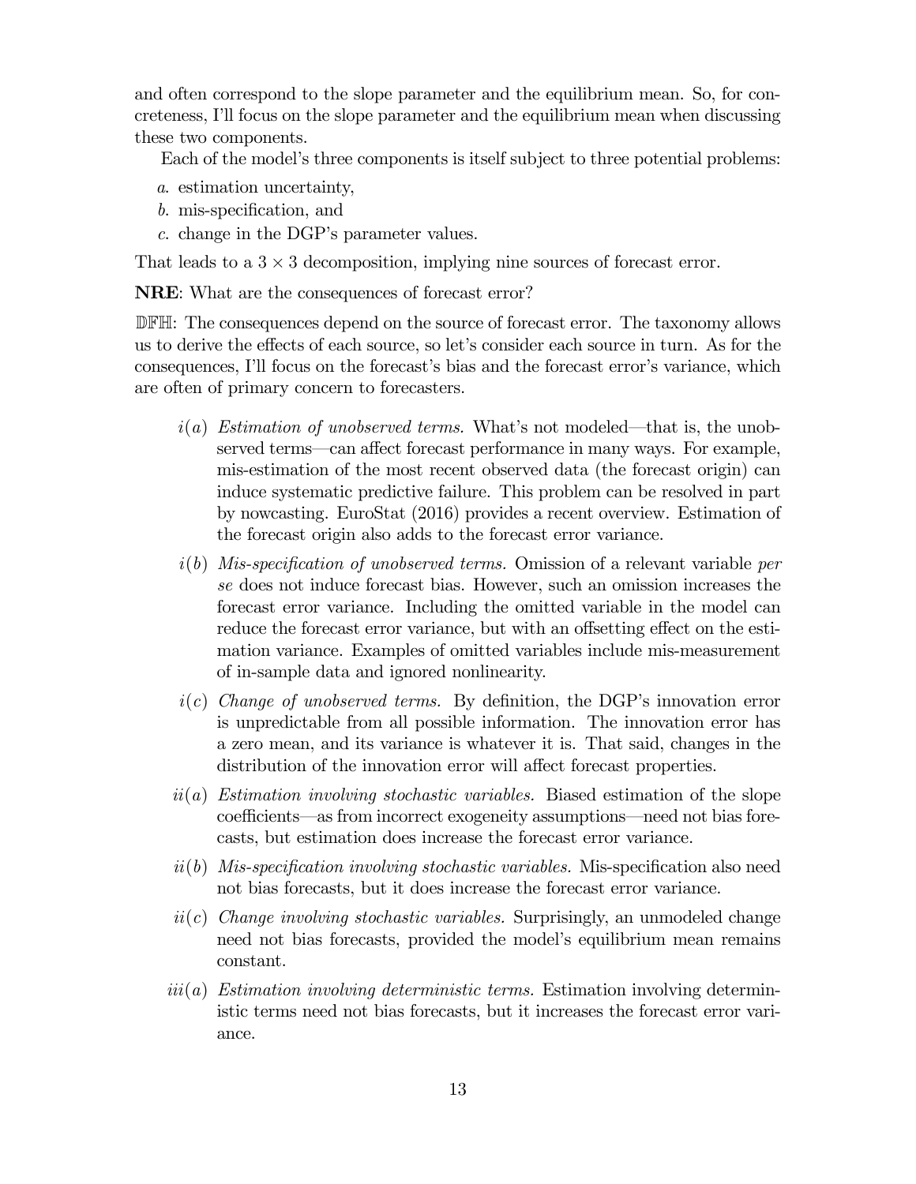and often correspond to the slope parameter and the equilibrium mean. So, for concreteness, I'll focus on the slope parameter and the equilibrium mean when discussing these two components.

Each of the model's three components is itself subject to three potential problems:

*a.* estimation uncertainty,

*b.* mis-specification, and

*c.* change in the DGP's parameter values.

That leads to a $3 \times 3$ decomposition, implying nine sources of forecast error.

**NRE**: What are the consequences of forecast error?

$\mathbb{DFH}$: The consequences depend on the source of forecast error. The taxonomy allows us to derive the effects of each source, so let's consider each source in turn. As for the consequences, I'll focus on the forecast's bias and the forecast error's variance, which are often of primary concern to forecasters.

- $i(a)$ *Estimation of unobserved terms.* What's not modeled—that is, the unobserved terms—can affect forecast performance in many ways. For example, mis-estimation of the most recent observed data (the forecast origin) can induce systematic predictive failure. This problem can be resolved in part by nowcasting. EuroStat (2016) provides a recent overview. Estimation of the forecast origin also adds to the forecast error variance.
- $i(b)$ *Mis-specification of unobserved terms.* Omission of a relevant variable *per se* does not induce forecast bias. However, such an omission increases the forecast error variance. Including the omitted variable in the model can reduce the forecast error variance, but with an offsetting effect on the estimation variance. Examples of omitted variables include mis-measurement of in-sample data and ignored nonlinearity.
- $i(c)$ *Change of unobserved terms.* By definition, the DGP's innovation error is unpredictable from all possible information. The innovation error has a zero mean, and its variance is whatever it is. That said, changes in the distribution of the innovation error will affect forecast properties.
- $ii(a)$ *Estimation involving stochastic variables.* Biased estimation of the slope coefficients—as from incorrect exogeneity assumptions—need not bias forecasts, but estimation does increase the forecast error variance.
- $ii(b)$ *Mis-specification involving stochastic variables.* Mis-specification also need not bias forecasts, but it does increase the forecast error variance.
- $ii(c)$ *Change involving stochastic variables.* Surprisingly, an unmodeled change need not bias forecasts, provided the model's equilibrium mean remains constant.
- $iii(a)$ *Estimation involving deterministic terms.* Estimation involving deterministic terms need not bias forecasts, but it increases the forecast error variance.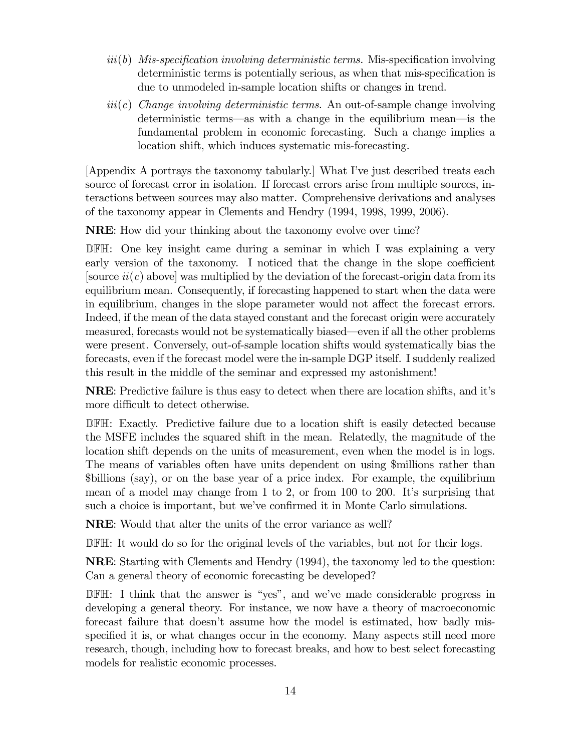- *iii(b) Mis-specification involving deterministic terms.* Mis-specification involving deterministic terms is potentially serious, as when that mis-specification is due to unmodeled in-sample location shifts or changes in trend.
- *iii(c) Change involving deterministic terms.* An out-of-sample change involving deterministic terms—as with a change in the equilibrium mean—is the fundamental problem in economic forecasting. Such a change implies a location shift, which induces systematic mis-forecasting.

[Appendix A portrays the taxonomy tabularly.] What I've just described treats each source of forecast error in isolation. If forecast errors arise from multiple sources, interactions between sources may also matter. Comprehensive derivations and analyses of the taxonomy appear in Clements and Hendry (1994, 1998, 1999, 2006).

**NRE**: How did your thinking about the taxonomy evolve over time?

$\mathbb{DFH}$: One key insight came during a seminar in which I was explaining a very early version of the taxonomy. I noticed that the change in the slope coefficient [source $ii(c)$ above] was multiplied by the deviation of the forecast-origin data from its equilibrium mean. Consequently, if forecasting happened to start when the data were in equilibrium, changes in the slope parameter would not affect the forecast errors. Indeed, if the mean of the data stayed constant and the forecast origin were accurately measured, forecasts would not be systematically biased—even if all the other problems were present. Conversely, out-of-sample location shifts would systematically bias the forecasts, even if the forecast model were the in-sample DGP itself. I suddenly realized this result in the middle of the seminar and expressed my astonishment!

**NRE**: Predictive failure is thus easy to detect when there are location shifts, and it's more difficult to detect otherwise.

$\mathbb{DFH}$: Exactly. Predictive failure due to a location shift is easily detected because the MSFE includes the squared shift in the mean. Relatedly, the magnitude of the location shift depends on the units of measurement, even when the model is in logs. The means of variables often have units dependent on using $millions rather than $billions (say), or on the base year of a price index. For example, the equilibrium mean of a model may change from 1 to 2, or from 100 to 200. It's surprising that such a choice is important, but we've confirmed it in Monte Carlo simulations.

**NRE**: Would that alter the units of the error variance as well?

$\mathbb{DFH}$: It would do so for the original levels of the variables, but not for their logs.

**NRE**: Starting with Clements and Hendry (1994), the taxonomy led to the question: Can a general theory of economic forecasting be developed?

$\mathbb{DFH}$: I think that the answer is "yes", and we've made considerable progress in developing a general theory. For instance, we now have a theory of macroeconomic forecast failure that doesn't assume how the model is estimated, how badly mis-specified it is, or what changes occur in the economy. Many aspects still need more research, though, including how to forecast breaks, and how to best select forecasting models for realistic economic processes.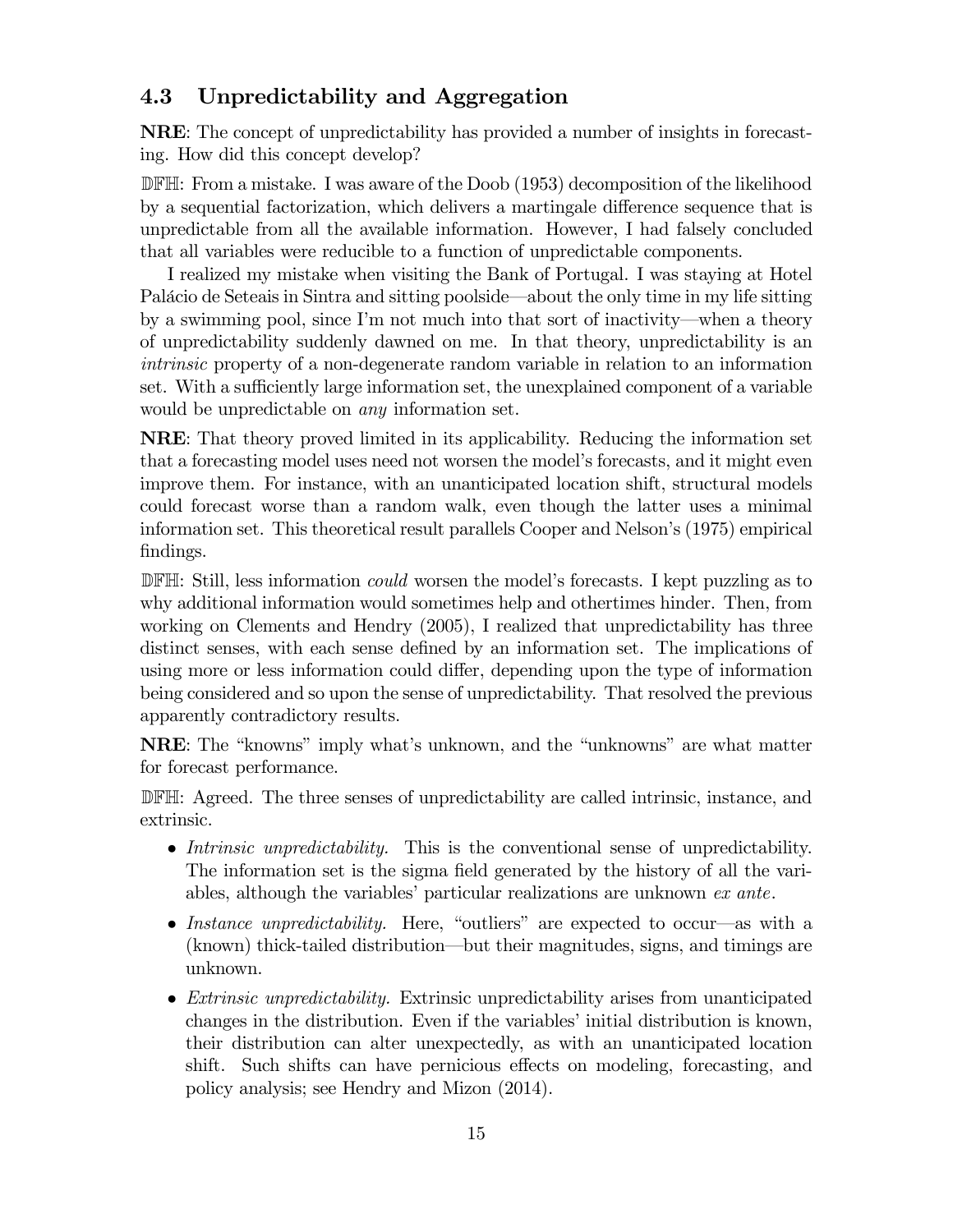### 4.3 Unpredictability and Aggregation

**NRE**: The concept of unpredictability has provided a number of insights in forecasting. How did this concept develop?

𝔻𝔽ℍ: From a mistake. I was aware of the Doob (1953) decomposition of the likelihood by a sequential factorization, which delivers a martingale difference sequence that is unpredictable from all the available information. However, I had falsely concluded that all variables were reducible to a function of unpredictable components.

I realized my mistake when visiting the Bank of Portugal. I was staying at Hotel Palácio de Seteais in Sintra and sitting poolside—about the only time in my life sitting by a swimming pool, since I'm not much into that sort of inactivity—when a theory of unpredictability suddenly dawned on me. In that theory, unpredictability is an *intrinsic* property of a non-degenerate random variable in relation to an information set. With a sufficiently large information set, the unexplained component of a variable would be unpredictable on *any* information set.

**NRE**: That theory proved limited in its applicability. Reducing the information set that a forecasting model uses need not worsen the model's forecasts, and it might even improve them. For instance, with an unanticipated location shift, structural models could forecast worse than a random walk, even though the latter uses a minimal information set. This theoretical result parallels Cooper and Nelson's (1975) empirical findings.

𝔻𝔽ℍ: Still, less information *could* worsen the model's forecasts. I kept puzzling as to why additional information would sometimes help and othertimes hinder. Then, from working on Clements and Hendry (2005), I realized that unpredictability has three distinct senses, with each sense defined by an information set. The implications of using more or less information could differ, depending upon the type of information being considered and so upon the sense of unpredictability. That resolved the previous apparently contradictory results.

**NRE**: The "knowns" imply what's unknown, and the "unknowns" are what matter for forecast performance.

𝔻𝔽ℍ: Agreed. The three senses of unpredictability are called intrinsic, instance, and extrinsic.

- *Intrinsic unpredictability.* This is the conventional sense of unpredictability. The information set is the sigma field generated by the history of all the variables, although the variables' particular realizations are unknown *ex ante*.
- *Instance unpredictability.* Here, "outliers" are expected to occur—as with a (known) thick-tailed distribution—but their magnitudes, signs, and timings are unknown.
- *Extrinsic unpredictability.* Extrinsic unpredictability arises from unanticipated changes in the distribution. Even if the variables' initial distribution is known, their distribution can alter unexpectedly, as with an unanticipated location shift. Such shifts can have pernicious effects on modeling, forecasting, and policy analysis; see Hendry and Mizon (2014).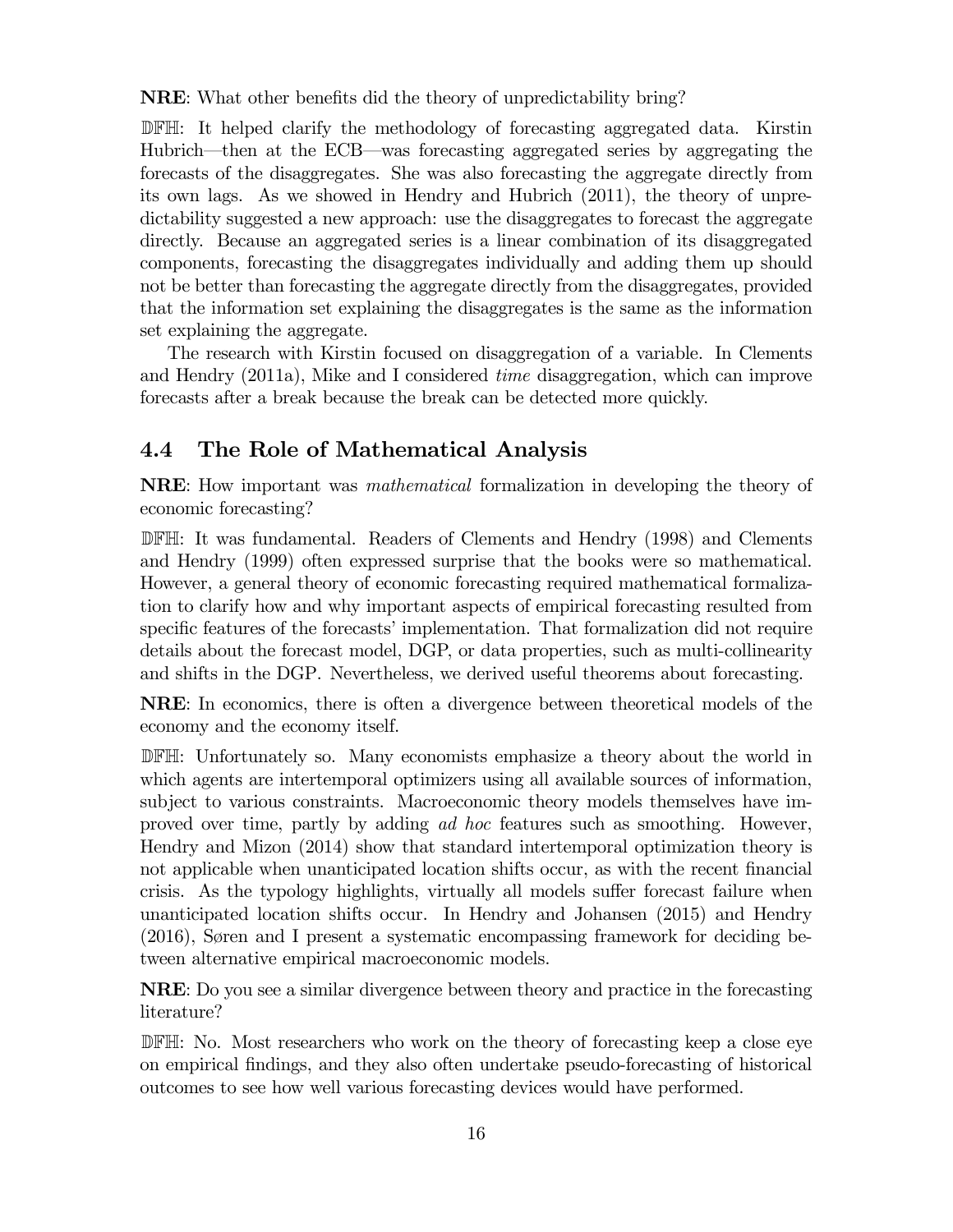**NRE**: What other benefits did the theory of unpredictability bring?

𝔻𝔽ℍ: It helped clarify the methodology of forecasting aggregated data. Kirstin Hubrich—then at the ECB—was forecasting aggregated series by aggregating the forecasts of the disaggregates. She was also forecasting the aggregate directly from its own lags. As we showed in Hendry and Hubrich (2011), the theory of unpredictability suggested a new approach: use the disaggregates to forecast the aggregate directly. Because an aggregated series is a linear combination of its disaggregated components, forecasting the disaggregates individually and adding them up should not be better than forecasting the aggregate directly from the disaggregates, provided that the information set explaining the disaggregates is the same as the information set explaining the aggregate.

The research with Kirstin focused on disaggregation of a variable. In Clements and Hendry (2011a), Mike and I considered *time* disaggregation, which can improve forecasts after a break because the break can be detected more quickly.

## 4.4 The Role of Mathematical Analysis

**NRE**: How important was *mathematical* formalization in developing the theory of economic forecasting?

𝔻𝔽ℍ: It was fundamental. Readers of Clements and Hendry (1998) and Clements and Hendry (1999) often expressed surprise that the books were so mathematical. However, a general theory of economic forecasting required mathematical formalization to clarify how and why important aspects of empirical forecasting resulted from specific features of the forecasts' implementation. That formalization did not require details about the forecast model, DGP, or data properties, such as multi-collinearity and shifts in the DGP. Nevertheless, we derived useful theorems about forecasting.

**NRE**: In economics, there is often a divergence between theoretical models of the economy and the economy itself.

𝔻𝔽ℍ: Unfortunately so. Many economists emphasize a theory about the world in which agents are intertemporal optimizers using all available sources of information, subject to various constraints. Macroeconomic theory models themselves have improved over time, partly by adding *ad hoc* features such as smoothing. However, Hendry and Mizon (2014) show that standard intertemporal optimization theory is not applicable when unanticipated location shifts occur, as with the recent financial crisis. As the typology highlights, virtually all models suffer forecast failure when unanticipated location shifts occur. In Hendry and Johansen (2015) and Hendry (2016), Søren and I present a systematic encompassing framework for deciding between alternative empirical macroeconomic models.

**NRE**: Do you see a similar divergence between theory and practice in the forecasting literature?

𝔻𝔽ℍ: No. Most researchers who work on the theory of forecasting keep a close eye on empirical findings, and they also often undertake pseudo-forecasting of historical outcomes to see how well various forecasting devices would have performed.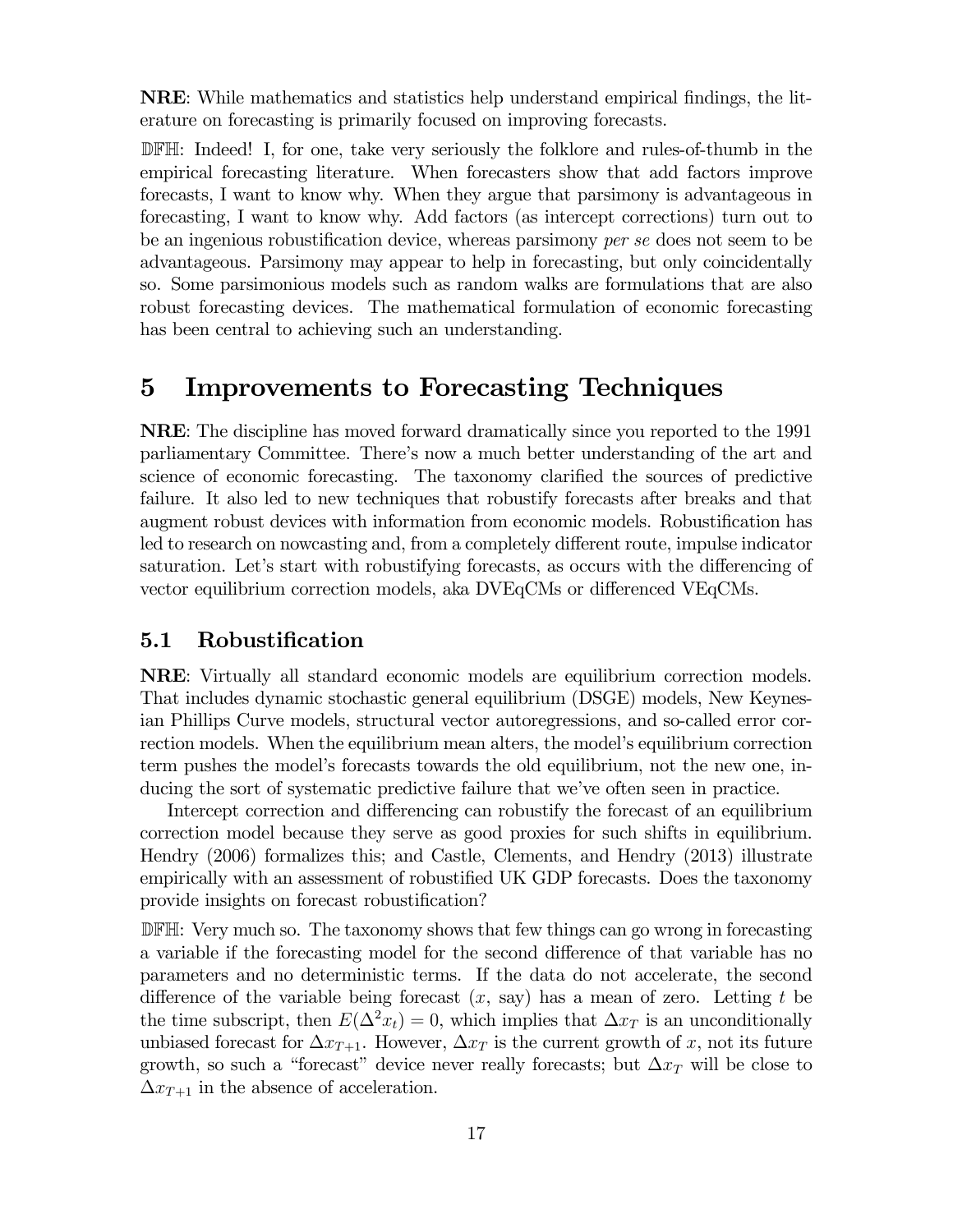**NRE**: While mathematics and statistics help understand empirical findings, the literature on forecasting is primarily focused on improving forecasts.

$\mathbb{DFH}$: Indeed! I, for one, take very seriously the folklore and rules-of-thumb in the empirical forecasting literature. When forecasters show that add factors improve forecasts, I want to know why. When they argue that parsimony is advantageous in forecasting, I want to know why. Add factors (as intercept corrections) turn out to be an ingenious robustification device, whereas parsimony *per se* does not seem to be advantageous. Parsimony may appear to help in forecasting, but only coincidentally so. Some parsimonious models such as random walks are formulations that are also robust forecasting devices. The mathematical formulation of economic forecasting has been central to achieving such an understanding.

# 5 Improvements to Forecasting Techniques

**NRE**: The discipline has moved forward dramatically since you reported to the 1991 parliamentary Committee. There's now a much better understanding of the art and science of economic forecasting. The taxonomy clarified the sources of predictive failure. It also led to new techniques that robustify forecasts after breaks and that augment robust devices with information from economic models. Robustification has led to research on nowcasting and, from a completely different route, impulse indicator saturation. Let's start with robustifying forecasts, as occurs with the differencing of vector equilibrium correction models, aka DVEqCMs or differenced VEqCMs.

## 5.1 Robustification

**NRE**: Virtually all standard economic models are equilibrium correction models. That includes dynamic stochastic general equilibrium (DSGE) models, New Keynesian Phillips Curve models, structural vector autoregressions, and so-called error correction models. When the equilibrium mean alters, the model's equilibrium correction term pushes the model's forecasts towards the old equilibrium, not the new one, inducing the sort of systematic predictive failure that we've often seen in practice.

Intercept correction and differencing can robustify the forecast of an equilibrium correction model because they serve as good proxies for such shifts in equilibrium. Hendry (2006) formalizes this; and Castle, Clements, and Hendry (2013) illustrate empirically with an assessment of robustified UK GDP forecasts. Does the taxonomy provide insights on forecast robustification?

$\mathbb{DFH}$: Very much so. The taxonomy shows that few things can go wrong in forecasting a variable if the forecasting model for the second difference of that variable has no parameters and no deterministic terms. If the data do not accelerate, the second difference of the variable being forecast ($x$, say) has a mean of zero. Letting $t$ be the time subscript, then $E(\Delta^2 x_t) = 0$, which implies that $\Delta x_T$ is an unconditionally unbiased forecast for $\Delta x_{T+1}$. However, $\Delta x_T$ is the current growth of $x$, not its future growth, so such a "forecast" device never really forecasts; but $\Delta x_T$ will be close to $\Delta x_{T+1}$ in the absence of acceleration.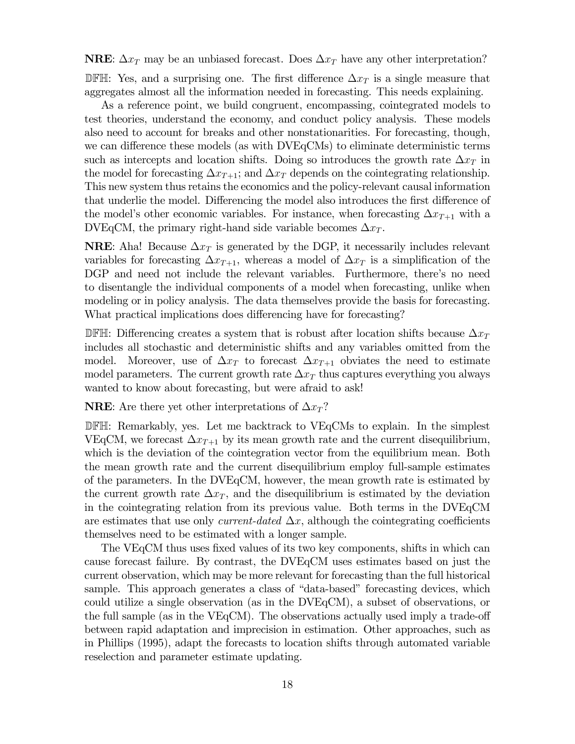**NRE**: $\Delta x_T$ may be an unbiased forecast. Does $\Delta x_T$ have any other interpretation?

$\mathbb{DFH}$: Yes, and a surprising one. The first difference $\Delta x_T$ is a single measure that aggregates almost all the information needed in forecasting. This needs explaining.

As a reference point, we build congruent, encompassing, cointegrated models to test theories, understand the economy, and conduct policy analysis. These models also need to account for breaks and other nonstationarities. For forecasting, though, we can difference these models (as with DVEqCMs) to eliminate deterministic terms such as intercepts and location shifts. Doing so introduces the growth rate $\Delta x_T$ in the model for forecasting $\Delta x_{T+1}$; and $\Delta x_T$ depends on the cointegrating relationship. This new system thus retains the economics and the policy-relevant causal information that underlie the model. Differencing the model also introduces the first difference of the model's other economic variables. For instance, when forecasting $\Delta x_{T+1}$ with a DVEqCM, the primary right-hand side variable becomes $\Delta x_T$.

**NRE**: Aha! Because $\Delta x_T$ is generated by the DGP, it necessarily includes relevant variables for forecasting $\Delta x_{T+1}$, whereas a model of $\Delta x_T$ is a simplification of the DGP and need not include the relevant variables. Furthermore, there's no need to disentangle the individual components of a model when forecasting, unlike when modeling or in policy analysis. The data themselves provide the basis for forecasting. What practical implications does differencing have for forecasting?

$\mathbb{DFH}$: Differencing creates a system that is robust after location shifts because $\Delta x_T$ includes all stochastic and deterministic shifts and any variables omitted from the model. Moreover, use of $\Delta x_T$ to forecast $\Delta x_{T+1}$ obviates the need to estimate model parameters. The current growth rate $\Delta x_T$ thus captures everything you always wanted to know about forecasting, but were afraid to ask!

**NRE**: Are there yet other interpretations of $\Delta x_T$?

$\mathbb{DFH}$: Remarkably, yes. Let me backtrack to VEqCMs to explain. In the simplest VEqCM, we forecast $\Delta x_{T+1}$ by its mean growth rate and the current disequilibrium, which is the deviation of the cointegration vector from the equilibrium mean. Both the mean growth rate and the current disequilibrium employ full-sample estimates of the parameters. In the DVEqCM, however, the mean growth rate is estimated by the current growth rate $\Delta x_T$, and the disequilibrium is estimated by the deviation in the cointegrating relation from its previous value. Both terms in the DVEqCM are estimates that use only *current-dated* $\Delta x$, although the cointegrating coefficients themselves need to be estimated with a longer sample.

The VEqCM thus uses fixed values of its two key components, shifts in which can cause forecast failure. By contrast, the DVEqCM uses estimates based on just the current observation, which may be more relevant for forecasting than the full historical sample. This approach generates a class of "data-based" forecasting devices, which could utilize a single observation (as in the DVEqCM), a subset of observations, or the full sample (as in the VEqCM). The observations actually used imply a trade-off between rapid adaptation and imprecision in estimation. Other approaches, such as in Phillips (1995), adapt the forecasts to location shifts through automated variable reselection and parameter estimate updating.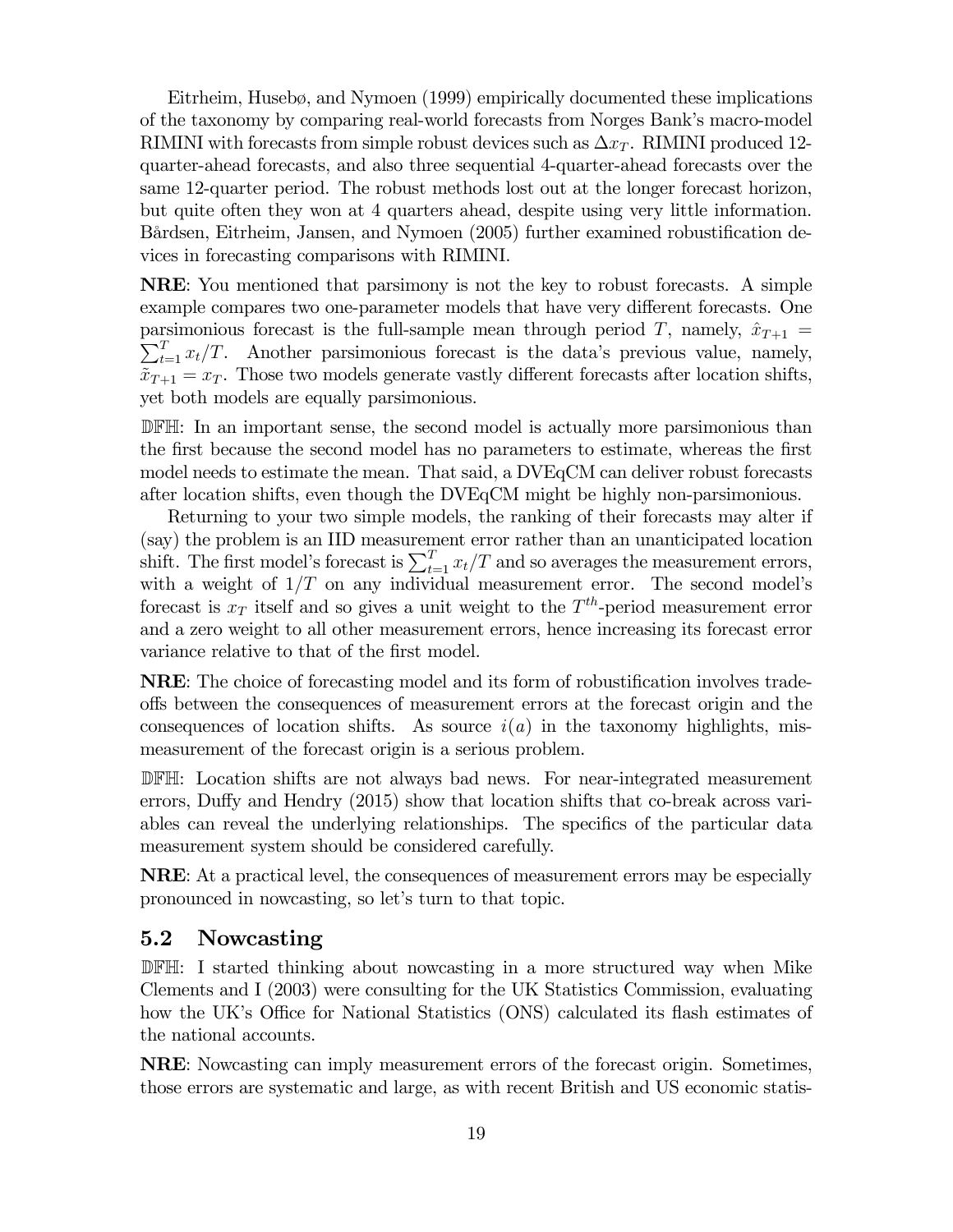Eitrheim, Husebø, and Nymoen (1999) empirically documented these implications of the taxonomy by comparing real-world forecasts from Norges Bank's macro-model RIMINI with forecasts from simple robust devices such as $\Delta x_T$. RIMINI produced 12-quarter-ahead forecasts, and also three sequential 4-quarter-ahead forecasts over the same 12-quarter period. The robust methods lost out at the longer forecast horizon, but quite often they won at 4 quarters ahead, despite using very little information. Bårdsen, Eitrheim, Jansen, and Nymoen (2005) further examined robustification devices in forecasting comparisons with RIMINI.

**NRE**: You mentioned that parsimony is not the key to robust forecasts. A simple example compares two one-parameter models that have very different forecasts. One parsimonious forecast is the full-sample mean through period $T$, namely, $\hat{x}_{T+1} = \sum_{t=1}^{T} x_t/T$. Another parsimonious forecast is the data's previous value, namely, $\tilde{x}_{T+1} = x_T$. Those two models generate vastly different forecasts after location shifts, yet both models are equally parsimonious.

$\mathbb{DFH}$: In an important sense, the second model is actually more parsimonious than the first because the second model has no parameters to estimate, whereas the first model needs to estimate the mean. That said, a DVEqCM can deliver robust forecasts after location shifts, even though the DVEqCM might be highly non-parsimonious.

Returning to your two simple models, the ranking of their forecasts may alter if (say) the problem is an IID measurement error rather than an unanticipated location shift. The first model's forecast is $\sum_{t=1}^{T} x_t/T$ and so averages the measurement errors, with a weight of $1/T$ on any individual measurement error. The second model's forecast is $x_T$ itself and so gives a unit weight to the $T^{th}$-period measurement error and a zero weight to all other measurement errors, hence increasing its forecast error variance relative to that of the first model.

**NRE**: The choice of forecasting model and its form of robustification involves trade-offs between the consequences of measurement errors at the forecast origin and the consequences of location shifts. As source $i(a)$ in the taxonomy highlights, mismeasurement of the forecast origin is a serious problem.

$\mathbb{DFH}$: Location shifts are not always bad news. For near-integrated measurement errors, Duffy and Hendry (2015) show that location shifts that co-break across variables can reveal the underlying relationships. The specifics of the particular data measurement system should be considered carefully.

**NRE**: At a practical level, the consequences of measurement errors may be especially pronounced in nowcasting, so let's turn to that topic.

## 5.2 Nowcasting

$\mathbb{DFH}$: I started thinking about nowcasting in a more structured way when Mike Clements and I (2003) were consulting for the UK Statistics Commission, evaluating how the UK's Office for National Statistics (ONS) calculated its flash estimates of the national accounts.

**NRE**: Nowcasting can imply measurement errors of the forecast origin. Sometimes, those errors are systematic and large, as with recent British and US economic statis-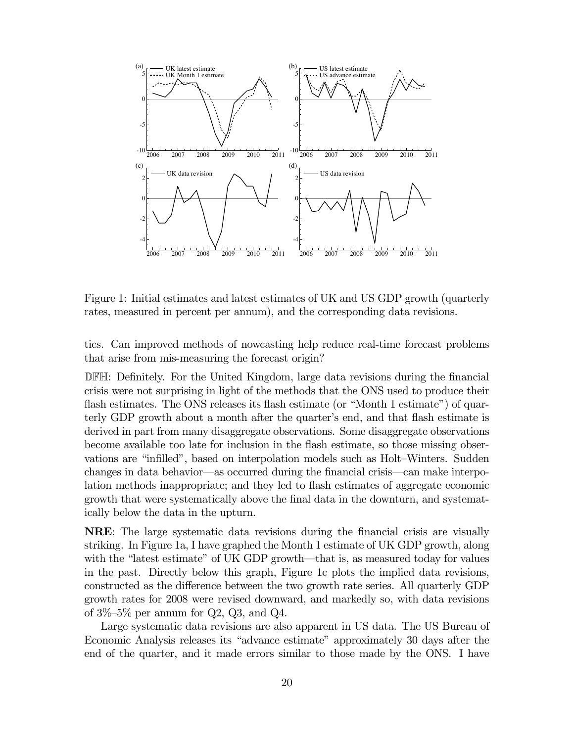Figure 1: Initial estimates and latest estimates of UK and US GDP growth (quarterly rates, measured in percent per annum), and the corresponding data revisions.

tics. Can improved methods of nowcasting help reduce real-time forecast problems that arise from mis-measuring the forecast origin?

𝔻𝔽ℍ: Definitely. For the United Kingdom, large data revisions during the financial crisis were not surprising in light of the methods that the ONS used to produce their flash estimates. The ONS releases its flash estimate (or "Month 1 estimate") of quarterly GDP growth about a month after the quarter's end, and that flash estimate is derived in part from many disaggregate observations. Some disaggregate observations become available too late for inclusion in the flash estimate, so those missing observations are "infilled", based on interpolation models such as Holt–Winters. Sudden changes in data behavior—as occurred during the financial crisis—can make interpolation methods inappropriate; and they led to flash estimates of aggregate economic growth that were systematically above the final data in the downturn, and systematically below the data in the upturn.

**NRE**: The large systematic data revisions during the financial crisis are visually striking. In Figure 1a, I have graphed the Month 1 estimate of UK GDP growth, along with the "latest estimate" of UK GDP growth—that is, as measured today for values in the past. Directly below this graph, Figure 1c plots the implied data revisions, constructed as the difference between the two growth rate series. All quarterly GDP growth rates for 2008 were revised downward, and markedly so, with data revisions of 3%–5% per annum for Q2, Q3, and Q4.

Large systematic data revisions are also apparent in US data. The US Bureau of Economic Analysis releases its "advance estimate" approximately 30 days after the end of the quarter, and it made errors similar to those made by the ONS. I have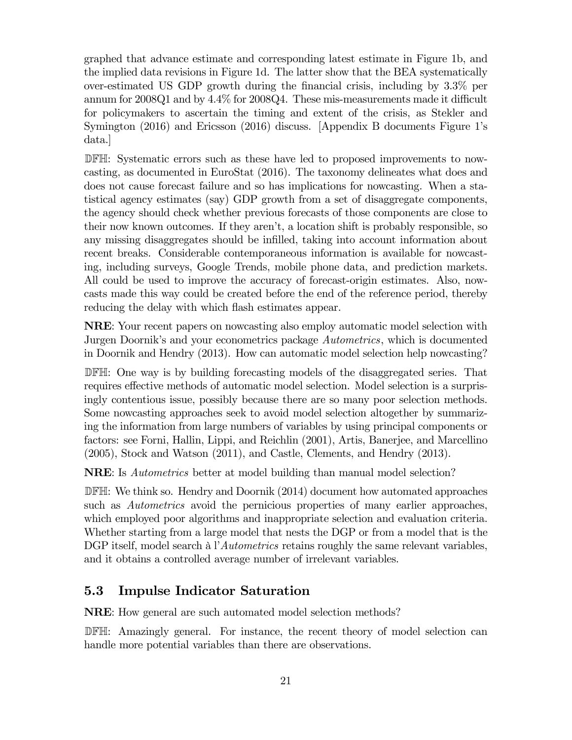graphed that advance estimate and corresponding latest estimate in Figure 1b, and the implied data revisions in Figure 1d. The latter show that the BEA systematically over-estimated US GDP growth during the financial crisis, including by 3.3% per annum for 2008Q1 and by 4.4% for 2008Q4. These mis-measurements made it difficult for policymakers to ascertain the timing and extent of the crisis, as Stekler and Symington (2016) and Ericsson (2016) discuss. [Appendix B documents Figure 1's data.]

𝔻𝔽ℍ: Systematic errors such as these have led to proposed improvements to nowcasting, as documented in EuroStat (2016). The taxonomy delineates what does and does not cause forecast failure and so has implications for nowcasting. When a statistical agency estimates (say) GDP growth from a set of disaggregate components, the agency should check whether previous forecasts of those components are close to their now known outcomes. If they aren't, a location shift is probably responsible, so any missing disaggregates should be infilled, taking into account information about recent breaks. Considerable contemporaneous information is available for nowcasting, including surveys, Google Trends, mobile phone data, and prediction markets. All could be used to improve the accuracy of forecast-origin estimates. Also, nowcasts made this way could be created before the end of the reference period, thereby reducing the delay with which flash estimates appear.

**NRE**: Your recent papers on nowcasting also employ automatic model selection with Jurgen Doornik's and your econometrics package *Autometrics*, which is documented in Doornik and Hendry (2013). How can automatic model selection help nowcasting?

𝔻𝔽ℍ: One way is by building forecasting models of the disaggregated series. That requires effective methods of automatic model selection. Model selection is a surprisingly contentious issue, possibly because there are so many poor selection methods. Some nowcasting approaches seek to avoid model selection altogether by summarizing the information from large numbers of variables by using principal components or factors: see Forni, Hallin, Lippi, and Reichlin (2001), Artis, Banerjee, and Marcellino (2005), Stock and Watson (2011), and Castle, Clements, and Hendry (2013).

**NRE**: Is *Autometrics* better at model building than manual model selection?

𝔻𝔽ℍ: We think so. Hendry and Doornik (2014) document how automated approaches such as *Autometrics* avoid the pernicious properties of many earlier approaches, which employed poor algorithms and inappropriate selection and evaluation criteria. Whether starting from a large model that nests the DGP or from a model that is the DGP itself, model search à l'*Autometrics* retains roughly the same relevant variables, and it obtains a controlled average number of irrelevant variables.

## 5.3 Impulse Indicator Saturation

**NRE**: How general are such automated model selection methods?

𝔻𝔽ℍ: Amazingly general. For instance, the recent theory of model selection can handle more potential variables than there are observations.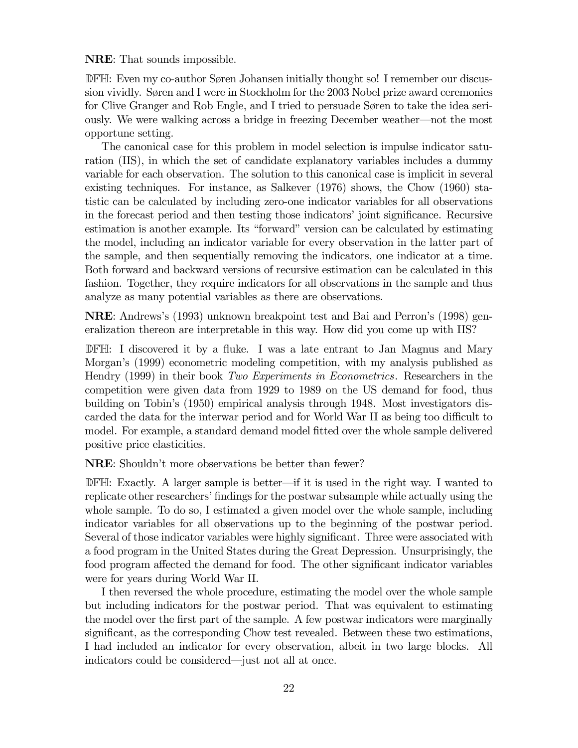**NRE**: That sounds impossible.

**DFH**: Even my co-author Søren Johansen initially thought so! I remember our discussion vividly. Søren and I were in Stockholm for the 2003 Nobel prize award ceremonies for Clive Granger and Rob Engle, and I tried to persuade Søren to take the idea seriously. We were walking across a bridge in freezing December weather—not the most opportune setting.

The canonical case for this problem in model selection is impulse indicator saturation (IIS), in which the set of candidate explanatory variables includes a dummy variable for each observation. The solution to this canonical case is implicit in several existing techniques. For instance, as Salkever (1976) shows, the Chow (1960) statistic can be calculated by including zero-one indicator variables for all observations in the forecast period and then testing those indicators' joint significance. Recursive estimation is another example. Its "forward" version can be calculated by estimating the model, including an indicator variable for every observation in the latter part of the sample, and then sequentially removing the indicators, one indicator at a time. Both forward and backward versions of recursive estimation can be calculated in this fashion. Together, they require indicators for all observations in the sample and thus analyze as many potential variables as there are observations.

**NRE**: Andrews's (1993) unknown breakpoint test and Bai and Perron's (1998) generalization thereon are interpretable in this way. How did you come up with IIS?

**DFH**: I discovered it by a fluke. I was a late entrant to Jan Magnus and Mary Morgan's (1999) econometric modeling competition, with my analysis published as Hendry (1999) in their book *Two Experiments in Econometrics*. Researchers in the competition were given data from 1929 to 1989 on the US demand for food, thus building on Tobin's (1950) empirical analysis through 1948. Most investigators discarded the data for the interwar period and for World War II as being too difficult to model. For example, a standard demand model fitted over the whole sample delivered positive price elasticities.

**NRE**: Shouldn't more observations be better than fewer?

**DFH**: Exactly. A larger sample is better—if it is used in the right way. I wanted to replicate other researchers' findings for the postwar subsample while actually using the whole sample. To do so, I estimated a given model over the whole sample, including indicator variables for all observations up to the beginning of the postwar period. Several of those indicator variables were highly significant. Three were associated with a food program in the United States during the Great Depression. Unsurprisingly, the food program affected the demand for food. The other significant indicator variables were for years during World War II.

I then reversed the whole procedure, estimating the model over the whole sample but including indicators for the postwar period. That was equivalent to estimating the model over the first part of the sample. A few postwar indicators were marginally significant, as the corresponding Chow test revealed. Between these two estimations, I had included an indicator for every observation, albeit in two large blocks. All indicators could be considered—just not all at once.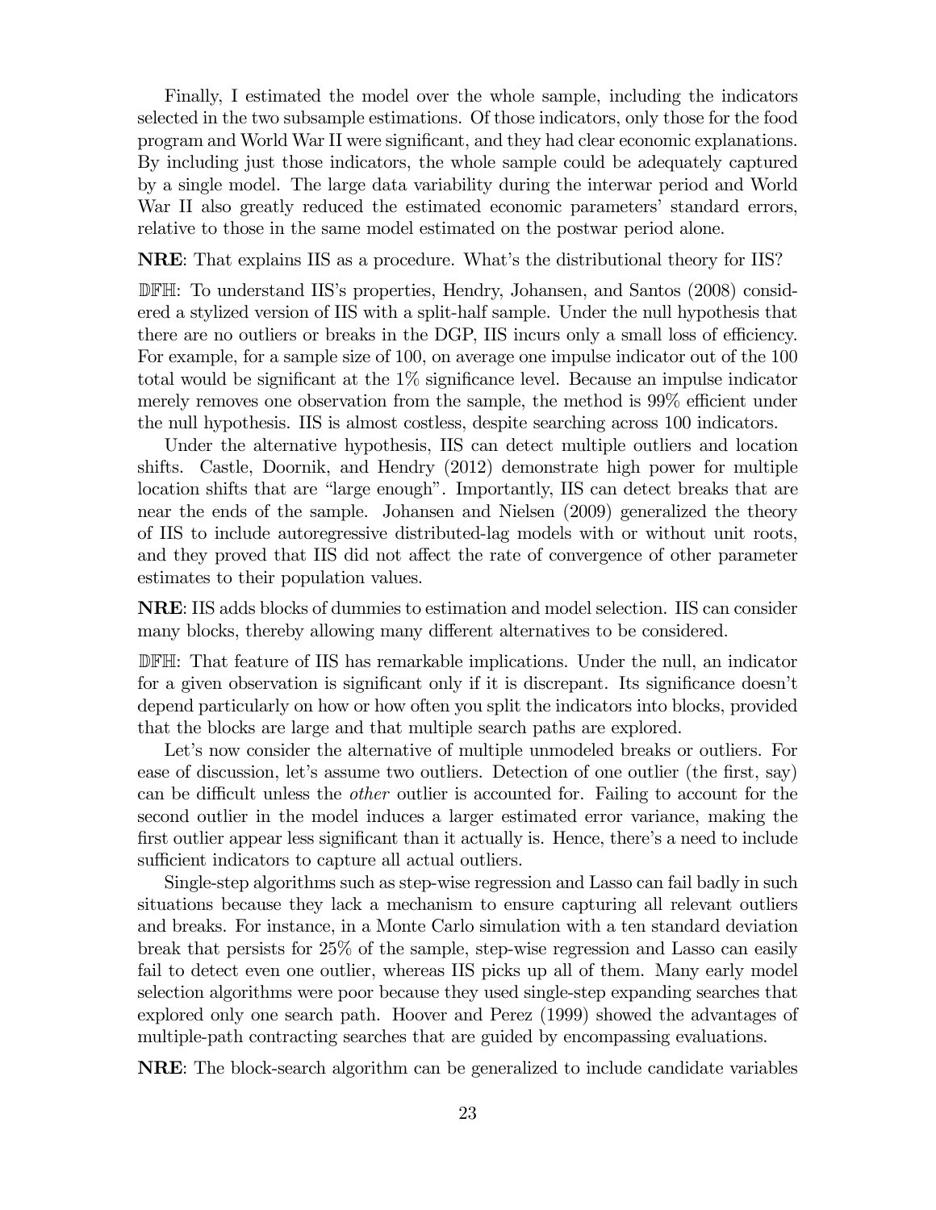Finally, I estimated the model over the whole sample, including the indicators selected in the two subsample estimations. Of those indicators, only those for the food program and World War II were significant, and they had clear economic explanations. By including just those indicators, the whole sample could be adequately captured by a single model. The large data variability during the interwar period and World War II also greatly reduced the estimated economic parameters' standard errors, relative to those in the same model estimated on the postwar period alone.

**NRE**: That explains IIS as a procedure. What's the distributional theory for IIS?

𝔻𝔽ℍ: To understand IIS's properties, Hendry, Johansen, and Santos (2008) considered a stylized version of IIS with a split-half sample. Under the null hypothesis that there are no outliers or breaks in the DGP, IIS incurs only a small loss of efficiency. For example, for a sample size of 100, on average one impulse indicator out of the 100 total would be significant at the 1% significance level. Because an impulse indicator merely removes one observation from the sample, the method is 99% efficient under the null hypothesis. IIS is almost costless, despite searching across 100 indicators.

Under the alternative hypothesis, IIS can detect multiple outliers and location shifts. Castle, Doornik, and Hendry (2012) demonstrate high power for multiple location shifts that are "large enough". Importantly, IIS can detect breaks that are near the ends of the sample. Johansen and Nielsen (2009) generalized the theory of IIS to include autoregressive distributed-lag models with or without unit roots, and they proved that IIS did not affect the rate of convergence of other parameter estimates to their population values.

**NRE**: IIS adds blocks of dummies to estimation and model selection. IIS can consider many blocks, thereby allowing many different alternatives to be considered.

𝔻𝔽ℍ: That feature of IIS has remarkable implications. Under the null, an indicator for a given observation is significant only if it is discrepant. Its significance doesn't depend particularly on how or how often you split the indicators into blocks, provided that the blocks are large and that multiple search paths are explored.

Let's now consider the alternative of multiple unmodeled breaks or outliers. For ease of discussion, let's assume two outliers. Detection of one outlier (the first, say) can be difficult unless the *other* outlier is accounted for. Failing to account for the second outlier in the model induces a larger estimated error variance, making the first outlier appear less significant than it actually is. Hence, there's a need to include sufficient indicators to capture all actual outliers.

Single-step algorithms such as step-wise regression and Lasso can fail badly in such situations because they lack a mechanism to ensure capturing all relevant outliers and breaks. For instance, in a Monte Carlo simulation with a ten standard deviation break that persists for 25% of the sample, step-wise regression and Lasso can easily fail to detect even one outlier, whereas IIS picks up all of them. Many early model selection algorithms were poor because they used single-step expanding searches that explored only one search path. Hoover and Perez (1999) showed the advantages of multiple-path contracting searches that are guided by encompassing evaluations.

**NRE**: The block-search algorithm can be generalized to include candidate variables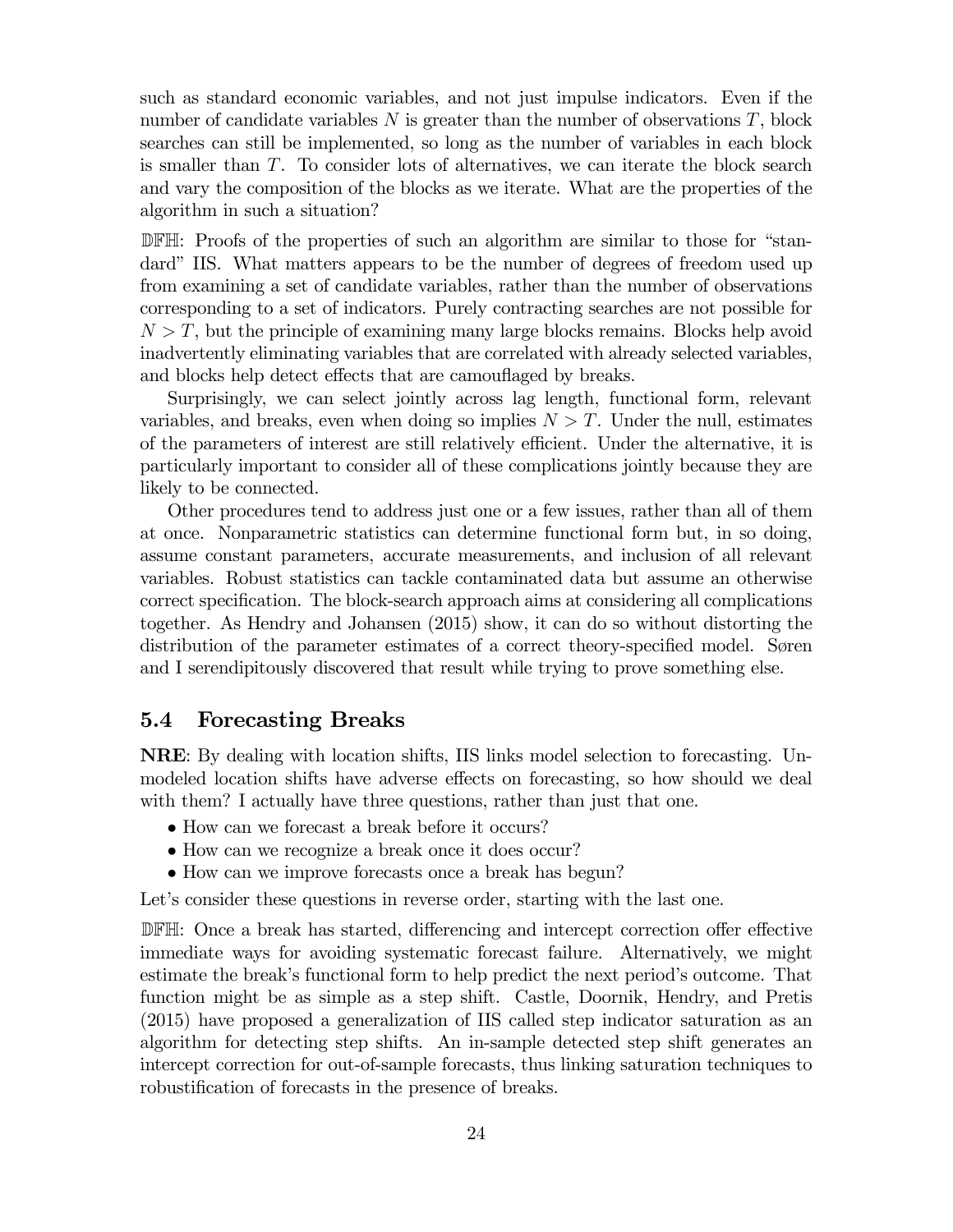such as standard economic variables, and not just impulse indicators. Even if the number of candidate variables $N$ is greater than the number of observations $T$, block searches can still be implemented, so long as the number of variables in each block is smaller than $T$. To consider lots of alternatives, we can iterate the block search and vary the composition of the blocks as we iterate. What are the properties of the algorithm in such a situation?

𝔻𝔽ℍ: Proofs of the properties of such an algorithm are similar to those for "standard" IIS. What matters appears to be the number of degrees of freedom used up from examining a set of candidate variables, rather than the number of observations corresponding to a set of indicators. Purely contracting searches are not possible for $N > T$, but the principle of examining many large blocks remains. Blocks help avoid inadvertently eliminating variables that are correlated with already selected variables, and blocks help detect effects that are camouflaged by breaks.

Surprisingly, we can select jointly across lag length, functional form, relevant variables, and breaks, even when doing so implies $N > T$. Under the null, estimates of the parameters of interest are still relatively efficient. Under the alternative, it is particularly important to consider all of these complications jointly because they are likely to be connected.

Other procedures tend to address just one or a few issues, rather than all of them at once. Nonparametric statistics can determine functional form but, in so doing, assume constant parameters, accurate measurements, and inclusion of all relevant variables. Robust statistics can tackle contaminated data but assume an otherwise correct specification. The block-search approach aims at considering all complications together. As Hendry and Johansen (2015) show, it can do so without distorting the distribution of the parameter estimates of a correct theory-specified model. Søren and I serendipitously discovered that result while trying to prove something else.

## 5.4 Forecasting Breaks

**NRE**: By dealing with location shifts, IIS links model selection to forecasting. Unmodeled location shifts have adverse effects on forecasting, so how should we deal with them? I actually have three questions, rather than just that one.

- How can we forecast a break before it occurs?
- How can we recognize a break once it does occur?
- How can we improve forecasts once a break has begun?

Let's consider these questions in reverse order, starting with the last one.

𝔻𝔽ℍ: Once a break has started, differencing and intercept correction offer effective immediate ways for avoiding systematic forecast failure. Alternatively, we might estimate the break's functional form to help predict the next period's outcome. That function might be as simple as a step shift. Castle, Doornik, Hendry, and Pretis (2015) have proposed a generalization of IIS called step indicator saturation as an algorithm for detecting step shifts. An in-sample detected step shift generates an intercept correction for out-of-sample forecasts, thus linking saturation techniques to robustification of forecasts in the presence of breaks.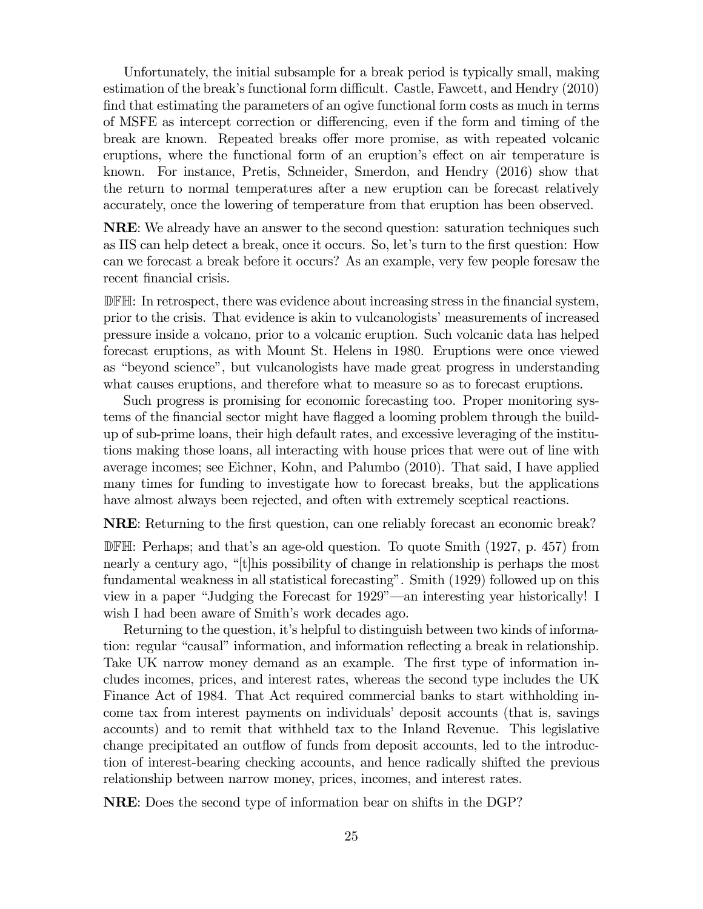Unfortunately, the initial subsample for a break period is typically small, making estimation of the break's functional form difficult. Castle, Fawcett, and Hendry (2010) find that estimating the parameters of an ogive functional form costs as much in terms of MSFE as intercept correction or differencing, even if the form and timing of the break are known. Repeated breaks offer more promise, as with repeated volcanic eruptions, where the functional form of an eruption's effect on air temperature is known. For instance, Pretis, Schneider, Smerdon, and Hendry (2016) show that the return to normal temperatures after a new eruption can be forecast relatively accurately, once the lowering of temperature from that eruption has been observed.

**NRE**: We already have an answer to the second question: saturation techniques such as IIS can help detect a break, once it occurs. So, let's turn to the first question: How can we forecast a break before it occurs? As an example, very few people foresaw the recent financial crisis.

𝔻𝔽ℍ: In retrospect, there was evidence about increasing stress in the financial system, prior to the crisis. That evidence is akin to vulcanologists' measurements of increased pressure inside a volcano, prior to a volcanic eruption. Such volcanic data has helped forecast eruptions, as with Mount St. Helens in 1980. Eruptions were once viewed as "beyond science", but vulcanologists have made great progress in understanding what causes eruptions, and therefore what to measure so as to forecast eruptions.

Such progress is promising for economic forecasting too. Proper monitoring systems of the financial sector might have flagged a looming problem through the build-up of sub-prime loans, their high default rates, and excessive leveraging of the institutions making those loans, all interacting with house prices that were out of line with average incomes; see Eichner, Kohn, and Palumbo (2010). That said, I have applied many times for funding to investigate how to forecast breaks, but the applications have almost always been rejected, and often with extremely sceptical reactions.

**NRE**: Returning to the first question, can one reliably forecast an economic break?

𝔻𝔽ℍ: Perhaps; and that's an age-old question. To quote Smith (1927, p. 457) from nearly a century ago, "[t]his possibility of change in relationship is perhaps the most fundamental weakness in all statistical forecasting". Smith (1929) followed up on this view in a paper "Judging the Forecast for 1929"—an interesting year historically! I wish I had been aware of Smith's work decades ago.

Returning to the question, it's helpful to distinguish between two kinds of information: regular "causal" information, and information reflecting a break in relationship. Take UK narrow money demand as an example. The first type of information includes incomes, prices, and interest rates, whereas the second type includes the UK Finance Act of 1984. That Act required commercial banks to start withholding income tax from interest payments on individuals' deposit accounts (that is, savings accounts) and to remit that withheld tax to the Inland Revenue. This legislative change precipitated an outflow of funds from deposit accounts, led to the introduction of interest-bearing checking accounts, and hence radically shifted the previous relationship between narrow money, prices, incomes, and interest rates.

**NRE**: Does the second type of information bear on shifts in the DGP?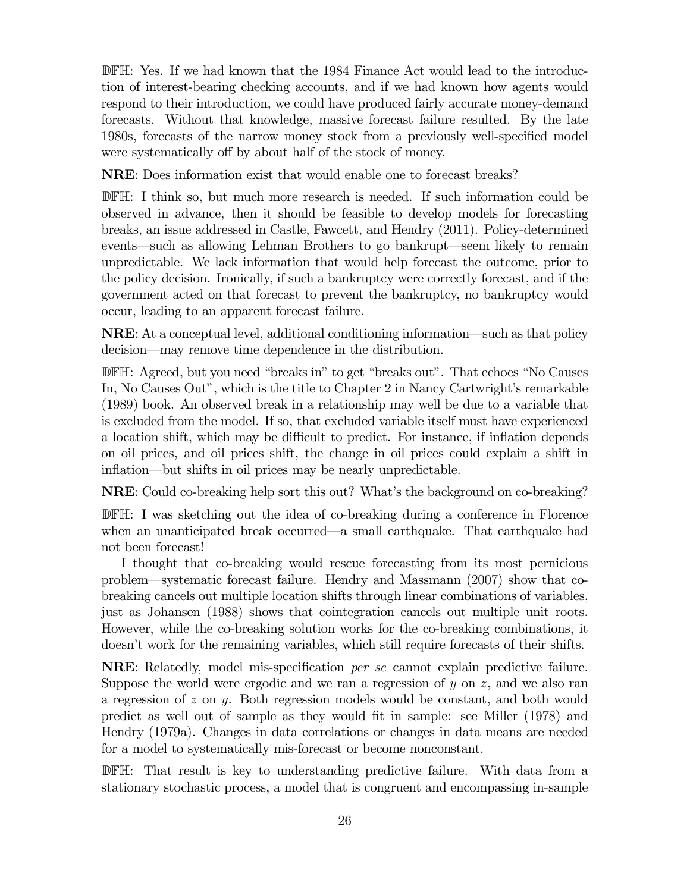**DFH**: Yes. If we had known that the 1984 Finance Act would lead to the introduction of interest-bearing checking accounts, and if we had known how agents would respond to their introduction, we could have produced fairly accurate money-demand forecasts. Without that knowledge, massive forecast failure resulted. By the late 1980s, forecasts of the narrow money stock from a previously well-specified model were systematically off by about half of the stock of money.

**NRE**: Does information exist that would enable one to forecast breaks?

**DFH**: I think so, but much more research is needed. If such information could be observed in advance, then it should be feasible to develop models for forecasting breaks, an issue addressed in Castle, Fawcett, and Hendry (2011). Policy-determined events—such as allowing Lehman Brothers to go bankrupt—seem likely to remain unpredictable. We lack information that would help forecast the outcome, prior to the policy decision. Ironically, if such a bankruptcy were correctly forecast, and if the government acted on that forecast to prevent the bankruptcy, no bankruptcy would occur, leading to an apparent forecast failure.

**NRE**: At a conceptual level, additional conditioning information—such as that policy decision—may remove time dependence in the distribution.

**DFH**: Agreed, but you need "breaks in" to get "breaks out". That echoes "No Causes In, No Causes Out", which is the title to Chapter 2 in Nancy Cartwright's remarkable (1989) book. An observed break in a relationship may well be due to a variable that is excluded from the model. If so, that excluded variable itself must have experienced a location shift, which may be difficult to predict. For instance, if inflation depends on oil prices, and oil prices shift, the change in oil prices could explain a shift in inflation—but shifts in oil prices may be nearly unpredictable.

**NRE**: Could co-breaking help sort this out? What's the background on co-breaking?

**DFH**: I was sketching out the idea of co-breaking during a conference in Florence when an unanticipated break occurred—a small earthquake. That earthquake had not been forecast!

I thought that co-breaking would rescue forecasting from its most pernicious problem—systematic forecast failure. Hendry and Massmann (2007) show that co-breaking cancels out multiple location shifts through linear combinations of variables, just as Johansen (1988) shows that cointegration cancels out multiple unit roots. However, while the co-breaking solution works for the co-breaking combinations, it doesn't work for the remaining variables, which still require forecasts of their shifts.

**NRE**: Relatedly, model mis-specification *per se* cannot explain predictive failure. Suppose the world were ergodic and we ran a regression of $y$ on $z$, and we also ran a regression of $z$ on $y$. Both regression models would be constant, and both would predict as well out of sample as they would fit in sample: see Miller (1978) and Hendry (1979a). Changes in data correlations or changes in data means are needed for a model to systematically mis-forecast or become nonconstant.

**DFH**: That result is key to understanding predictive failure. With data from a stationary stochastic process, a model that is congruent and encompassing in-sample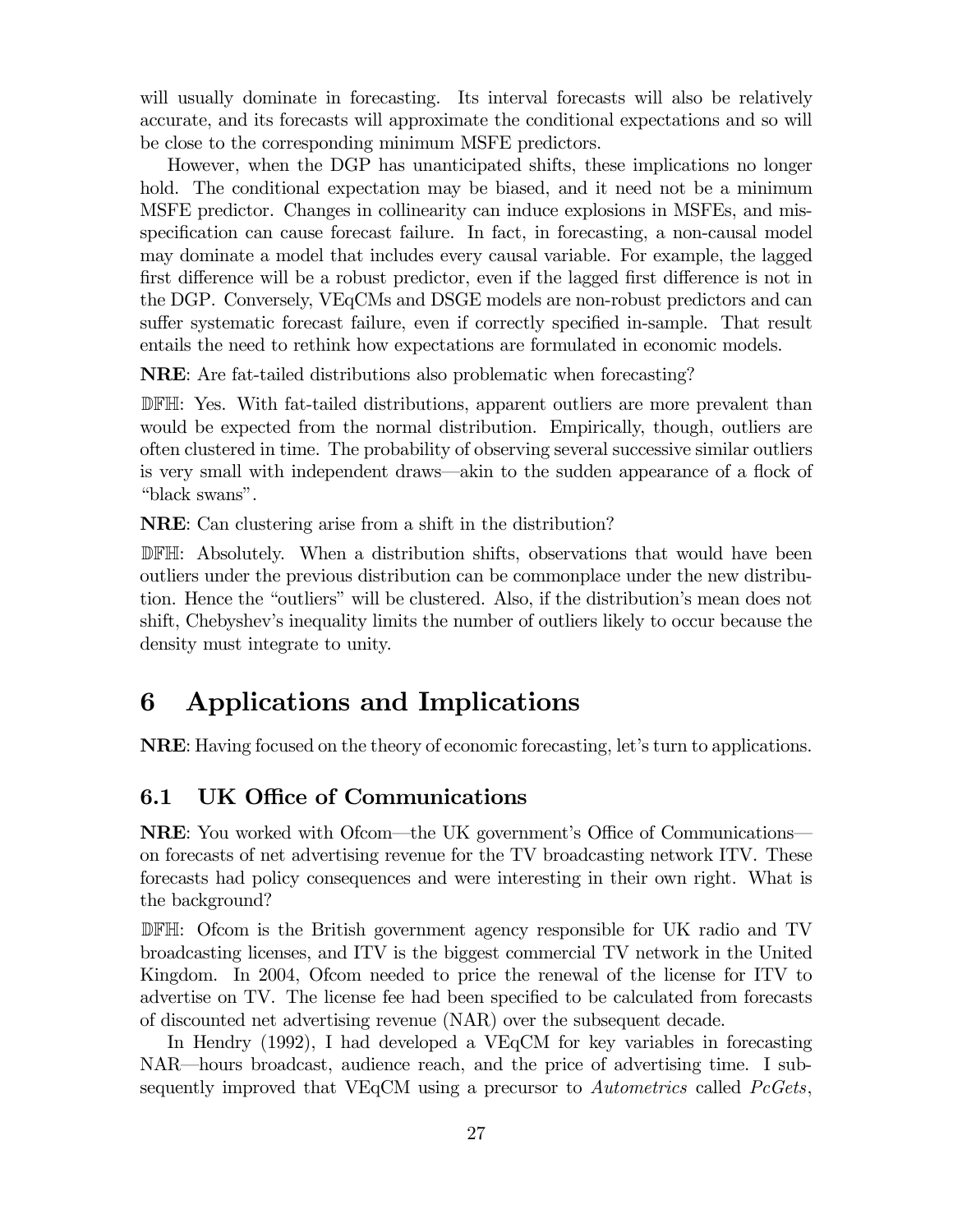will usually dominate in forecasting. Its interval forecasts will also be relatively accurate, and its forecasts will approximate the conditional expectations and so will be close to the corresponding minimum MSFE predictors.

However, when the DGP has unanticipated shifts, these implications no longer hold. The conditional expectation may be biased, and it need not be a minimum MSFE predictor. Changes in collinearity can induce explosions in MSFEs, and misspecification can cause forecast failure. In fact, in forecasting, a non-causal model may dominate a model that includes every causal variable. For example, the lagged first difference will be a robust predictor, even if the lagged first difference is not in the DGP. Conversely, VEqCMs and DSGE models are non-robust predictors and can suffer systematic forecast failure, even if correctly specified in-sample. That result entails the need to rethink how expectations are formulated in economic models.

**NRE**: Are fat-tailed distributions also problematic when forecasting?

𝔻𝔽ℍ: Yes. With fat-tailed distributions, apparent outliers are more prevalent than would be expected from the normal distribution. Empirically, though, outliers are often clustered in time. The probability of observing several successive similar outliers is very small with independent draws—akin to the sudden appearance of a flock of "black swans".

**NRE**: Can clustering arise from a shift in the distribution?

𝔻𝔽ℍ: Absolutely. When a distribution shifts, observations that would have been outliers under the previous distribution can be commonplace under the new distribution. Hence the "outliers" will be clustered. Also, if the distribution's mean does not shift, Chebyshev's inequality limits the number of outliers likely to occur because the density must integrate to unity.

# 6 Applications and Implications

**NRE**: Having focused on the theory of economic forecasting, let's turn to applications.

## 6.1 UK Office of Communications

**NRE**: You worked with Ofcom—the UK government's Office of Communications—on forecasts of net advertising revenue for the TV broadcasting network ITV. These forecasts had policy consequences and were interesting in their own right. What is the background?

𝔻𝔽ℍ: Ofcom is the British government agency responsible for UK radio and TV broadcasting licenses, and ITV is the biggest commercial TV network in the United Kingdom. In 2004, Ofcom needed to price the renewal of the license for ITV to advertise on TV. The license fee had been specified to be calculated from forecasts of discounted net advertising revenue (NAR) over the subsequent decade.

In Hendry (1992), I had developed a VEqCM for key variables in forecasting NAR—hours broadcast, audience reach, and the price of advertising time. I subsequently improved that VEqCM using a precursor to *Autometrics* called *PcGets*,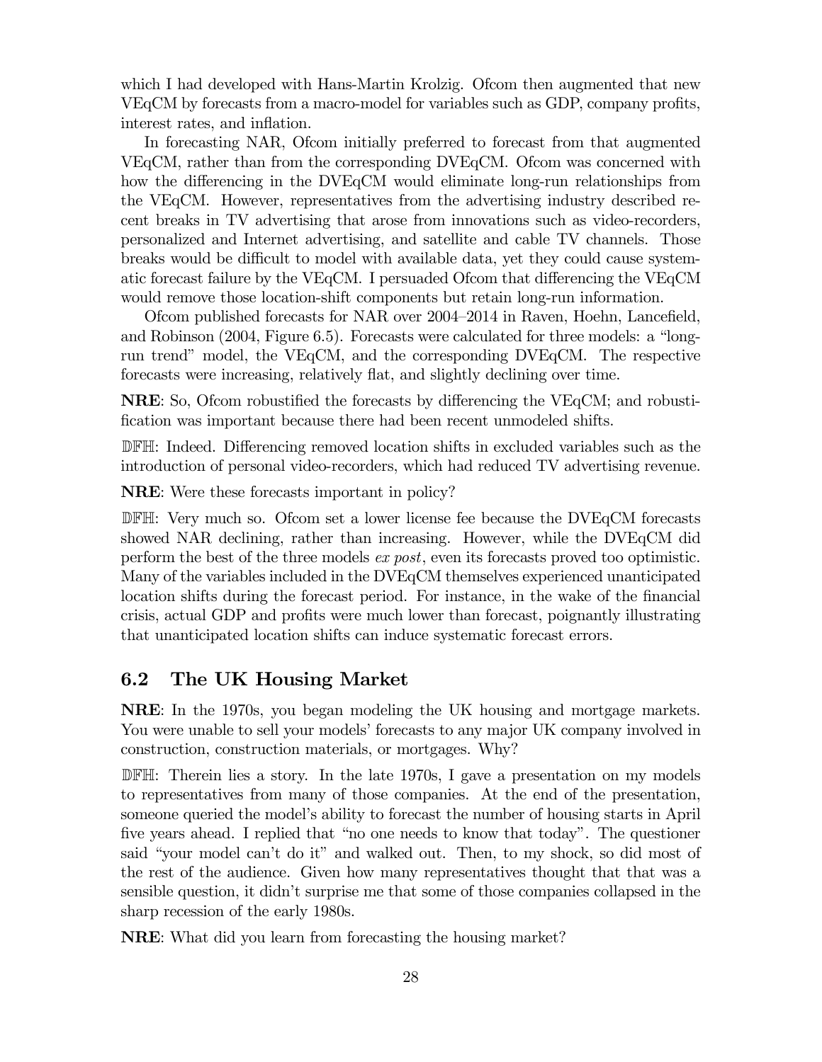which I had developed with Hans-Martin Krolzig. Ofcom then augmented that new VEqCM by forecasts from a macro-model for variables such as GDP, company profits, interest rates, and inflation.

In forecasting NAR, Ofcom initially preferred to forecast from that augmented VEqCM, rather than from the corresponding DVEqCM. Ofcom was concerned with how the differencing in the DVEqCM would eliminate long-run relationships from the VEqCM. However, representatives from the advertising industry described recent breaks in TV advertising that arose from innovations such as video-recorders, personalized and Internet advertising, and satellite and cable TV channels. Those breaks would be difficult to model with available data, yet they could cause systematic forecast failure by the VEqCM. I persuaded Ofcom that differencing the VEqCM would remove those location-shift components but retain long-run information.

Ofcom published forecasts for NAR over 2004–2014 in Raven, Hoehn, Lancefield, and Robinson (2004, Figure 6.5). Forecasts were calculated for three models: a "long-run trend" model, the VEqCM, and the corresponding DVEqCM. The respective forecasts were increasing, relatively flat, and slightly declining over time.

**NRE**: So, Ofcom robustified the forecasts by differencing the VEqCM; and robustification was important because there had been recent unmodeled shifts.

**DFH**: Indeed. Differencing removed location shifts in excluded variables such as the introduction of personal video-recorders, which had reduced TV advertising revenue.

**NRE**: Were these forecasts important in policy?

**DFH**: Very much so. Ofcom set a lower license fee because the DVEqCM forecasts showed NAR declining, rather than increasing. However, while the DVEqCM did perform the best of the three models *ex post*, even its forecasts proved too optimistic. Many of the variables included in the DVEqCM themselves experienced unanticipated location shifts during the forecast period. For instance, in the wake of the financial crisis, actual GDP and profits were much lower than forecast, poignantly illustrating that unanticipated location shifts can induce systematic forecast errors.

## 6.2 The UK Housing Market

**NRE**: In the 1970s, you began modeling the UK housing and mortgage markets. You were unable to sell your models' forecasts to any major UK company involved in construction, construction materials, or mortgages. Why?

**DFH**: Therein lies a story. In the late 1970s, I gave a presentation on my models to representatives from many of those companies. At the end of the presentation, someone queried the model's ability to forecast the number of housing starts in April five years ahead. I replied that "no one needs to know that today". The questioner said "your model can't do it" and walked out. Then, to my shock, so did most of the rest of the audience. Given how many representatives thought that that was a sensible question, it didn't surprise me that some of those companies collapsed in the sharp recession of the early 1980s.

**NRE**: What did you learn from forecasting the housing market?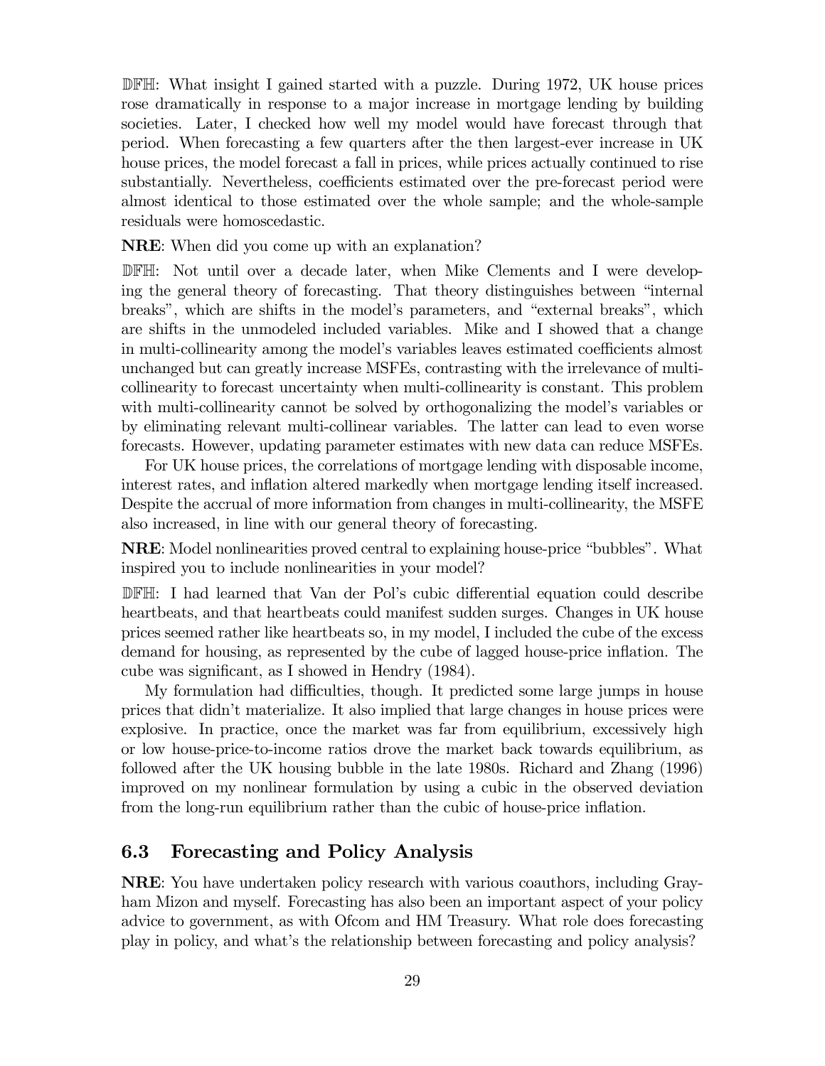**DFH**: What insight I gained started with a puzzle. During 1972, UK house prices rose dramatically in response to a major increase in mortgage lending by building societies. Later, I checked how well my model would have forecast through that period. When forecasting a few quarters after the then largest-ever increase in UK house prices, the model forecast a fall in prices, while prices actually continued to rise substantially. Nevertheless, coefficients estimated over the pre-forecast period were almost identical to those estimated over the whole sample; and the whole-sample residuals were homoscedastic.

**NRE**: When did you come up with an explanation?

**DFH**: Not until over a decade later, when Mike Clements and I were developing the general theory of forecasting. That theory distinguishes between "internal breaks", which are shifts in the model's parameters, and "external breaks", which are shifts in the unmodeled included variables. Mike and I showed that a change in multi-collinearity among the model's variables leaves estimated coefficients almost unchanged but can greatly increase MSFEs, contrasting with the irrelevance of multi-collinearity to forecast uncertainty when multi-collinearity is constant. This problem with multi-collinearity cannot be solved by orthogonalizing the model's variables or by eliminating relevant multi-collinear variables. The latter can lead to even worse forecasts. However, updating parameter estimates with new data can reduce MSFEs.

For UK house prices, the correlations of mortgage lending with disposable income, interest rates, and inflation altered markedly when mortgage lending itself increased. Despite the accrual of more information from changes in multi-collinearity, the MSFE also increased, in line with our general theory of forecasting.

**NRE**: Model nonlinearities proved central to explaining house-price "bubbles". What inspired you to include nonlinearities in your model?

**DFH**: I had learned that Van der Pol's cubic differential equation could describe heartbeats, and that heartbeats could manifest sudden surges. Changes in UK house prices seemed rather like heartbeats so, in my model, I included the cube of the excess demand for housing, as represented by the cube of lagged house-price inflation. The cube was significant, as I showed in Hendry (1984).

My formulation had difficulties, though. It predicted some large jumps in house prices that didn't materialize. It also implied that large changes in house prices were explosive. In practice, once the market was far from equilibrium, excessively high or low house-price-to-income ratios drove the market back towards equilibrium, as followed after the UK housing bubble in the late 1980s. Richard and Zhang (1996) improved on my nonlinear formulation by using a cubic in the observed deviation from the long-run equilibrium rather than the cubic of house-price inflation.

## 6.3 Forecasting and Policy Analysis

**NRE**: You have undertaken policy research with various coauthors, including Grayham Mizon and myself. Forecasting has also been an important aspect of your policy advice to government, as with Ofcom and HM Treasury. What role does forecasting play in policy, and what's the relationship between forecasting and policy analysis?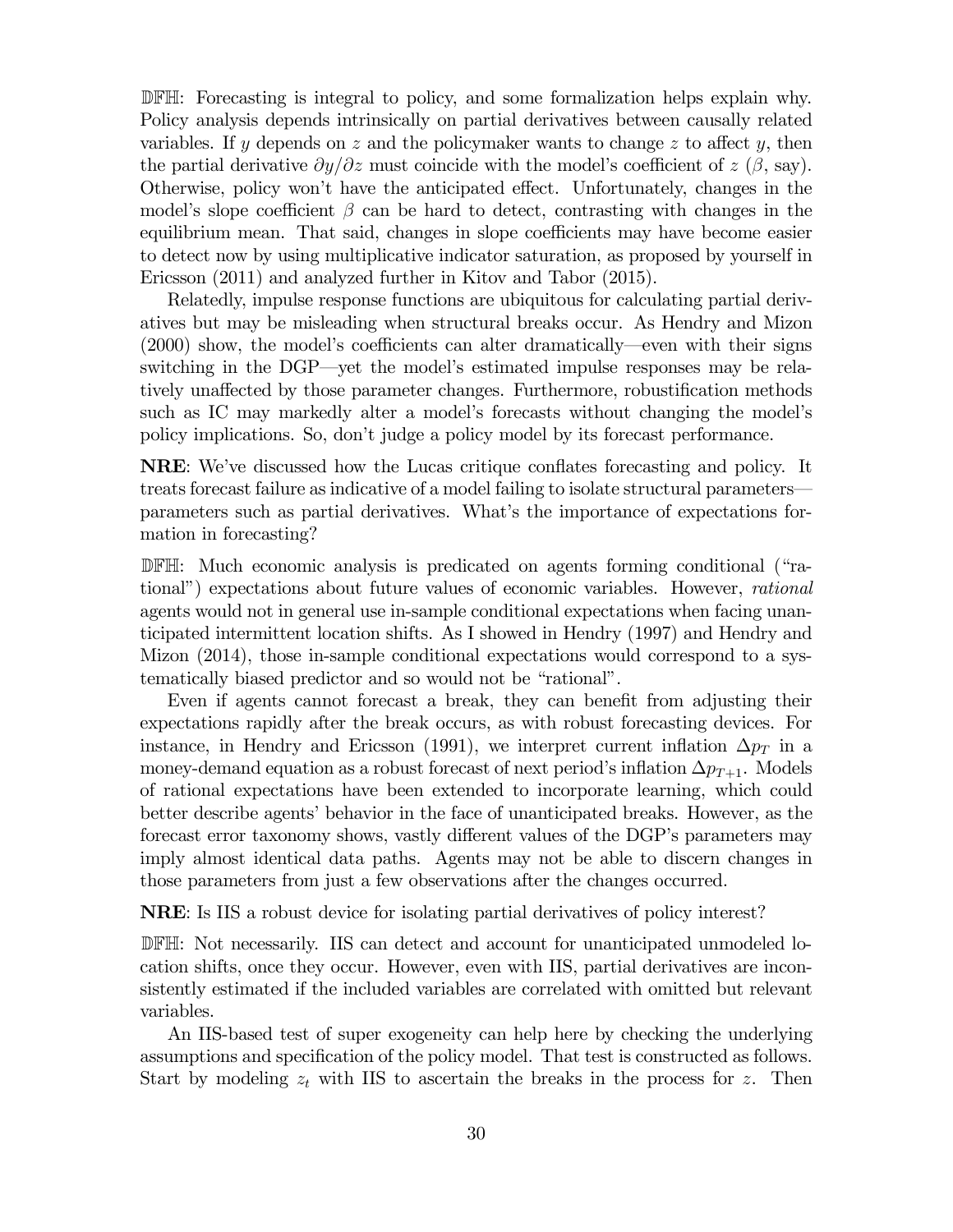**𝔻𝔽ℍ**: Forecasting is integral to policy, and some formalization helps explain why. Policy analysis depends intrinsically on partial derivatives between causally related variables. If $y$ depends on $z$ and the policymaker wants to change $z$ to affect $y$, then the partial derivative $\partial y/\partial z$ must coincide with the model's coefficient of $z$ ($\beta$, say). Otherwise, policy won't have the anticipated effect. Unfortunately, changes in the model's slope coefficient $\beta$ can be hard to detect, contrasting with changes in the equilibrium mean. That said, changes in slope coefficients may have become easier to detect now by using multiplicative indicator saturation, as proposed by yourself in Ericsson (2011) and analyzed further in Kitov and Tabor (2015).

Relatedly, impulse response functions are ubiquitous for calculating partial derivatives but may be misleading when structural breaks occur. As Hendry and Mizon (2000) show, the model's coefficients can alter dramatically—even with their signs switching in the DGP—yet the model's estimated impulse responses may be relatively unaffected by those parameter changes. Furthermore, robustification methods such as IC may markedly alter a model's forecasts without changing the model's policy implications. So, don't judge a policy model by its forecast performance.

**NRE**: We've discussed how the Lucas critique conflates forecasting and policy. It treats forecast failure as indicative of a model failing to isolate structural parameters—parameters such as partial derivatives. What's the importance of expectations formation in forecasting?

**𝔻𝔽ℍ**: Much economic analysis is predicated on agents forming conditional ("rational") expectations about future values of economic variables. However, *rational* agents would not in general use in-sample conditional expectations when facing unanticipated intermittent location shifts. As I showed in Hendry (1997) and Hendry and Mizon (2014), those in-sample conditional expectations would correspond to a systematically biased predictor and so would not be "rational".

Even if agents cannot forecast a break, they can benefit from adjusting their expectations rapidly after the break occurs, as with robust forecasting devices. For instance, in Hendry and Ericsson (1991), we interpret current inflation $\Delta p_T$ in a money-demand equation as a robust forecast of next period's inflation $\Delta p_{T+1}$. Models of rational expectations have been extended to incorporate learning, which could better describe agents' behavior in the face of unanticipated breaks. However, as the forecast error taxonomy shows, vastly different values of the DGP's parameters may imply almost identical data paths. Agents may not be able to discern changes in those parameters from just a few observations after the changes occurred.

**NRE**: Is IIS a robust device for isolating partial derivatives of policy interest?

**𝔻𝔽ℍ**: Not necessarily. IIS can detect and account for unanticipated unmodeled location shifts, once they occur. However, even with IIS, partial derivatives are inconsistently estimated if the included variables are correlated with omitted but relevant variables.

An IIS-based test of super exogeneity can help here by checking the underlying assumptions and specification of the policy model. That test is constructed as follows. Start by modeling $z_t$ with IIS to ascertain the breaks in the process for $z$. Then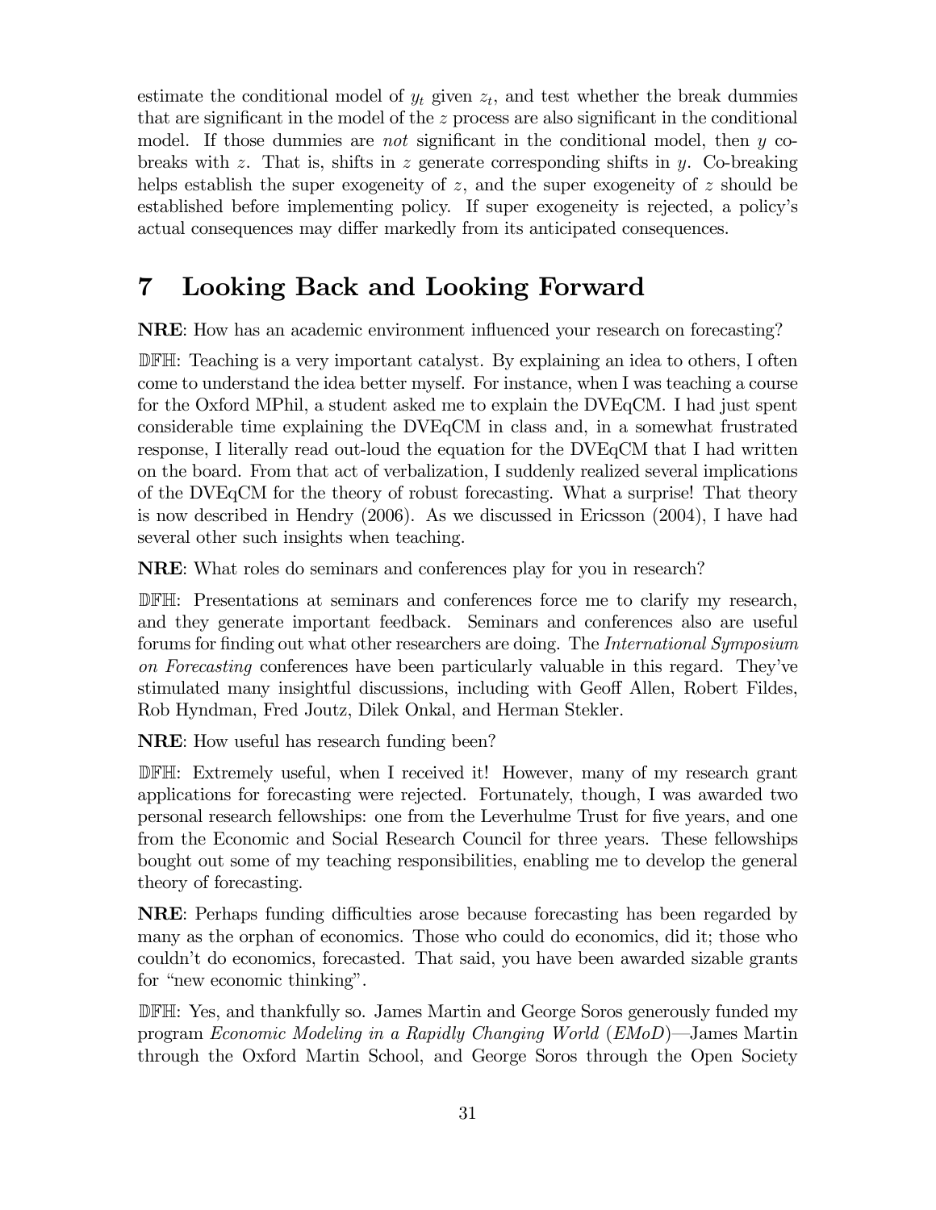estimate the conditional model of $y_t$ given $z_t$, and test whether the break dummies that are significant in the model of the $z$ process are also significant in the conditional model. If those dummies are *not* significant in the conditional model, then $y$ co-breaks with $z$. That is, shifts in $z$ generate corresponding shifts in $y$. Co-breaking helps establish the super exogeneity of $z$, and the super exogeneity of $z$ should be established before implementing policy. If super exogeneity is rejected, a policy's actual consequences may differ markedly from its anticipated consequences.

## 7 Looking Back and Looking Forward

**NRE**: How has an academic environment influenced your research on forecasting?

𝔻𝔽ℍ: Teaching is a very important catalyst. By explaining an idea to others, I often come to understand the idea better myself. For instance, when I was teaching a course for the Oxford MPhil, a student asked me to explain the DVEqCM. I had just spent considerable time explaining the DVEqCM in class and, in a somewhat frustrated response, I literally read out-loud the equation for the DVEqCM that I had written on the board. From that act of verbalization, I suddenly realized several implications of the DVEqCM for the theory of robust forecasting. What a surprise! That theory is now described in Hendry (2006). As we discussed in Ericsson (2004), I have had several other such insights when teaching.

**NRE**: What roles do seminars and conferences play for you in research?

𝔻𝔽ℍ: Presentations at seminars and conferences force me to clarify my research, and they generate important feedback. Seminars and conferences also are useful forums for finding out what other researchers are doing. The *International Symposium on Forecasting* conferences have been particularly valuable in this regard. They've stimulated many insightful discussions, including with Geoff Allen, Robert Fildes, Rob Hyndman, Fred Joutz, Dilek Onkal, and Herman Stekler.

**NRE**: How useful has research funding been?

𝔻𝔽ℍ: Extremely useful, when I received it! However, many of my research grant applications for forecasting were rejected. Fortunately, though, I was awarded two personal research fellowships: one from the Leverhulme Trust for five years, and one from the Economic and Social Research Council for three years. These fellowships bought out some of my teaching responsibilities, enabling me to develop the general theory of forecasting.

**NRE**: Perhaps funding difficulties arose because forecasting has been regarded by many as the orphan of economics. Those who could do economics, did it; those who couldn't do economics, forecasted. That said, you have been awarded sizable grants for "new economic thinking".

𝔻𝔽ℍ: Yes, and thankfully so. James Martin and George Soros generously funded my program *Economic Modeling in a Rapidly Changing World* (*EMoD*)—James Martin through the Oxford Martin School, and George Soros through the Open Society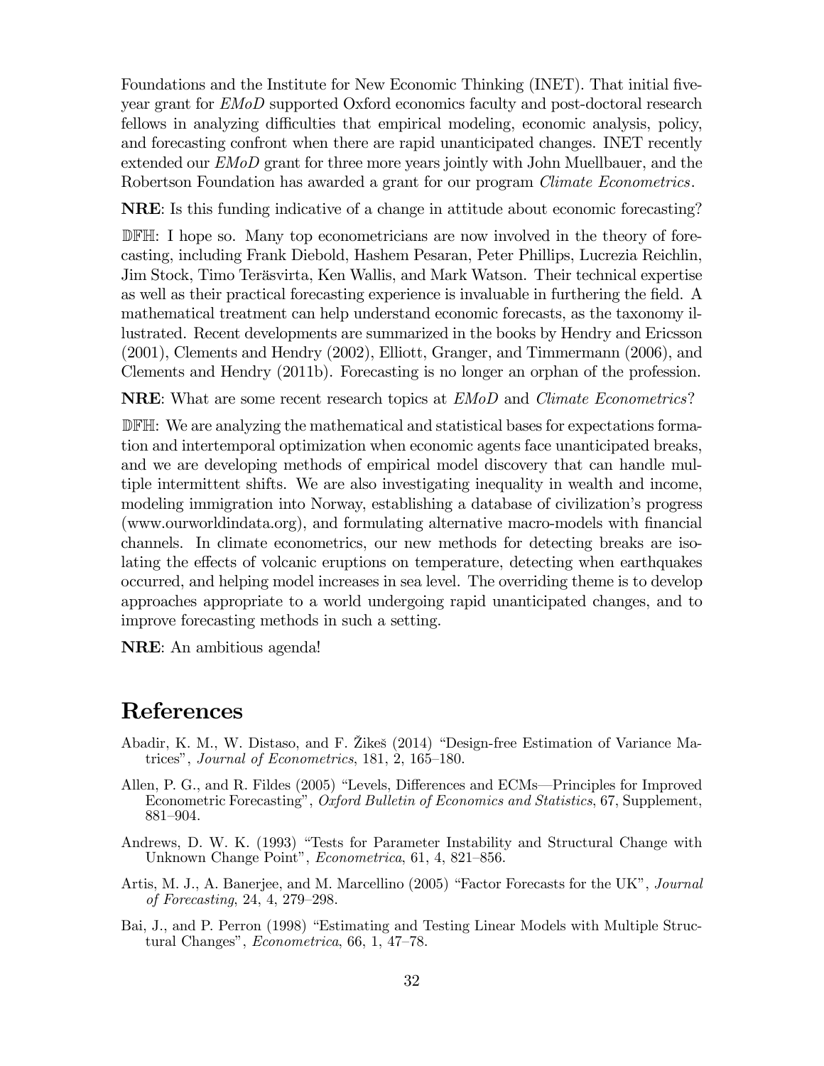Foundations and the Institute for New Economic Thinking (INET). That initial five-year grant for *EMoD* supported Oxford economics faculty and post-doctoral research fellows in analyzing difficulties that empirical modeling, economic analysis, policy, and forecasting confront when there are rapid unanticipated changes. INET recently extended our *EMoD* grant for three more years jointly with John Muellbauer, and the Robertson Foundation has awarded a grant for our program *Climate Econometrics*.

**NRE**: Is this funding indicative of a change in attitude about economic forecasting?

𝔻𝔽ℍ: I hope so. Many top econometricians are now involved in the theory of forecasting, including Frank Diebold, Hashem Pesaran, Peter Phillips, Lucrezia Reichlin, Jim Stock, Timo Teräsvirta, Ken Wallis, and Mark Watson. Their technical expertise as well as their practical forecasting experience is invaluable in furthering the field. A mathematical treatment can help understand economic forecasts, as the taxonomy illustrated. Recent developments are summarized in the books by Hendry and Ericsson (2001), Clements and Hendry (2002), Elliott, Granger, and Timmermann (2006), and Clements and Hendry (2011b). Forecasting is no longer an orphan of the profession.

**NRE**: What are some recent research topics at *EMoD* and *Climate Econometrics*?

𝔻𝔽ℍ: We are analyzing the mathematical and statistical bases for expectations formation and intertemporal optimization when economic agents face unanticipated breaks, and we are developing methods of empirical model discovery that can handle multiple intermittent shifts. We are also investigating inequality in wealth and income, modeling immigration into Norway, establishing a database of civilization's progress (www.ourworldindata.org), and formulating alternative macro-models with financial channels. In climate econometrics, our new methods for detecting breaks are isolating the effects of volcanic eruptions on temperature, detecting when earthquakes occurred, and helping model increases in sea level. The overriding theme is to develop approaches appropriate to a world undergoing rapid unanticipated changes, and to improve forecasting methods in such a setting.

**NRE**: An ambitious agenda!

# References

Abadir, K. M., W. Distaso, and F. Žikeš (2014) "Design-free Estimation of Variance Matrices", *Journal of Econometrics*, 181, 2, 165–180.

Allen, P. G., and R. Fildes (2005) "Levels, Differences and ECMs—Principles for Improved Econometric Forecasting", *Oxford Bulletin of Economics and Statistics*, 67, Supplement, 881–904.

Andrews, D. W. K. (1993) "Tests for Parameter Instability and Structural Change with Unknown Change Point", *Econometrica*, 61, 4, 821–856.

Artis, M. J., A. Banerjee, and M. Marcellino (2005) "Factor Forecasts for the UK", *Journal of Forecasting*, 24, 4, 279–298.

Bai, J., and P. Perron (1998) "Estimating and Testing Linear Models with Multiple Structural Changes", *Econometrica*, 66, 1, 47–78.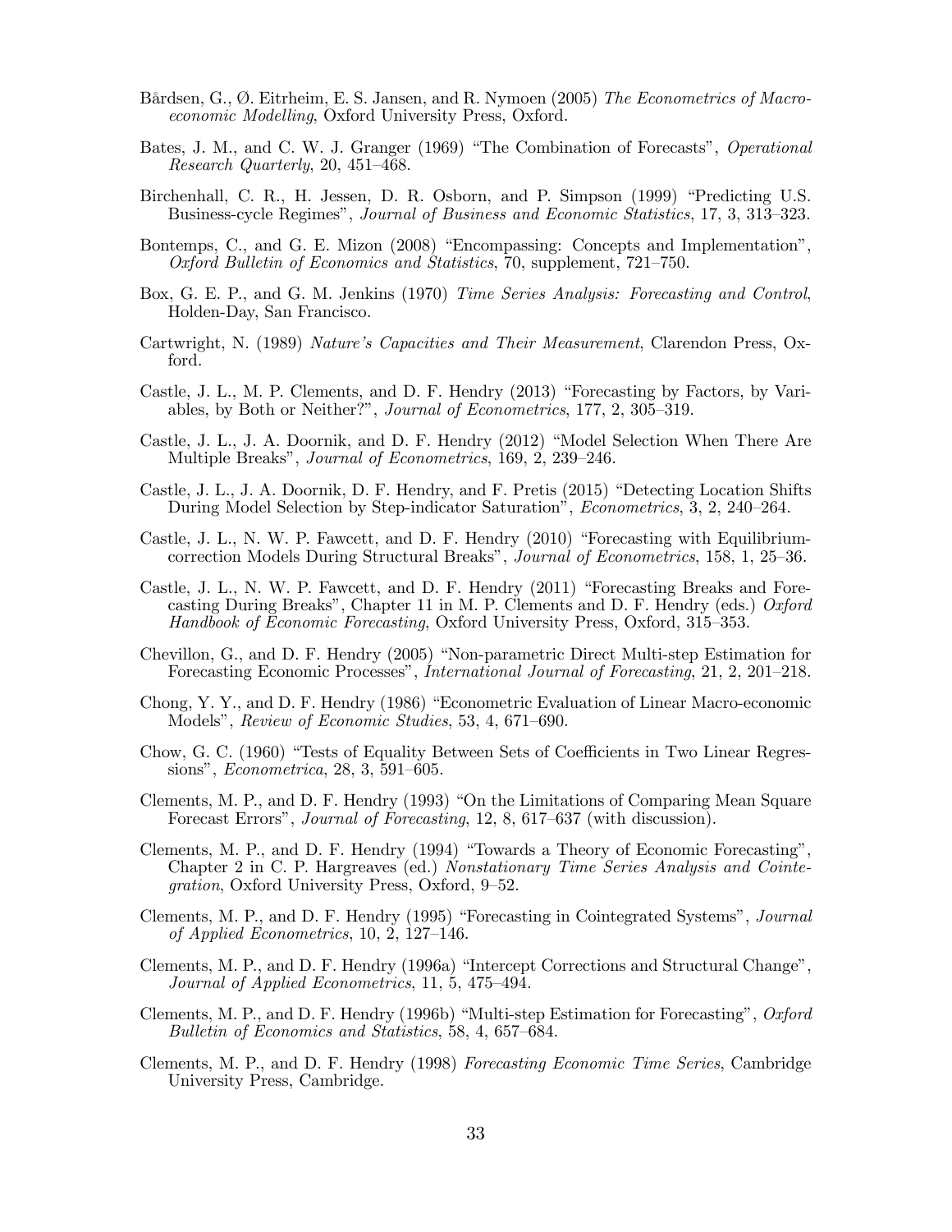Bårdsen, G., Ø. Eitrheim, E. S. Jansen, and R. Nymoen (2005) *The Econometrics of Macroeconomic Modelling*, Oxford University Press, Oxford.

Bates, J. M., and C. W. J. Granger (1969) "The Combination of Forecasts", *Operational Research Quarterly*, 20, 451–468.

Birchenhall, C. R., H. Jessen, D. R. Osborn, and P. Simpson (1999) "Predicting U.S. Business-cycle Regimes", *Journal of Business and Economic Statistics*, 17, 3, 313–323.

Bontemps, C., and G. E. Mizon (2008) "Encompassing: Concepts and Implementation", *Oxford Bulletin of Economics and Statistics*, 70, supplement, 721–750.

Box, G. E. P., and G. M. Jenkins (1970) *Time Series Analysis: Forecasting and Control*, Holden-Day, San Francisco.

Cartwright, N. (1989) *Nature's Capacities and Their Measurement*, Clarendon Press, Oxford.

Castle, J. L., M. P. Clements, and D. F. Hendry (2013) "Forecasting by Factors, by Variables, by Both or Neither?", *Journal of Econometrics*, 177, 2, 305–319.

Castle, J. L., J. A. Doornik, and D. F. Hendry (2012) "Model Selection When There Are Multiple Breaks", *Journal of Econometrics*, 169, 2, 239–246.

Castle, J. L., J. A. Doornik, D. F. Hendry, and F. Pretis (2015) "Detecting Location Shifts During Model Selection by Step-indicator Saturation", *Econometrics*, 3, 2, 240–264.

Castle, J. L., N. W. P. Fawcett, and D. F. Hendry (2010) "Forecasting with Equilibrium-correction Models During Structural Breaks", *Journal of Econometrics*, 158, 1, 25–36.

Castle, J. L., N. W. P. Fawcett, and D. F. Hendry (2011) "Forecasting Breaks and Forecasting During Breaks", Chapter 11 in M. P. Clements and D. F. Hendry (eds.) *Oxford Handbook of Economic Forecasting*, Oxford University Press, Oxford, 315–353.

Chevillon, G., and D. F. Hendry (2005) "Non-parametric Direct Multi-step Estimation for Forecasting Economic Processes", *International Journal of Forecasting*, 21, 2, 201–218.

Chong, Y. Y., and D. F. Hendry (1986) "Econometric Evaluation of Linear Macro-economic Models", *Review of Economic Studies*, 53, 4, 671–690.

Chow, G. C. (1960) "Tests of Equality Between Sets of Coefficients in Two Linear Regressions", *Econometrica*, 28, 3, 591–605.

Clements, M. P., and D. F. Hendry (1993) "On the Limitations of Comparing Mean Square Forecast Errors", *Journal of Forecasting*, 12, 8, 617–637 (with discussion).

Clements, M. P., and D. F. Hendry (1994) "Towards a Theory of Economic Forecasting", Chapter 2 in C. P. Hargreaves (ed.) *Nonstationary Time Series Analysis and Cointegration*, Oxford University Press, Oxford, 9–52.

Clements, M. P., and D. F. Hendry (1995) "Forecasting in Cointegrated Systems", *Journal of Applied Econometrics*, 10, 2, 127–146.

Clements, M. P., and D. F. Hendry (1996a) "Intercept Corrections and Structural Change", *Journal of Applied Econometrics*, 11, 5, 475–494.

Clements, M. P., and D. F. Hendry (1996b) "Multi-step Estimation for Forecasting", *Oxford Bulletin of Economics and Statistics*, 58, 4, 657–684.

Clements, M. P., and D. F. Hendry (1998) *Forecasting Economic Time Series*, Cambridge University Press, Cambridge.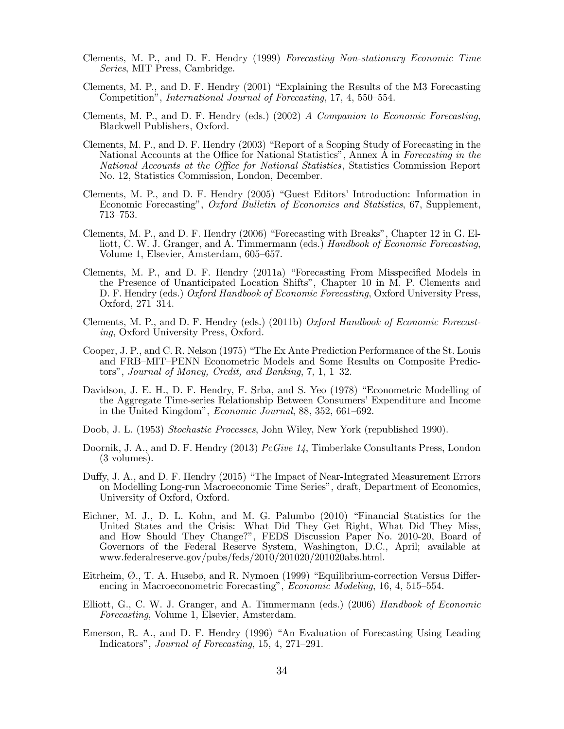Clements, M. P., and D. F. Hendry (1999) *Forecasting Non-stationary Economic Time Series*, MIT Press, Cambridge.

Clements, M. P., and D. F. Hendry (2001) "Explaining the Results of the M3 Forecasting Competition", *International Journal of Forecasting*, 17, 4, 550–554.

Clements, M. P., and D. F. Hendry (eds.) (2002) *A Companion to Economic Forecasting*, Blackwell Publishers, Oxford.

Clements, M. P., and D. F. Hendry (2003) "Report of a Scoping Study of Forecasting in the National Accounts at the Office for National Statistics", Annex A in *Forecasting in the National Accounts at the Office for National Statistics*, Statistics Commission Report No. 12, Statistics Commission, London, December.

Clements, M. P., and D. F. Hendry (2005) "Guest Editors' Introduction: Information in Economic Forecasting", *Oxford Bulletin of Economics and Statistics*, 67, Supplement, 713–753.

Clements, M. P., and D. F. Hendry (2006) "Forecasting with Breaks", Chapter 12 in G. Elliott, C. W. J. Granger, and A. Timmermann (eds.) *Handbook of Economic Forecasting*, Volume 1, Elsevier, Amsterdam, 605–657.

Clements, M. P., and D. F. Hendry (2011a) "Forecasting From Misspecified Models in the Presence of Unanticipated Location Shifts", Chapter 10 in M. P. Clements and D. F. Hendry (eds.) *Oxford Handbook of Economic Forecasting*, Oxford University Press, Oxford, 271–314.

Clements, M. P., and D. F. Hendry (eds.) (2011b) *Oxford Handbook of Economic Forecasting*, Oxford University Press, Oxford.

Cooper, J. P., and C. R. Nelson (1975) "The Ex Ante Prediction Performance of the St. Louis and FRB–MIT–PENN Econometric Models and Some Results on Composite Predictors", *Journal of Money, Credit, and Banking*, 7, 1, 1–32.

Davidson, J. E. H., D. F. Hendry, F. Srba, and S. Yeo (1978) "Econometric Modelling of the Aggregate Time-series Relationship Between Consumers' Expenditure and Income in the United Kingdom", *Economic Journal*, 88, 352, 661–692.

Doob, J. L. (1953) *Stochastic Processes*, John Wiley, New York (republished 1990).

Doornik, J. A., and D. F. Hendry (2013) *PcGive 14*, Timberlake Consultants Press, London (3 volumes).

Duffy, J. A., and D. F. Hendry (2015) "The Impact of Near-Integrated Measurement Errors on Modelling Long-run Macroeconomic Time Series", draft, Department of Economics, University of Oxford, Oxford.

Eichner, M. J., D. L. Kohn, and M. G. Palumbo (2010) "Financial Statistics for the United States and the Crisis: What Did They Get Right, What Did They Miss, and How Should They Change?", FEDS Discussion Paper No. 2010-20, Board of Governors of the Federal Reserve System, Washington, D.C., April; available at www.federalreserve.gov/pubs/feds/2010/201020/201020abs.html.

Eitrheim, Ø., T. A. Husebø, and R. Nymoen (1999) "Equilibrium-correction Versus Differencing in Macroeconometric Forecasting", *Economic Modeling*, 16, 4, 515–554.

Elliott, G., C. W. J. Granger, and A. Timmermann (eds.) (2006) *Handbook of Economic Forecasting*, Volume 1, Elsevier, Amsterdam.

Emerson, R. A., and D. F. Hendry (1996) "An Evaluation of Forecasting Using Leading Indicators", *Journal of Forecasting*, 15, 4, 271–291.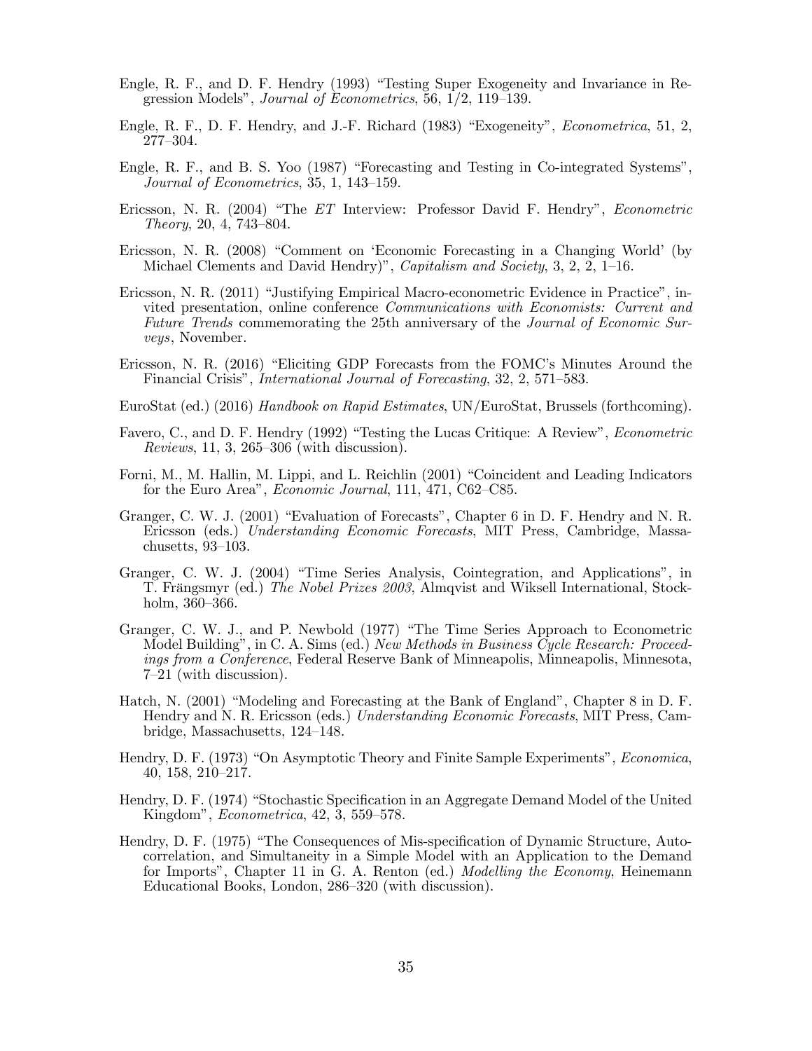Engle, R. F., and D. F. Hendry (1993) "Testing Super Exogeneity and Invariance in Regression Models", *Journal of Econometrics*, 56, 1/2, 119–139.

Engle, R. F., D. F. Hendry, and J.-F. Richard (1983) "Exogeneity", *Econometrica*, 51, 2, 277–304.

Engle, R. F., and B. S. Yoo (1987) "Forecasting and Testing in Co-integrated Systems", *Journal of Econometrics*, 35, 1, 143–159.

Ericsson, N. R. (2004) "The *ET* Interview: Professor David F. Hendry", *Econometric Theory*, 20, 4, 743–804.

Ericsson, N. R. (2008) "Comment on 'Economic Forecasting in a Changing World' (by Michael Clements and David Hendry)", *Capitalism and Society*, 3, 2, 2, 1–16.

Ericsson, N. R. (2011) "Justifying Empirical Macro-econometric Evidence in Practice", invited presentation, online conference *Communications with Economists: Current and Future Trends* commemorating the 25th anniversary of the *Journal of Economic Surveys*, November.

Ericsson, N. R. (2016) "Eliciting GDP Forecasts from the FOMC's Minutes Around the Financial Crisis", *International Journal of Forecasting*, 32, 2, 571–583.

EuroStat (ed.) (2016) *Handbook on Rapid Estimates*, UN/EuroStat, Brussels (forthcoming).

Favero, C., and D. F. Hendry (1992) "Testing the Lucas Critique: A Review", *Econometric Reviews*, 11, 3, 265–306 (with discussion).

Forni, M., M. Hallin, M. Lippi, and L. Reichlin (2001) "Coincident and Leading Indicators for the Euro Area", *Economic Journal*, 111, 471, C62–C85.

Granger, C. W. J. (2001) "Evaluation of Forecasts", Chapter 6 in D. F. Hendry and N. R. Ericsson (eds.) *Understanding Economic Forecasts*, MIT Press, Cambridge, Massachusetts, 93–103.

Granger, C. W. J. (2004) "Time Series Analysis, Cointegration, and Applications", in T. Frängsmyr (ed.) *The Nobel Prizes 2003*, Almqvist and Wiksell International, Stockholm, 360–366.

Granger, C. W. J., and P. Newbold (1977) "The Time Series Approach to Econometric Model Building", in C. A. Sims (ed.) *New Methods in Business Cycle Research: Proceedings from a Conference*, Federal Reserve Bank of Minneapolis, Minneapolis, Minnesota, 7–21 (with discussion).

Hatch, N. (2001) "Modeling and Forecasting at the Bank of England", Chapter 8 in D. F. Hendry and N. R. Ericsson (eds.) *Understanding Economic Forecasts*, MIT Press, Cambridge, Massachusetts, 124–148.

Hendry, D. F. (1973) "On Asymptotic Theory and Finite Sample Experiments", *Economica*, 40, 158, 210–217.

Hendry, D. F. (1974) "Stochastic Specification in an Aggregate Demand Model of the United Kingdom", *Econometrica*, 42, 3, 559–578.

Hendry, D. F. (1975) "The Consequences of Mis-specification of Dynamic Structure, Autocorrelation, and Simultaneity in a Simple Model with an Application to the Demand for Imports", Chapter 11 in G. A. Renton (ed.) *Modelling the Economy*, Heinemann Educational Books, London, 286–320 (with discussion).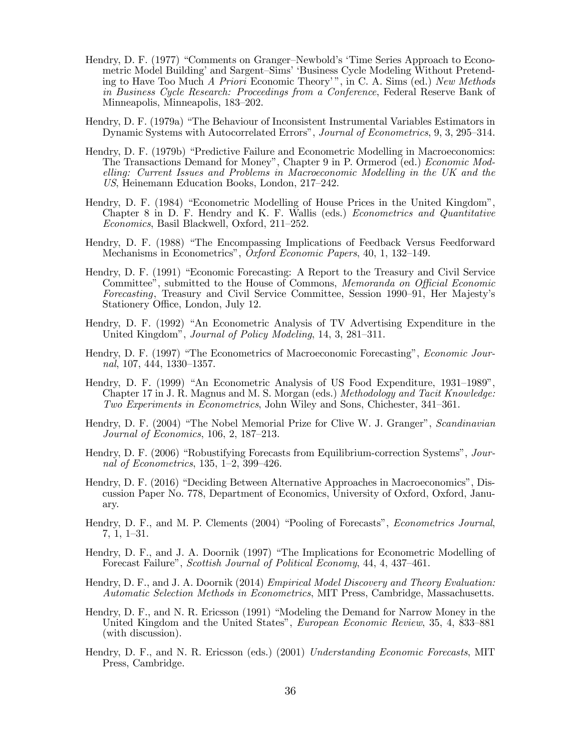Hendry, D. F. (1977) "Comments on Granger–Newbold's 'Time Series Approach to Econometric Model Building' and Sargent–Sims' 'Business Cycle Modeling Without Pretending to Have Too Much *A Priori* Economic Theory'", in C. A. Sims (ed.) *New Methods in Business Cycle Research: Proceedings from a Conference*, Federal Reserve Bank of Minneapolis, Minneapolis, 183–202.

Hendry, D. F. (1979a) "The Behaviour of Inconsistent Instrumental Variables Estimators in Dynamic Systems with Autocorrelated Errors", *Journal of Econometrics*, 9, 3, 295–314.

Hendry, D. F. (1979b) "Predictive Failure and Econometric Modelling in Macroeconomics: The Transactions Demand for Money", Chapter 9 in P. Ormerod (ed.) *Economic Modelling: Current Issues and Problems in Macroeconomic Modelling in the UK and the US*, Heinemann Education Books, London, 217–242.

Hendry, D. F. (1984) "Econometric Modelling of House Prices in the United Kingdom", Chapter 8 in D. F. Hendry and K. F. Wallis (eds.) *Econometrics and Quantitative Economics*, Basil Blackwell, Oxford, 211–252.

Hendry, D. F. (1988) "The Encompassing Implications of Feedback Versus Feedforward Mechanisms in Econometrics", *Oxford Economic Papers*, 40, 1, 132–149.

Hendry, D. F. (1991) "Economic Forecasting: A Report to the Treasury and Civil Service Committee", submitted to the House of Commons, *Memoranda on Official Economic Forecasting*, Treasury and Civil Service Committee, Session 1990–91, Her Majesty's Stationery Office, London, July 12.

Hendry, D. F. (1992) "An Econometric Analysis of TV Advertising Expenditure in the United Kingdom", *Journal of Policy Modeling*, 14, 3, 281–311.

Hendry, D. F. (1997) "The Econometrics of Macroeconomic Forecasting", *Economic Journal*, 107, 444, 1330–1357.

Hendry, D. F. (1999) "An Econometric Analysis of US Food Expenditure, 1931–1989", Chapter 17 in J. R. Magnus and M. S. Morgan (eds.) *Methodology and Tacit Knowledge: Two Experiments in Econometrics*, John Wiley and Sons, Chichester, 341–361.

Hendry, D. F. (2004) "The Nobel Memorial Prize for Clive W. J. Granger", *Scandinavian Journal of Economics*, 106, 2, 187–213.

Hendry, D. F. (2006) "Robustifying Forecasts from Equilibrium-correction Systems", *Journal of Econometrics*, 135, 1–2, 399–426.

Hendry, D. F. (2016) "Deciding Between Alternative Approaches in Macroeconomics", Discussion Paper No. 778, Department of Economics, University of Oxford, Oxford, January.

Hendry, D. F., and M. P. Clements (2004) "Pooling of Forecasts", *Econometrics Journal*, 7, 1, 1–31.

Hendry, D. F., and J. A. Doornik (1997) "The Implications for Econometric Modelling of Forecast Failure", *Scottish Journal of Political Economy*, 44, 4, 437–461.

Hendry, D. F., and J. A. Doornik (2014) *Empirical Model Discovery and Theory Evaluation: Automatic Selection Methods in Econometrics*, MIT Press, Cambridge, Massachusetts.

Hendry, D. F., and N. R. Ericsson (1991) "Modeling the Demand for Narrow Money in the United Kingdom and the United States", *European Economic Review*, 35, 4, 833–881 (with discussion).

Hendry, D. F., and N. R. Ericsson (eds.) (2001) *Understanding Economic Forecasts*, MIT Press, Cambridge.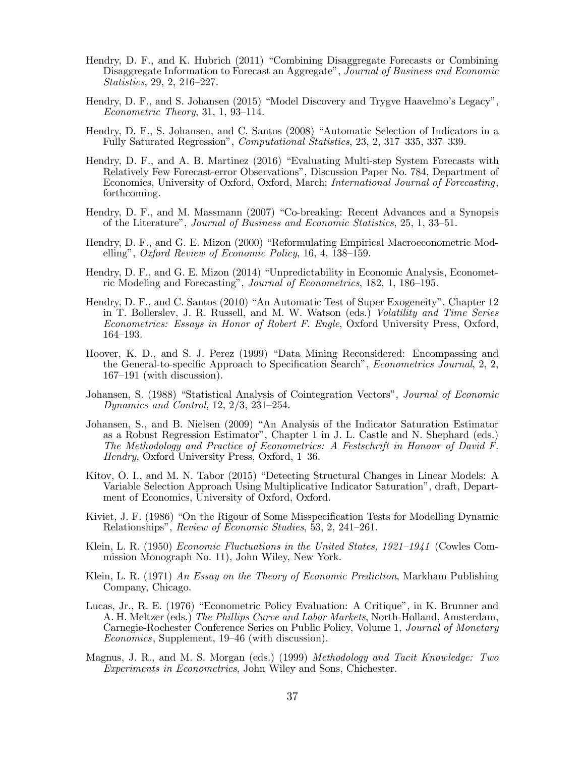Hendry, D. F., and K. Hubrich (2011) "Combining Disaggregate Forecasts or Combining Disaggregate Information to Forecast an Aggregate", *Journal of Business and Economic Statistics*, 29, 2, 216–227.

Hendry, D. F., and S. Johansen (2015) "Model Discovery and Trygve Haavelmo's Legacy", *Econometric Theory*, 31, 1, 93–114.

Hendry, D. F., S. Johansen, and C. Santos (2008) "Automatic Selection of Indicators in a Fully Saturated Regression", *Computational Statistics*, 23, 2, 317–335, 337–339.

Hendry, D. F., and A. B. Martinez (2016) "Evaluating Multi-step System Forecasts with Relatively Few Forecast-error Observations", Discussion Paper No. 784, Department of Economics, University of Oxford, Oxford, March; *International Journal of Forecasting*, forthcoming.

Hendry, D. F., and M. Massmann (2007) "Co-breaking: Recent Advances and a Synopsis of the Literature", *Journal of Business and Economic Statistics*, 25, 1, 33–51.

Hendry, D. F., and G. E. Mizon (2000) "Reformulating Empirical Macroeconometric Modelling", *Oxford Review of Economic Policy*, 16, 4, 138–159.

Hendry, D. F., and G. E. Mizon (2014) "Unpredictability in Economic Analysis, Econometric Modeling and Forecasting", *Journal of Econometrics*, 182, 1, 186–195.

Hendry, D. F., and C. Santos (2010) "An Automatic Test of Super Exogeneity", Chapter 12 in T. Bollerslev, J. R. Russell, and M. W. Watson (eds.) *Volatility and Time Series Econometrics: Essays in Honor of Robert F. Engle*, Oxford University Press, Oxford, 164–193.

Hoover, K. D., and S. J. Perez (1999) "Data Mining Reconsidered: Encompassing and the General-to-specific Approach to Specification Search", *Econometrics Journal*, 2, 2, 167–191 (with discussion).

Johansen, S. (1988) "Statistical Analysis of Cointegration Vectors", *Journal of Economic Dynamics and Control*, 12, 2/3, 231–254.

Johansen, S., and B. Nielsen (2009) "An Analysis of the Indicator Saturation Estimator as a Robust Regression Estimator", Chapter 1 in J. L. Castle and N. Shephard (eds.) *The Methodology and Practice of Econometrics: A Festschrift in Honour of David F. Hendry*, Oxford University Press, Oxford, 1–36.

Kitov, O. I., and M. N. Tabor (2015) "Detecting Structural Changes in Linear Models: A Variable Selection Approach Using Multiplicative Indicator Saturation", draft, Department of Economics, University of Oxford, Oxford.

Kiviet, J. F. (1986) "On the Rigour of Some Misspecification Tests for Modelling Dynamic Relationships", *Review of Economic Studies*, 53, 2, 241–261.

Klein, L. R. (1950) *Economic Fluctuations in the United States, 1921–1941* (Cowles Commission Monograph No. 11), John Wiley, New York.

Klein, L. R. (1971) *An Essay on the Theory of Economic Prediction*, Markham Publishing Company, Chicago.

Lucas, Jr., R. E. (1976) "Econometric Policy Evaluation: A Critique", in K. Brunner and A. H. Meltzer (eds.) *The Phillips Curve and Labor Markets*, North-Holland, Amsterdam, Carnegie-Rochester Conference Series on Public Policy, Volume 1, *Journal of Monetary Economics*, Supplement, 19–46 (with discussion).

Magnus, J. R., and M. S. Morgan (eds.) (1999) *Methodology and Tacit Knowledge: Two Experiments in Econometrics*, John Wiley and Sons, Chichester.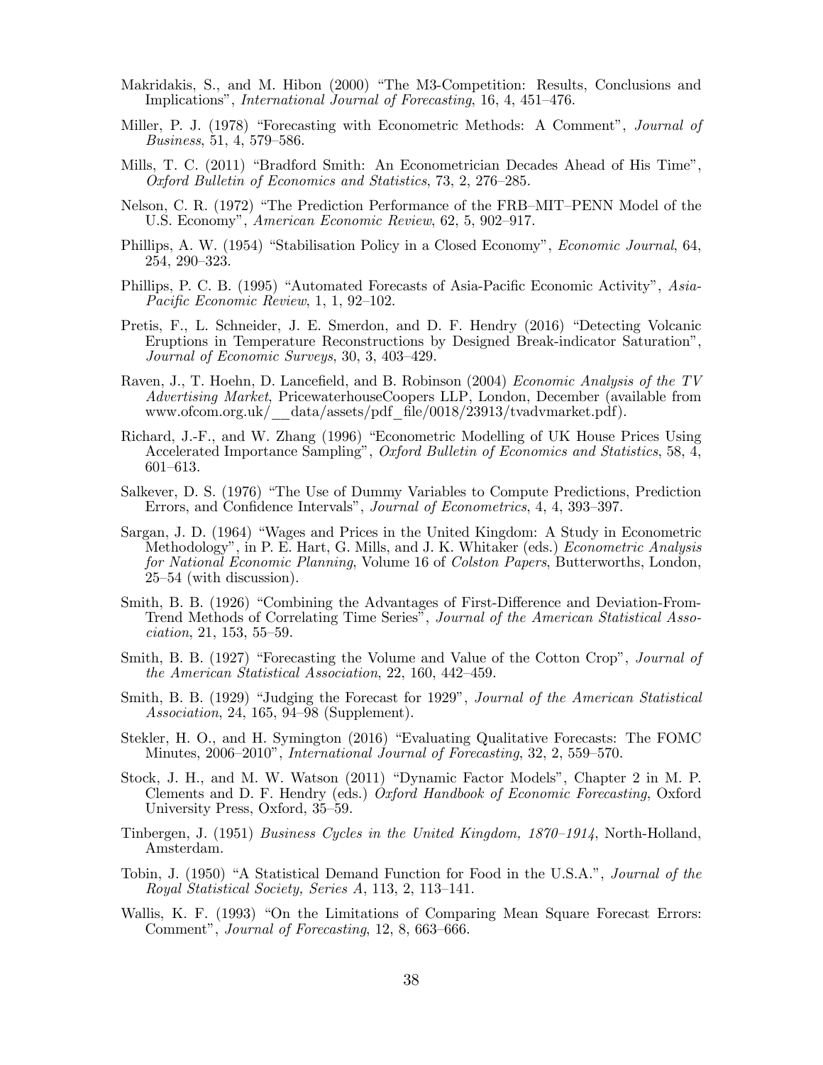Makridakis, S., and M. Hibon (2000) "The M3-Competition: Results, Conclusions and Implications", *International Journal of Forecasting*, 16, 4, 451–476.

Miller, P. J. (1978) "Forecasting with Econometric Methods: A Comment", *Journal of Business*, 51, 4, 579–586.

Mills, T. C. (2011) "Bradford Smith: An Econometrician Decades Ahead of His Time", *Oxford Bulletin of Economics and Statistics*, 73, 2, 276–285.

Nelson, C. R. (1972) "The Prediction Performance of the FRB–MIT–PENN Model of the U.S. Economy", *American Economic Review*, 62, 5, 902–917.

Phillips, A. W. (1954) "Stabilisation Policy in a Closed Economy", *Economic Journal*, 64, 254, 290–323.

Phillips, P. C. B. (1995) "Automated Forecasts of Asia-Pacific Economic Activity", *Asia-Pacific Economic Review*, 1, 1, 92–102.

Pretis, F., L. Schneider, J. E. Smerdon, and D. F. Hendry (2016) "Detecting Volcanic Eruptions in Temperature Reconstructions by Designed Break-indicator Saturation", *Journal of Economic Surveys*, 30, 3, 403–429.

Raven, J., T. Hoehn, D. Lancefield, and B. Robinson (2004) *Economic Analysis of the TV Advertising Market*, PricewaterhouseCoopers LLP, London, December (available from www.ofcom.org.uk/__data/assets/pdf_file/0018/23913/tvadvmarket.pdf).

Richard, J.-F., and W. Zhang (1996) "Econometric Modelling of UK House Prices Using Accelerated Importance Sampling", *Oxford Bulletin of Economics and Statistics*, 58, 4, 601–613.

Salkever, D. S. (1976) "The Use of Dummy Variables to Compute Predictions, Prediction Errors, and Confidence Intervals", *Journal of Econometrics*, 4, 4, 393–397.

Sargan, J. D. (1964) "Wages and Prices in the United Kingdom: A Study in Econometric Methodology", in P. E. Hart, G. Mills, and J. K. Whitaker (eds.) *Econometric Analysis for National Economic Planning*, Volume 16 of *Colston Papers*, Butterworths, London, 25–54 (with discussion).

Smith, B. B. (1926) "Combining the Advantages of First-Difference and Deviation-From-Trend Methods of Correlating Time Series", *Journal of the American Statistical Association*, 21, 153, 55–59.

Smith, B. B. (1927) "Forecasting the Volume and Value of the Cotton Crop", *Journal of the American Statistical Association*, 22, 160, 442–459.

Smith, B. B. (1929) "Judging the Forecast for 1929", *Journal of the American Statistical Association*, 24, 165, 94–98 (Supplement).

Stekler, H. O., and H. Symington (2016) "Evaluating Qualitative Forecasts: The FOMC Minutes, 2006–2010", *International Journal of Forecasting*, 32, 2, 559–570.

Stock, J. H., and M. W. Watson (2011) "Dynamic Factor Models", Chapter 2 in M. P. Clements and D. F. Hendry (eds.) *Oxford Handbook of Economic Forecasting*, Oxford University Press, Oxford, 35–59.

Tinbergen, J. (1951) *Business Cycles in the United Kingdom, 1870–1914*, North-Holland, Amsterdam.

Tobin, J. (1950) "A Statistical Demand Function for Food in the U.S.A.", *Journal of the Royal Statistical Society, Series A*, 113, 2, 113–141.

Wallis, K. F. (1993) "On the Limitations of Comparing Mean Square Forecast Errors: Comment", *Journal of Forecasting*, 12, 8, 663–666.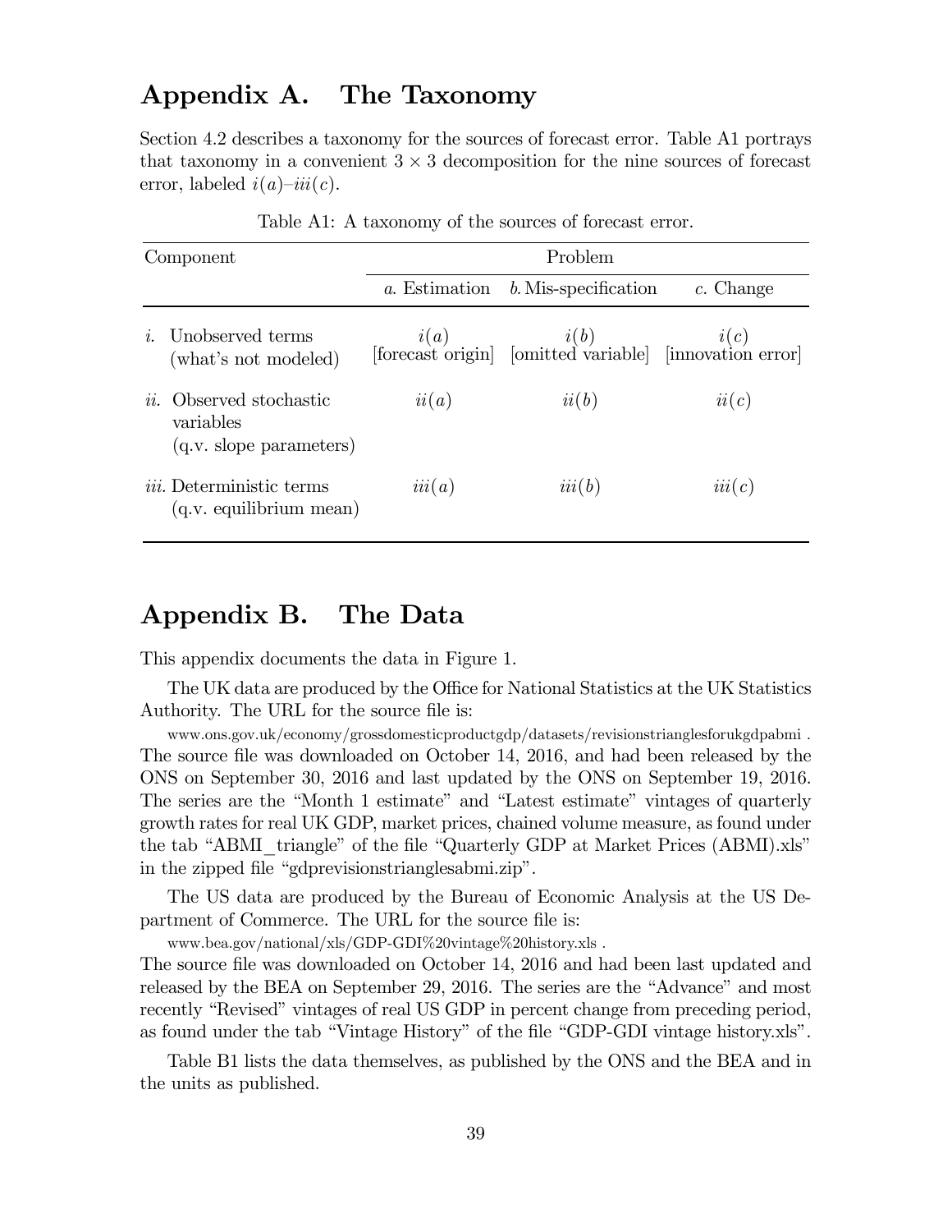## Appendix A. The Taxonomy

Section 4.2 describes a taxonomy for the sources of forecast error. Table A1 portrays that taxonomy in a convenient $3 \times 3$ decomposition for the nine sources of forecast error, labeled $i(a)$–$iii(c)$.

Table A1: A taxonomy of the sources of forecast error.

| Component | Problem | | |
|---|---|---|---|
| | *a.* Estimation | *b.* Mis-specification | *c.* Change |
| *i.* Unobserved terms (what's not modeled) | $i(a)$ [forecast origin] | $i(b)$ [omitted variable] | $i(c)$ [innovation error] |
| *ii.* Observed stochastic variables (q.v. slope parameters) | $ii(a)$ | $ii(b)$ | $ii(c)$ |
| *iii.* Deterministic terms (q.v. equilibrium mean) | $iii(a)$ | $iii(b)$ | $iii(c)$ |

## Appendix B. The Data

This appendix documents the data in Figure 1.

The UK data are produced by the Office for National Statistics at the UK Statistics Authority. The URL for the source file is:

www.ons.gov.uk/economy/grossdomesticproductgdp/datasets/revisionstrianglesforukgdpabmi .
The source file was downloaded on October 14, 2016, and had been released by the ONS on September 30, 2016 and last updated by the ONS on September 19, 2016. The series are the "Month 1 estimate" and "Latest estimate" vintages of quarterly growth rates for real UK GDP, market prices, chained volume measure, as found under the tab "ABMI_triangle" of the file "Quarterly GDP at Market Prices (ABMI).xls" in the zipped file "gdprevisionstrianglesabmi.zip".

The US data are produced by the Bureau of Economic Analysis at the US Department of Commerce. The URL for the source file is:

www.bea.gov/national/xls/GDP-GDI%20vintage%20history.xls .
The source file was downloaded on October 14, 2016 and had been last updated and released by the BEA on September 29, 2016. The series are the "Advance" and most recently "Revised" vintages of real US GDP in percent change from preceding period, as found under the tab "Vintage History" of the file "GDP-GDI vintage history.xls".

Table B1 lists the data themselves, as published by the ONS and the BEA and in the units as published.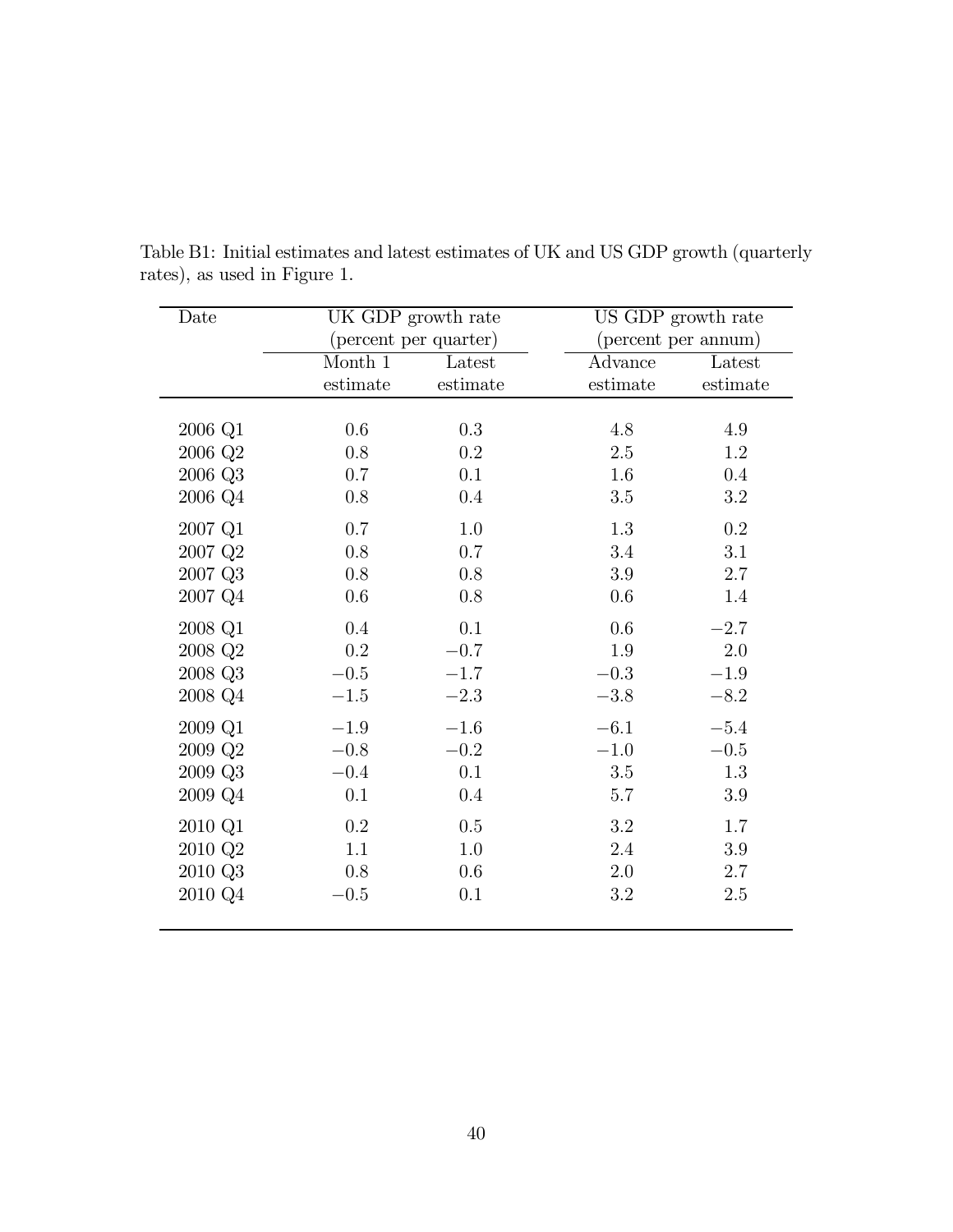Table B1: Initial estimates and latest estimates of UK and US GDP growth (quarterly rates), as used in Figure 1.

| Date | UK GDP growth rate (percent per quarter) | | US GDP growth rate (percent per annum) | |
|---|---|---|---|---|
| | Month 1 estimate | Latest estimate | Advance estimate | Latest estimate |
| 2006 Q1 | 0.6 | 0.3 | 4.8 | 4.9 |
| 2006 Q2 | 0.8 | 0.2 | 2.5 | 1.2 |
| 2006 Q3 | 0.7 | 0.1 | 1.6 | 0.4 |
| 2006 Q4 | 0.8 | 0.4 | 3.5 | 3.2 |
| 2007 Q1 | 0.7 | 1.0 | 1.3 | 0.2 |
| 2007 Q2 | 0.8 | 0.7 | 3.4 | 3.1 |
| 2007 Q3 | 0.8 | 0.8 | 3.9 | 2.7 |
| 2007 Q4 | 0.6 | 0.8 | 0.6 | 1.4 |
| 2008 Q1 | 0.4 | 0.1 | 0.6 | −2.7 |
| 2008 Q2 | 0.2 | −0.7 | 1.9 | 2.0 |
| 2008 Q3 | −0.5 | −1.7 | −0.3 | −1.9 |
| 2008 Q4 | −1.5 | −2.3 | −3.8 | −8.2 |
| 2009 Q1 | −1.9 | −1.6 | −6.1 | −5.4 |
| 2009 Q2 | −0.8 | −0.2 | −1.0 | −0.5 |
| 2009 Q3 | −0.4 | 0.1 | 3.5 | 1.3 |
| 2009 Q4 | 0.1 | 0.4 | 5.7 | 3.9 |
| 2010 Q1 | 0.2 | 0.5 | 3.2 | 1.7 |
| 2010 Q2 | 1.1 | 1.0 | 2.4 | 3.9 |
| 2010 Q3 | 0.8 | 0.6 | 2.0 | 2.7 |
| 2010 Q4 | −0.5 | 0.1 | 3.2 | 2.5 |